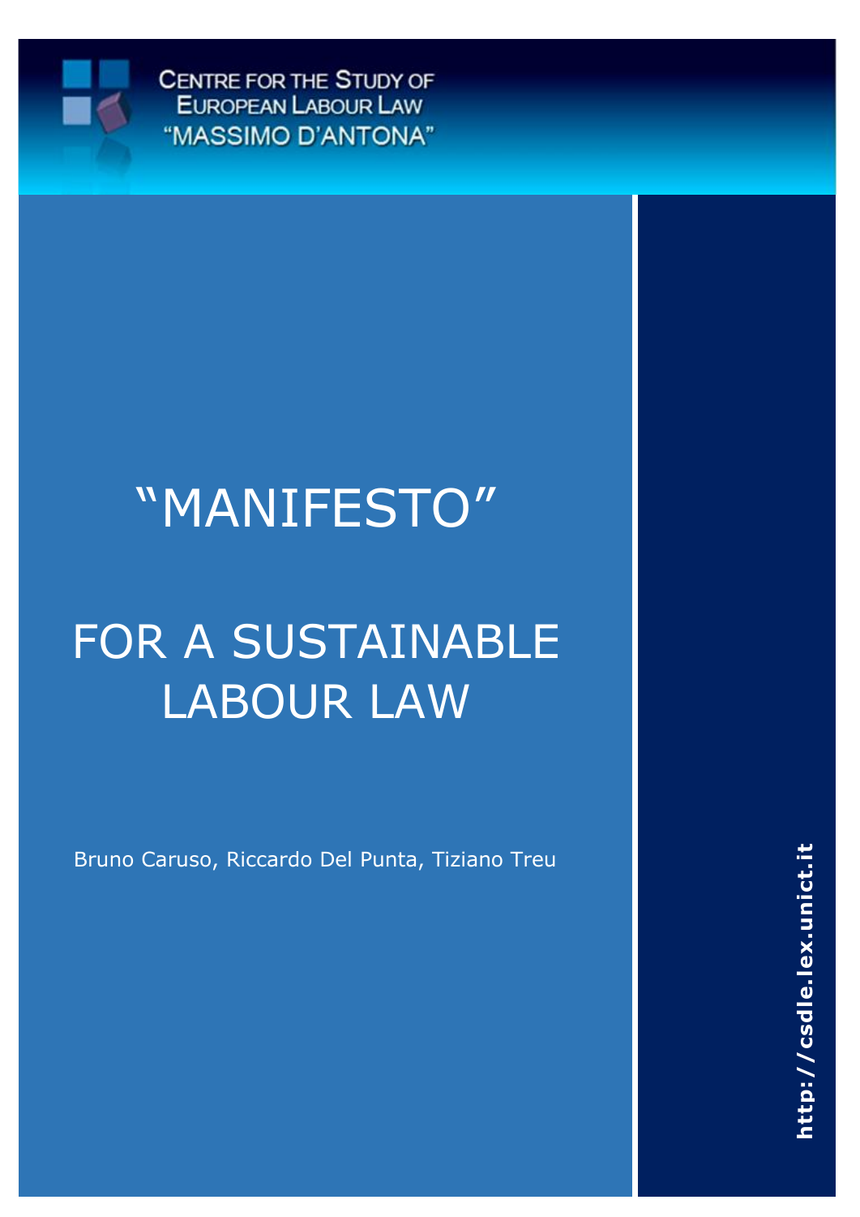CENTRE FOR THE STUDY OF EUROPEAN LABOUR LAW "MASSIMO D'ANTONA"

# "MANIFESTO"

# FOR A SUSTAINABLE LABOUR LAW

Bruno Caruso, Riccardo Del Punta, Tiziano Treu

http://csdle.lex.unict.it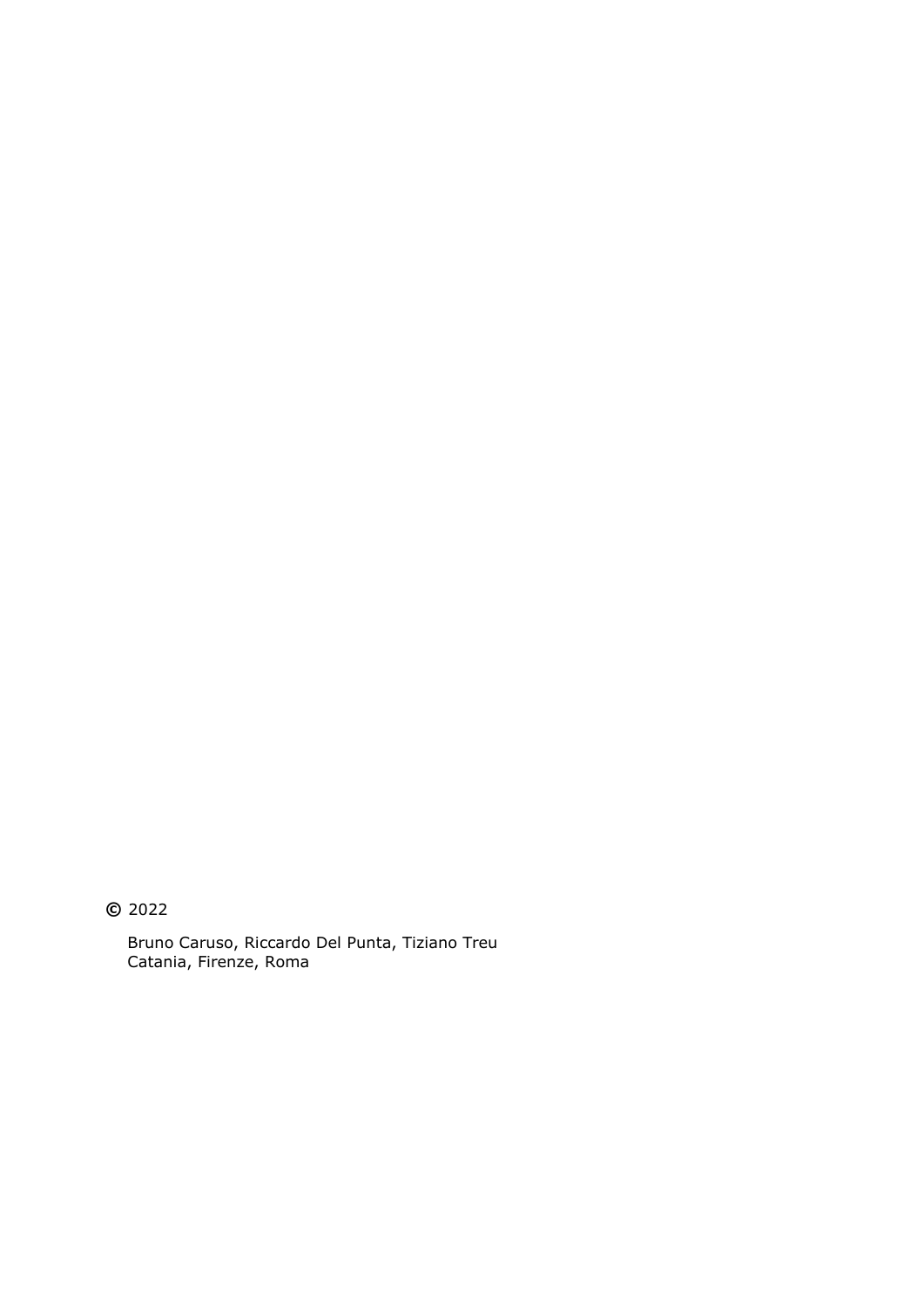© 2022

Bruno Caruso, Riccardo Del Punta, Tiziano Treu
Catania, Firenze, Roma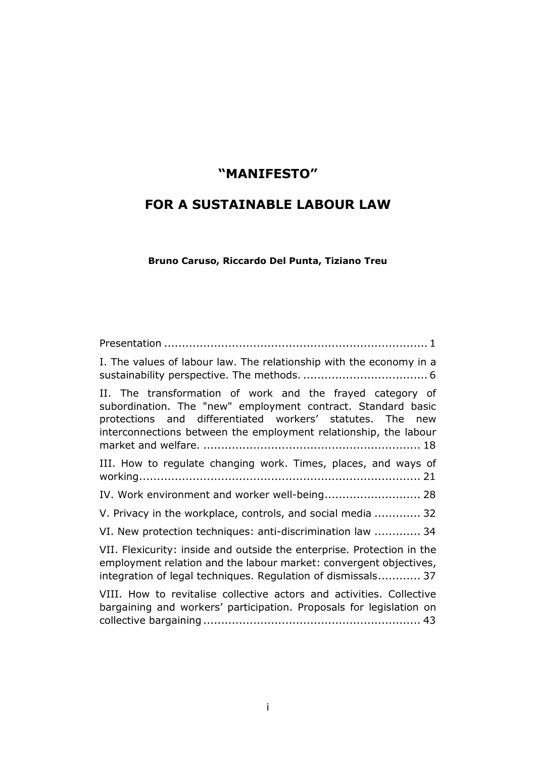# "MANIFESTO"

# FOR A SUSTAINABLE LABOUR LAW

**Bruno Caruso, Riccardo Del Punta, Tiziano Treu**

Presentation ........................................................................ 1

I. The values of labour law. The relationship with the economy in a sustainability perspective. The methods. .................................. 6

II. The transformation of work and the frayed category of subordination. The "new" employment contract. Standard basic protections and differentiated workers' statutes. The new interconnections between the employment relationship, the labour market and welfare. ............................................................ 18

III. How to regulate changing work. Times, places, and ways of working.............................................................................. 21

IV. Work environment and worker well-being.......................... 28

V. Privacy in the workplace, controls, and social media ............. 32

VI. New protection techniques: anti-discrimination law ............. 34

VII. Flexicurity: inside and outside the enterprise. Protection in the employment relation and the labour market: convergent objectives, integration of legal techniques. Regulation of dismissals............ 37

VIII. How to revitalise collective actors and activities. Collective bargaining and workers' participation. Proposals for legislation on collective bargaining ............................................................ 43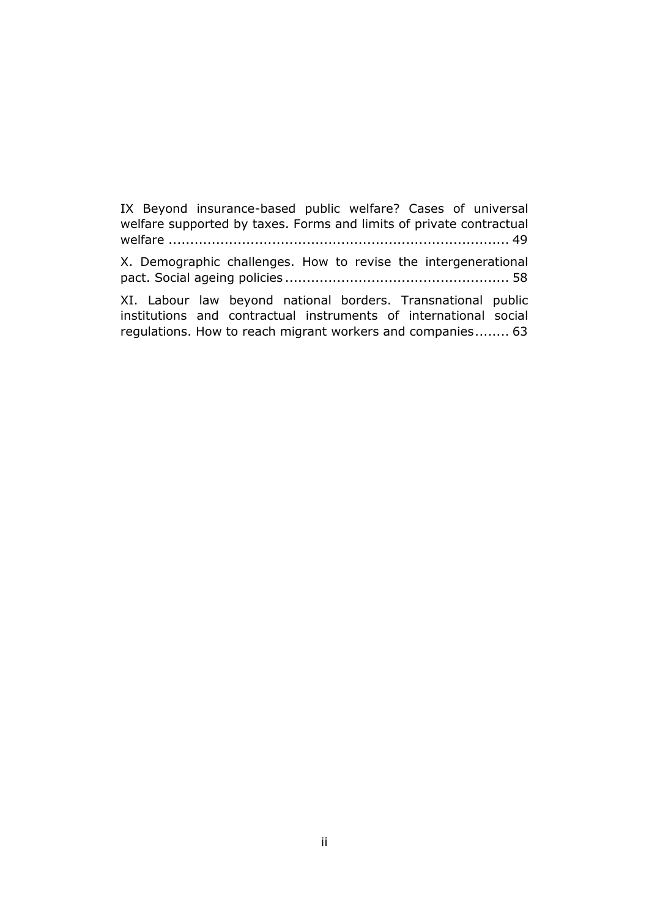IX Beyond insurance-based public welfare? Cases of universal welfare supported by taxes. Forms and limits of private contractual welfare ............................................................................ 49

X. Demographic challenges. How to revise the intergenerational pact. Social ageing policies .................................................. 58

XI. Labour law beyond national borders. Transnational public institutions and contractual instruments of international social regulations. How to reach migrant workers and companies........ 63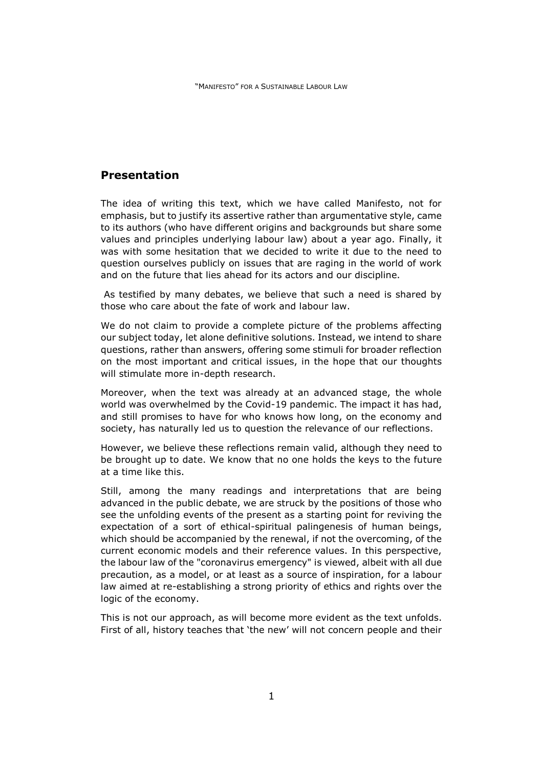## Presentation

The idea of writing this text, which we have called Manifesto, not for emphasis, but to justify its assertive rather than argumentative style, came to its authors (who have different origins and backgrounds but share some values and principles underlying labour law) about a year ago. Finally, it was with some hesitation that we decided to write it due to the need to question ourselves publicly on issues that are raging in the world of work and on the future that lies ahead for its actors and our discipline.

As testified by many debates, we believe that such a need is shared by those who care about the fate of work and labour law.

We do not claim to provide a complete picture of the problems affecting our subject today, let alone definitive solutions. Instead, we intend to share questions, rather than answers, offering some stimuli for broader reflection on the most important and critical issues, in the hope that our thoughts will stimulate more in-depth research.

Moreover, when the text was already at an advanced stage, the whole world was overwhelmed by the Covid-19 pandemic. The impact it has had, and still promises to have for who knows how long, on the economy and society, has naturally led us to question the relevance of our reflections.

However, we believe these reflections remain valid, although they need to be brought up to date. We know that no one holds the keys to the future at a time like this.

Still, among the many readings and interpretations that are being advanced in the public debate, we are struck by the positions of those who see the unfolding events of the present as a starting point for reviving the expectation of a sort of ethical-spiritual palingenesis of human beings, which should be accompanied by the renewal, if not the overcoming, of the current economic models and their reference values. In this perspective, the labour law of the "coronavirus emergency" is viewed, albeit with all due precaution, as a model, or at least as a source of inspiration, for a labour law aimed at re-establishing a strong priority of ethics and rights over the logic of the economy.

This is not our approach, as will become more evident as the text unfolds. First of all, history teaches that 'the new' will not concern people and their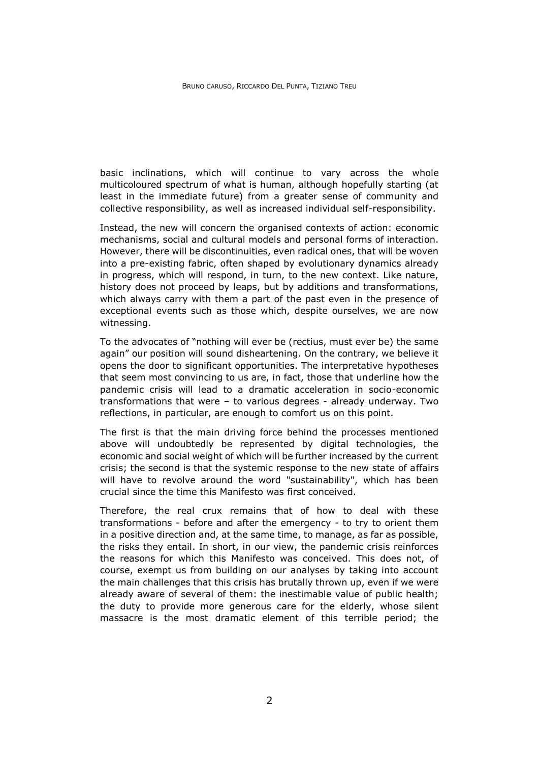basic inclinations, which will continue to vary across the whole multicoloured spectrum of what is human, although hopefully starting (at least in the immediate future) from a greater sense of community and collective responsibility, as well as increased individual self-responsibility.

Instead, the new will concern the organised contexts of action: economic mechanisms, social and cultural models and personal forms of interaction. However, there will be discontinuities, even radical ones, that will be woven into a pre-existing fabric, often shaped by evolutionary dynamics already in progress, which will respond, in turn, to the new context. Like nature, history does not proceed by leaps, but by additions and transformations, which always carry with them a part of the past even in the presence of exceptional events such as those which, despite ourselves, we are now witnessing.

To the advocates of "nothing will ever be (rectius, must ever be) the same again" our position will sound disheartening. On the contrary, we believe it opens the door to significant opportunities. The interpretative hypotheses that seem most convincing to us are, in fact, those that underline how the pandemic crisis will lead to a dramatic acceleration in socio-economic transformations that were – to various degrees - already underway. Two reflections, in particular, are enough to comfort us on this point.

The first is that the main driving force behind the processes mentioned above will undoubtedly be represented by digital technologies, the economic and social weight of which will be further increased by the current crisis; the second is that the systemic response to the new state of affairs will have to revolve around the word "sustainability", which has been crucial since the time this Manifesto was first conceived.

Therefore, the real crux remains that of how to deal with these transformations - before and after the emergency - to try to orient them in a positive direction and, at the same time, to manage, as far as possible, the risks they entail. In short, in our view, the pandemic crisis reinforces the reasons for which this Manifesto was conceived. This does not, of course, exempt us from building on our analyses by taking into account the main challenges that this crisis has brutally thrown up, even if we were already aware of several of them: the inestimable value of public health; the duty to provide more generous care for the elderly, whose silent massacre is the most dramatic element of this terrible period; the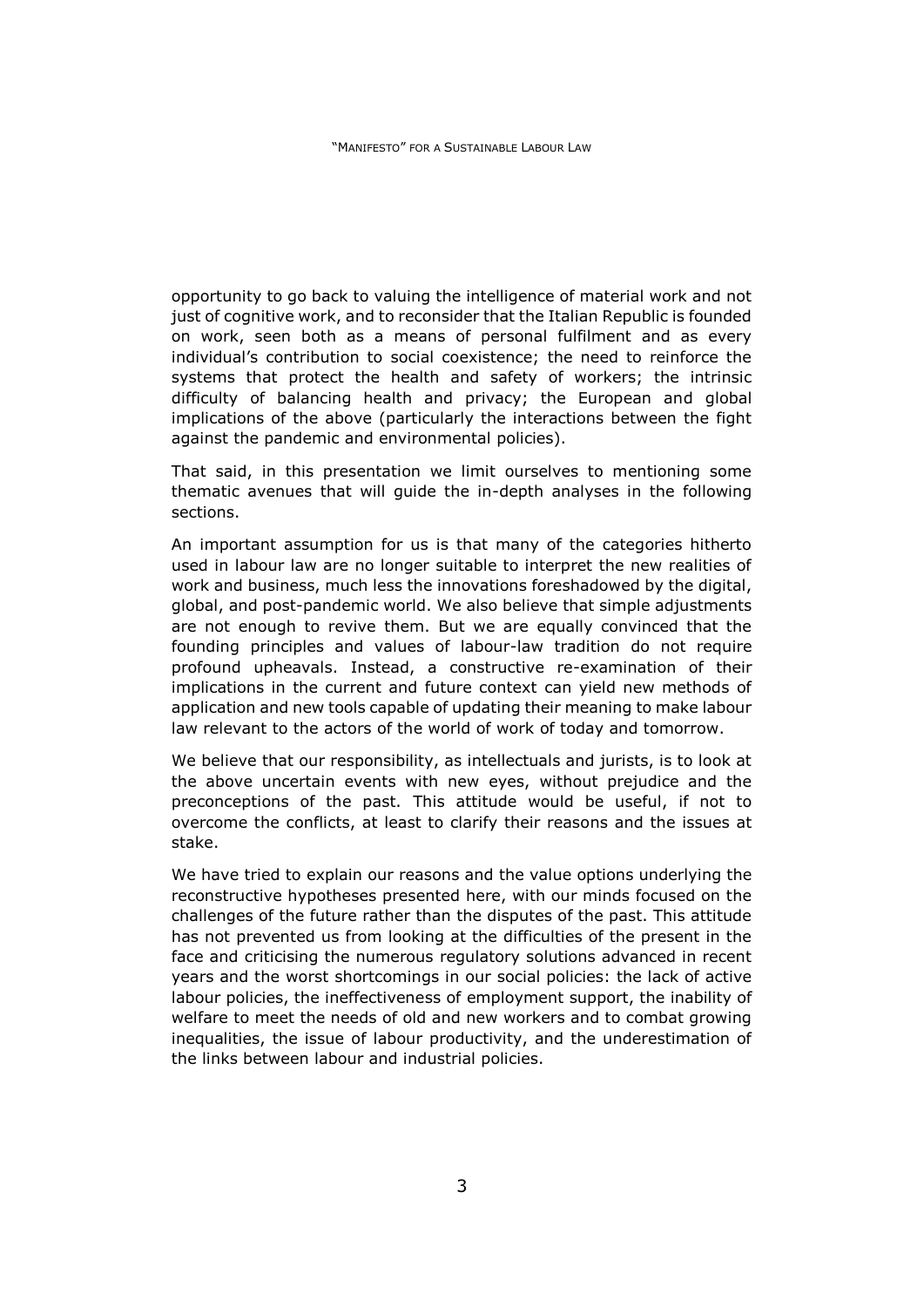opportunity to go back to valuing the intelligence of material work and not just of cognitive work, and to reconsider that the Italian Republic is founded on work, seen both as a means of personal fulfilment and as every individual's contribution to social coexistence; the need to reinforce the systems that protect the health and safety of workers; the intrinsic difficulty of balancing health and privacy; the European and global implications of the above (particularly the interactions between the fight against the pandemic and environmental policies).

That said, in this presentation we limit ourselves to mentioning some thematic avenues that will guide the in-depth analyses in the following sections.

An important assumption for us is that many of the categories hitherto used in labour law are no longer suitable to interpret the new realities of work and business, much less the innovations foreshadowed by the digital, global, and post-pandemic world. We also believe that simple adjustments are not enough to revive them. But we are equally convinced that the founding principles and values of labour-law tradition do not require profound upheavals. Instead, a constructive re-examination of their implications in the current and future context can yield new methods of application and new tools capable of updating their meaning to make labour law relevant to the actors of the world of work of today and tomorrow.

We believe that our responsibility, as intellectuals and jurists, is to look at the above uncertain events with new eyes, without prejudice and the preconceptions of the past. This attitude would be useful, if not to overcome the conflicts, at least to clarify their reasons and the issues at stake.

We have tried to explain our reasons and the value options underlying the reconstructive hypotheses presented here, with our minds focused on the challenges of the future rather than the disputes of the past. This attitude has not prevented us from looking at the difficulties of the present in the face and criticising the numerous regulatory solutions advanced in recent years and the worst shortcomings in our social policies: the lack of active labour policies, the ineffectiveness of employment support, the inability of welfare to meet the needs of old and new workers and to combat growing inequalities, the issue of labour productivity, and the underestimation of the links between labour and industrial policies.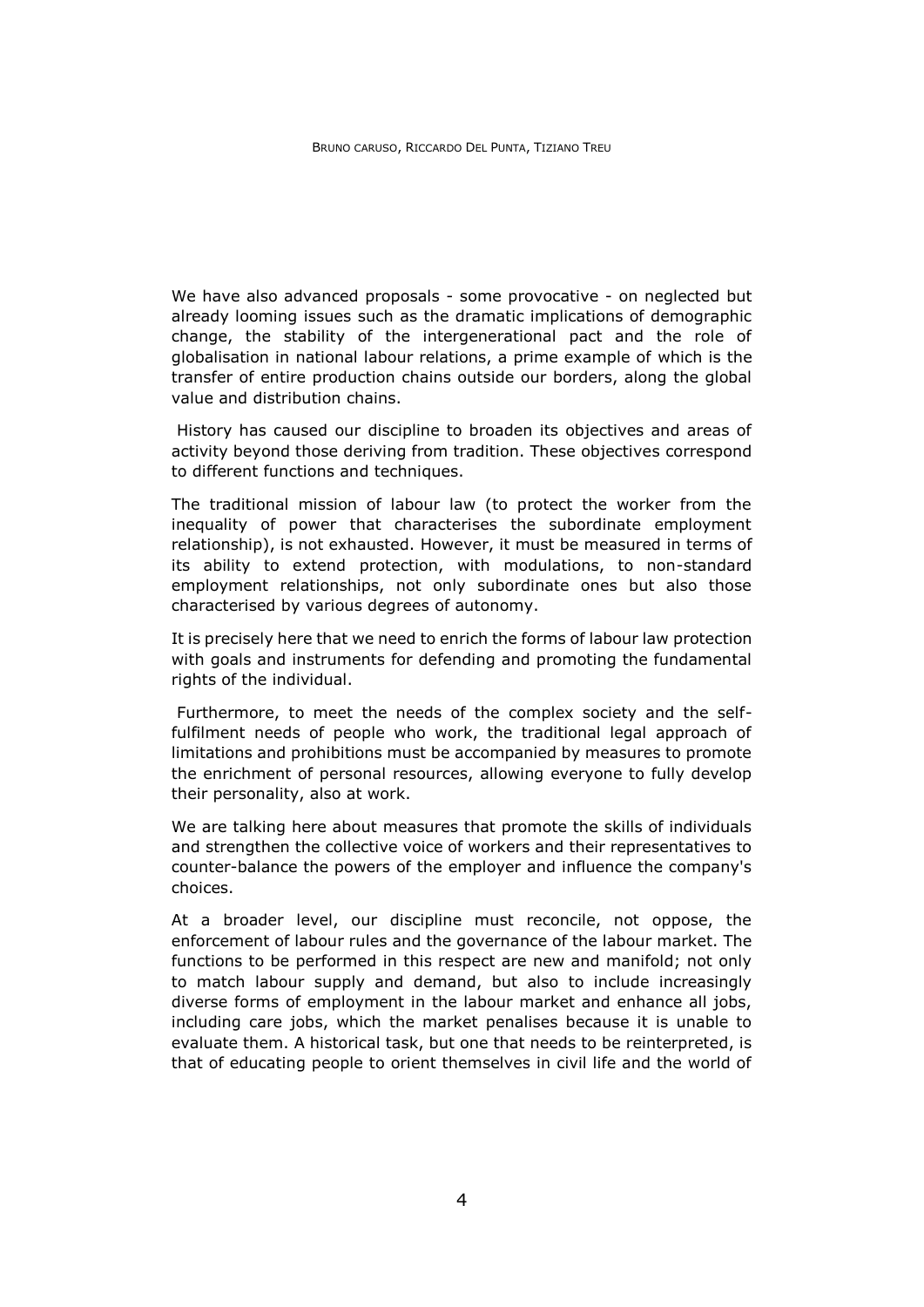We have also advanced proposals - some provocative - on neglected but already looming issues such as the dramatic implications of demographic change, the stability of the intergenerational pact and the role of globalisation in national labour relations, a prime example of which is the transfer of entire production chains outside our borders, along the global value and distribution chains.

History has caused our discipline to broaden its objectives and areas of activity beyond those deriving from tradition. These objectives correspond to different functions and techniques.

The traditional mission of labour law (to protect the worker from the inequality of power that characterises the subordinate employment relationship), is not exhausted. However, it must be measured in terms of its ability to extend protection, with modulations, to non-standard employment relationships, not only subordinate ones but also those characterised by various degrees of autonomy.

It is precisely here that we need to enrich the forms of labour law protection with goals and instruments for defending and promoting the fundamental rights of the individual.

Furthermore, to meet the needs of the complex society and the self-fulfilment needs of people who work, the traditional legal approach of limitations and prohibitions must be accompanied by measures to promote the enrichment of personal resources, allowing everyone to fully develop their personality, also at work.

We are talking here about measures that promote the skills of individuals and strengthen the collective voice of workers and their representatives to counter-balance the powers of the employer and influence the company's choices.

At a broader level, our discipline must reconcile, not oppose, the enforcement of labour rules and the governance of the labour market. The functions to be performed in this respect are new and manifold; not only to match labour supply and demand, but also to include increasingly diverse forms of employment in the labour market and enhance all jobs, including care jobs, which the market penalises because it is unable to evaluate them. A historical task, but one that needs to be reinterpreted, is that of educating people to orient themselves in civil life and the world of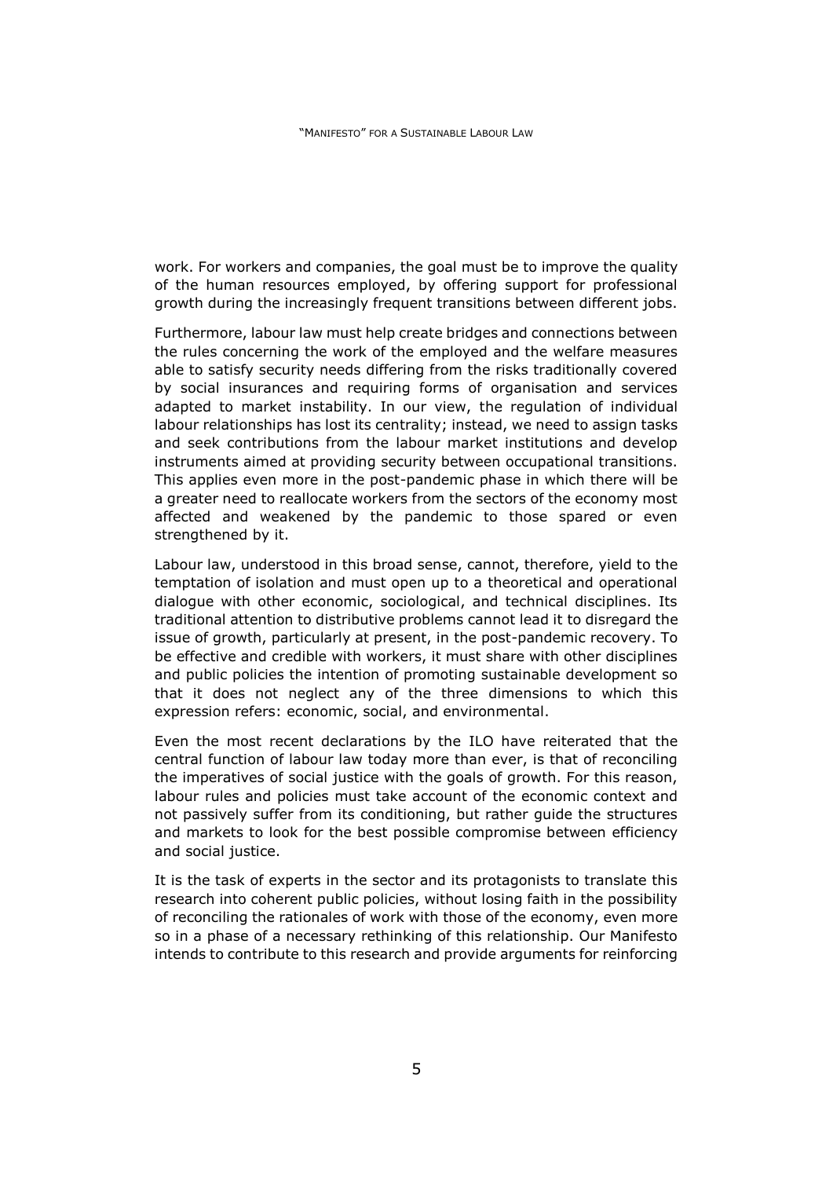work. For workers and companies, the goal must be to improve the quality of the human resources employed, by offering support for professional growth during the increasingly frequent transitions between different jobs.

Furthermore, labour law must help create bridges and connections between the rules concerning the work of the employed and the welfare measures able to satisfy security needs differing from the risks traditionally covered by social insurances and requiring forms of organisation and services adapted to market instability. In our view, the regulation of individual labour relationships has lost its centrality; instead, we need to assign tasks and seek contributions from the labour market institutions and develop instruments aimed at providing security between occupational transitions. This applies even more in the post-pandemic phase in which there will be a greater need to reallocate workers from the sectors of the economy most affected and weakened by the pandemic to those spared or even strengthened by it.

Labour law, understood in this broad sense, cannot, therefore, yield to the temptation of isolation and must open up to a theoretical and operational dialogue with other economic, sociological, and technical disciplines. Its traditional attention to distributive problems cannot lead it to disregard the issue of growth, particularly at present, in the post-pandemic recovery. To be effective and credible with workers, it must share with other disciplines and public policies the intention of promoting sustainable development so that it does not neglect any of the three dimensions to which this expression refers: economic, social, and environmental.

Even the most recent declarations by the ILO have reiterated that the central function of labour law today more than ever, is that of reconciling the imperatives of social justice with the goals of growth. For this reason, labour rules and policies must take account of the economic context and not passively suffer from its conditioning, but rather guide the structures and markets to look for the best possible compromise between efficiency and social justice.

It is the task of experts in the sector and its protagonists to translate this research into coherent public policies, without losing faith in the possibility of reconciling the rationales of work with those of the economy, even more so in a phase of a necessary rethinking of this relationship. Our Manifesto intends to contribute to this research and provide arguments for reinforcing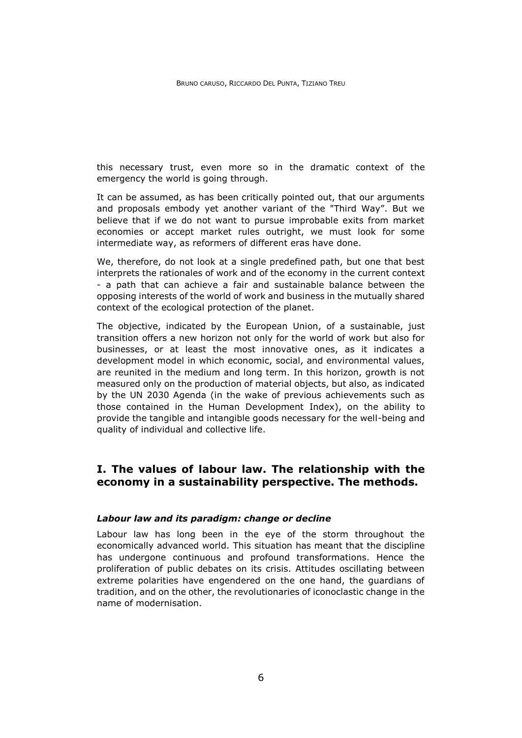this necessary trust, even more so in the dramatic context of the emergency the world is going through.

It can be assumed, as has been critically pointed out, that our arguments and proposals embody yet another variant of the "Third Way". But we believe that if we do not want to pursue improbable exits from market economies or accept market rules outright, we must look for some intermediate way, as reformers of different eras have done.

We, therefore, do not look at a single predefined path, but one that best interprets the rationales of work and of the economy in the current context - a path that can achieve a fair and sustainable balance between the opposing interests of the world of work and business in the mutually shared context of the ecological protection of the planet.

The objective, indicated by the European Union, of a sustainable, just transition offers a new horizon not only for the world of work but also for businesses, or at least the most innovative ones, as it indicates a development model in which economic, social, and environmental values, are reunited in the medium and long term. In this horizon, growth is not measured only on the production of material objects, but also, as indicated by the UN 2030 Agenda (in the wake of previous achievements such as those contained in the Human Development Index), on the ability to provide the tangible and intangible goods necessary for the well-being and quality of individual and collective life.

## I. The values of labour law. The relationship with the economy in a sustainability perspective. The methods.

### *Labour law and its paradigm: change or decline*

Labour law has long been in the eye of the storm throughout the economically advanced world. This situation has meant that the discipline has undergone continuous and profound transformations. Hence the proliferation of public debates on its crisis. Attitudes oscillating between extreme polarities have engendered on the one hand, the guardians of tradition, and on the other, the revolutionaries of iconoclastic change in the name of modernisation.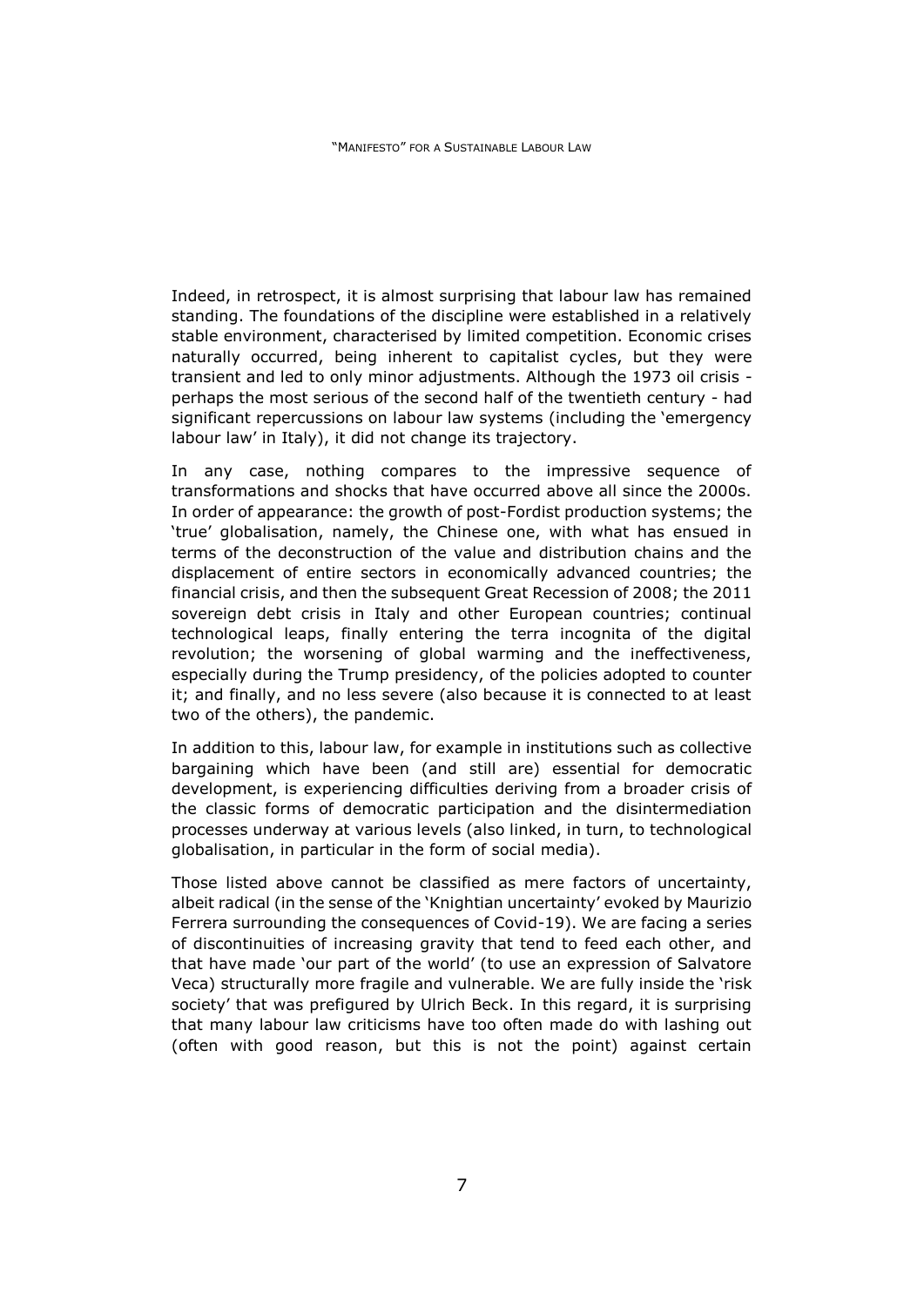Indeed, in retrospect, it is almost surprising that labour law has remained standing. The foundations of the discipline were established in a relatively stable environment, characterised by limited competition. Economic crises naturally occurred, being inherent to capitalist cycles, but they were transient and led to only minor adjustments. Although the 1973 oil crisis - perhaps the most serious of the second half of the twentieth century - had significant repercussions on labour law systems (including the 'emergency labour law' in Italy), it did not change its trajectory.

In any case, nothing compares to the impressive sequence of transformations and shocks that have occurred above all since the 2000s. In order of appearance: the growth of post-Fordist production systems; the 'true' globalisation, namely, the Chinese one, with what has ensued in terms of the deconstruction of the value and distribution chains and the displacement of entire sectors in economically advanced countries; the financial crisis, and then the subsequent Great Recession of 2008; the 2011 sovereign debt crisis in Italy and other European countries; continual technological leaps, finally entering the terra incognita of the digital revolution; the worsening of global warming and the ineffectiveness, especially during the Trump presidency, of the policies adopted to counter it; and finally, and no less severe (also because it is connected to at least two of the others), the pandemic.

In addition to this, labour law, for example in institutions such as collective bargaining which have been (and still are) essential for democratic development, is experiencing difficulties deriving from a broader crisis of the classic forms of democratic participation and the disintermediation processes underway at various levels (also linked, in turn, to technological globalisation, in particular in the form of social media).

Those listed above cannot be classified as mere factors of uncertainty, albeit radical (in the sense of the 'Knightian uncertainty' evoked by Maurizio Ferrera surrounding the consequences of Covid-19). We are facing a series of discontinuities of increasing gravity that tend to feed each other, and that have made 'our part of the world' (to use an expression of Salvatore Veca) structurally more fragile and vulnerable. We are fully inside the 'risk society' that was prefigured by Ulrich Beck. In this regard, it is surprising that many labour law criticisms have too often made do with lashing out (often with good reason, but this is not the point) against certain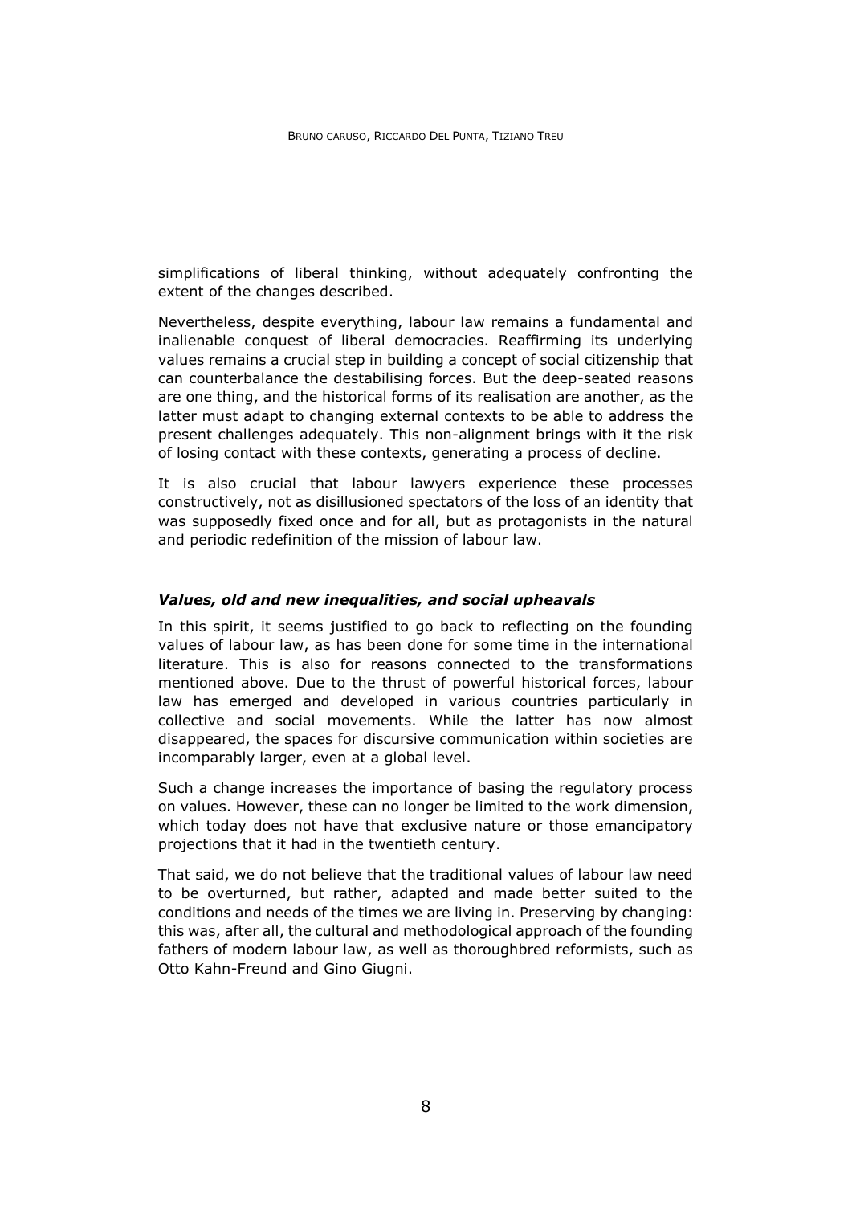simplifications of liberal thinking, without adequately confronting the extent of the changes described.

Nevertheless, despite everything, labour law remains a fundamental and inalienable conquest of liberal democracies. Reaffirming its underlying values remains a crucial step in building a concept of social citizenship that can counterbalance the destabilising forces. But the deep-seated reasons are one thing, and the historical forms of its realisation are another, as the latter must adapt to changing external contexts to be able to address the present challenges adequately. This non-alignment brings with it the risk of losing contact with these contexts, generating a process of decline.

It is also crucial that labour lawyers experience these processes constructively, not as disillusioned spectators of the loss of an identity that was supposedly fixed once and for all, but as protagonists in the natural and periodic redefinition of the mission of labour law.

### *Values, old and new inequalities, and social upheavals*

In this spirit, it seems justified to go back to reflecting on the founding values of labour law, as has been done for some time in the international literature. This is also for reasons connected to the transformations mentioned above. Due to the thrust of powerful historical forces, labour law has emerged and developed in various countries particularly in collective and social movements. While the latter has now almost disappeared, the spaces for discursive communication within societies are incomparably larger, even at a global level.

Such a change increases the importance of basing the regulatory process on values. However, these can no longer be limited to the work dimension, which today does not have that exclusive nature or those emancipatory projections that it had in the twentieth century.

That said, we do not believe that the traditional values of labour law need to be overturned, but rather, adapted and made better suited to the conditions and needs of the times we are living in. Preserving by changing: this was, after all, the cultural and methodological approach of the founding fathers of modern labour law, as well as thoroughbred reformists, such as Otto Kahn-Freund and Gino Giugni.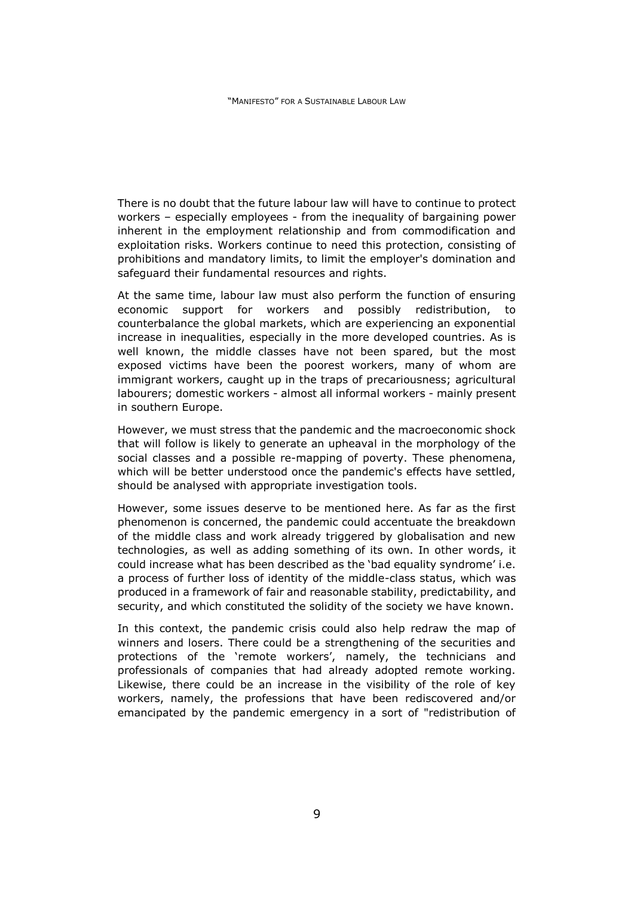There is no doubt that the future labour law will have to continue to protect workers – especially employees - from the inequality of bargaining power inherent in the employment relationship and from commodification and exploitation risks. Workers continue to need this protection, consisting of prohibitions and mandatory limits, to limit the employer's domination and safeguard their fundamental resources and rights.

At the same time, labour law must also perform the function of ensuring economic support for workers and possibly redistribution, to counterbalance the global markets, which are experiencing an exponential increase in inequalities, especially in the more developed countries. As is well known, the middle classes have not been spared, but the most exposed victims have been the poorest workers, many of whom are immigrant workers, caught up in the traps of precariousness; agricultural labourers; domestic workers - almost all informal workers - mainly present in southern Europe.

However, we must stress that the pandemic and the macroeconomic shock that will follow is likely to generate an upheaval in the morphology of the social classes and a possible re-mapping of poverty. These phenomena, which will be better understood once the pandemic's effects have settled, should be analysed with appropriate investigation tools.

However, some issues deserve to be mentioned here. As far as the first phenomenon is concerned, the pandemic could accentuate the breakdown of the middle class and work already triggered by globalisation and new technologies, as well as adding something of its own. In other words, it could increase what has been described as the 'bad equality syndrome' i.e. a process of further loss of identity of the middle-class status, which was produced in a framework of fair and reasonable stability, predictability, and security, and which constituted the solidity of the society we have known.

In this context, the pandemic crisis could also help redraw the map of winners and losers. There could be a strengthening of the securities and protections of the 'remote workers', namely, the technicians and professionals of companies that had already adopted remote working. Likewise, there could be an increase in the visibility of the role of key workers, namely, the professions that have been rediscovered and/or emancipated by the pandemic emergency in a sort of "redistribution of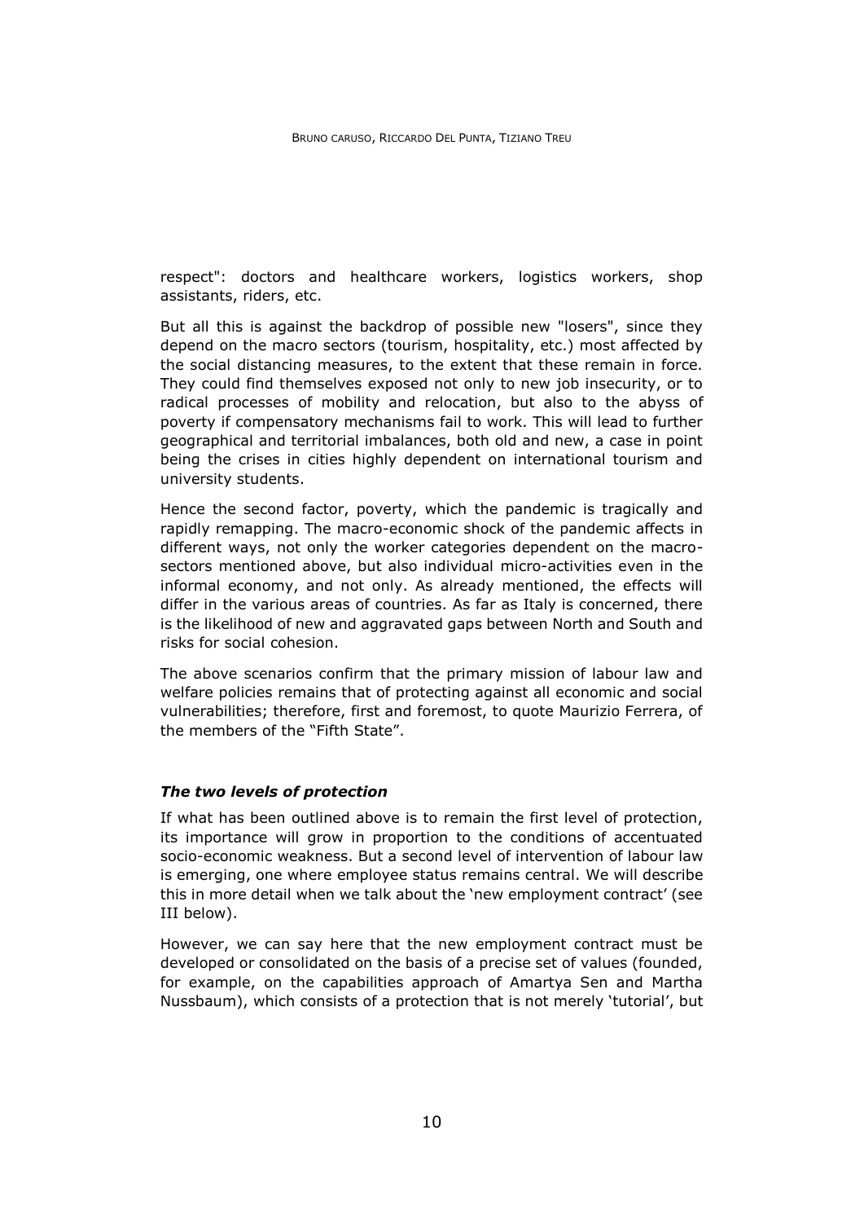respect": doctors and healthcare workers, logistics workers, shop assistants, riders, etc.

But all this is against the backdrop of possible new "losers", since they depend on the macro sectors (tourism, hospitality, etc.) most affected by the social distancing measures, to the extent that these remain in force. They could find themselves exposed not only to new job insecurity, or to radical processes of mobility and relocation, but also to the abyss of poverty if compensatory mechanisms fail to work. This will lead to further geographical and territorial imbalances, both old and new, a case in point being the crises in cities highly dependent on international tourism and university students.

Hence the second factor, poverty, which the pandemic is tragically and rapidly remapping. The macro-economic shock of the pandemic affects in different ways, not only the worker categories dependent on the macro-sectors mentioned above, but also individual micro-activities even in the informal economy, and not only. As already mentioned, the effects will differ in the various areas of countries. As far as Italy is concerned, there is the likelihood of new and aggravated gaps between North and South and risks for social cohesion.

The above scenarios confirm that the primary mission of labour law and welfare policies remains that of protecting against all economic and social vulnerabilities; therefore, first and foremost, to quote Maurizio Ferrera, of the members of the "Fifth State".

### *The two levels of protection*

If what has been outlined above is to remain the first level of protection, its importance will grow in proportion to the conditions of accentuated socio-economic weakness. But a second level of intervention of labour law is emerging, one where employee status remains central. We will describe this in more detail when we talk about the 'new employment contract' (see III below).

However, we can say here that the new employment contract must be developed or consolidated on the basis of a precise set of values (founded, for example, on the capabilities approach of Amartya Sen and Martha Nussbaum), which consists of a protection that is not merely 'tutorial', but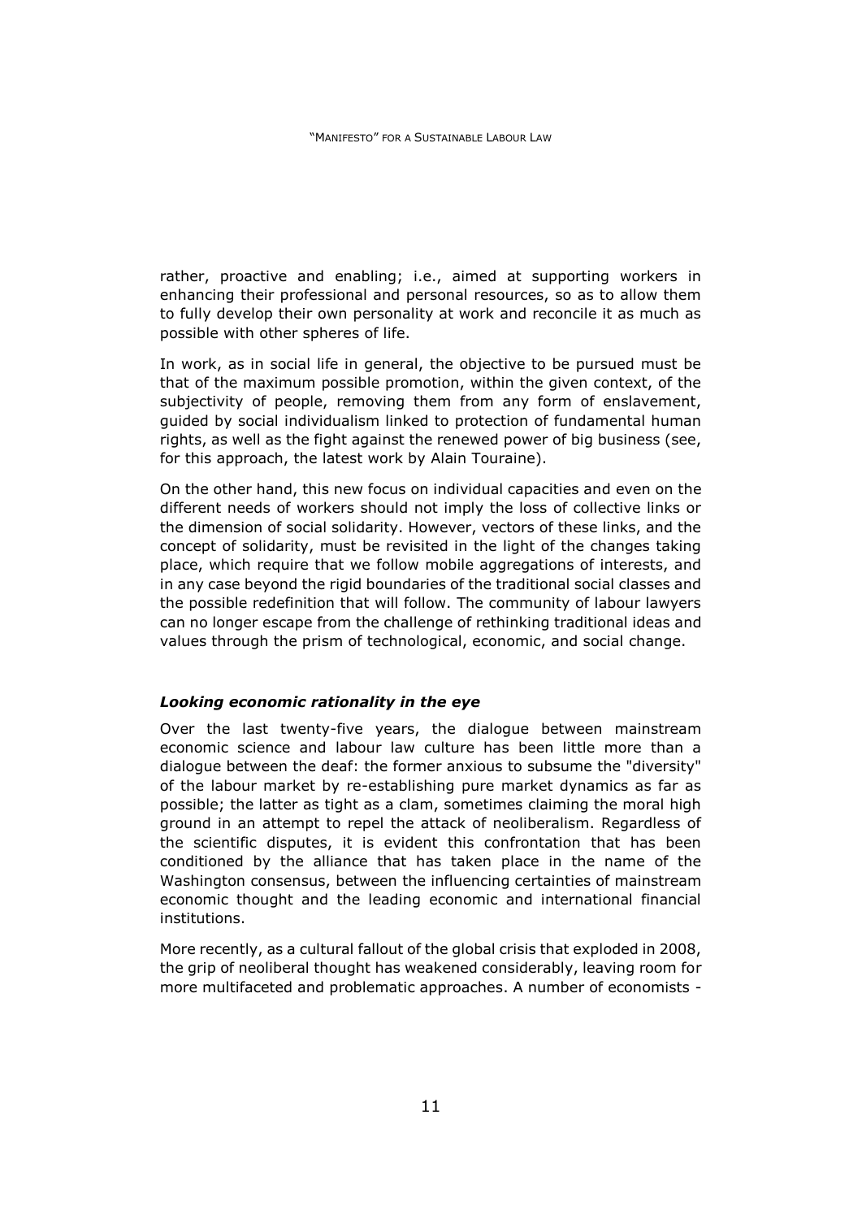rather, proactive and enabling; i.e., aimed at supporting workers in enhancing their professional and personal resources, so as to allow them to fully develop their own personality at work and reconcile it as much as possible with other spheres of life.

In work, as in social life in general, the objective to be pursued must be that of the maximum possible promotion, within the given context, of the subjectivity of people, removing them from any form of enslavement, guided by social individualism linked to protection of fundamental human rights, as well as the fight against the renewed power of big business (see, for this approach, the latest work by Alain Touraine).

On the other hand, this new focus on individual capacities and even on the different needs of workers should not imply the loss of collective links or the dimension of social solidarity. However, vectors of these links, and the concept of solidarity, must be revisited in the light of the changes taking place, which require that we follow mobile aggregations of interests, and in any case beyond the rigid boundaries of the traditional social classes and the possible redefinition that will follow. The community of labour lawyers can no longer escape from the challenge of rethinking traditional ideas and values through the prism of technological, economic, and social change.

### *Looking economic rationality in the eye*

Over the last twenty-five years, the dialogue between mainstream economic science and labour law culture has been little more than a dialogue between the deaf: the former anxious to subsume the "diversity" of the labour market by re-establishing pure market dynamics as far as possible; the latter as tight as a clam, sometimes claiming the moral high ground in an attempt to repel the attack of neoliberalism. Regardless of the scientific disputes, it is evident this confrontation that has been conditioned by the alliance that has taken place in the name of the Washington consensus, between the influencing certainties of mainstream economic thought and the leading economic and international financial institutions.

More recently, as a cultural fallout of the global crisis that exploded in 2008, the grip of neoliberal thought has weakened considerably, leaving room for more multifaceted and problematic approaches. A number of economists -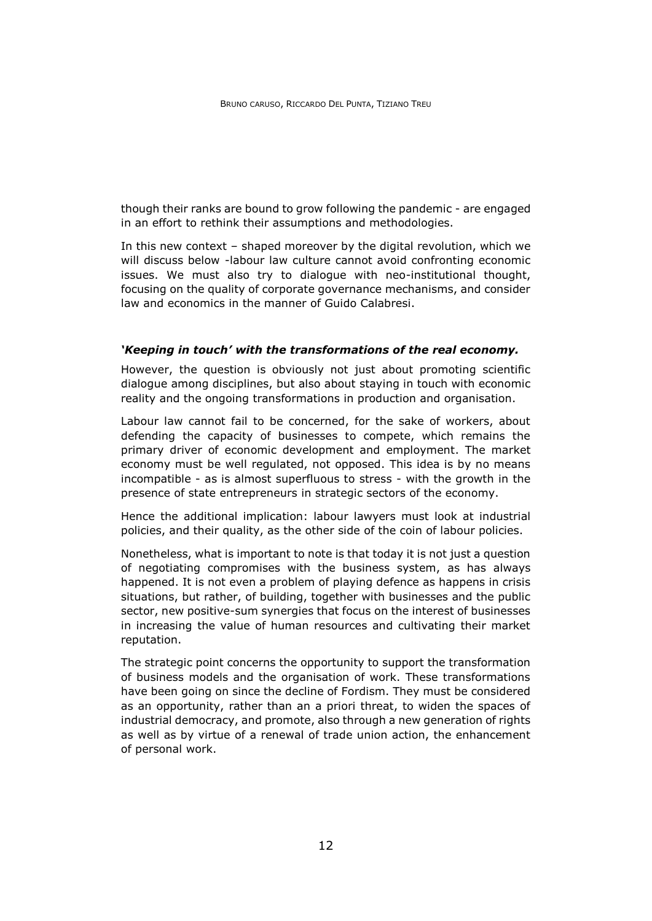though their ranks are bound to grow following the pandemic - are engaged in an effort to rethink their assumptions and methodologies.

In this new context – shaped moreover by the digital revolution, which we will discuss below -labour law culture cannot avoid confronting economic issues. We must also try to dialogue with neo-institutional thought, focusing on the quality of corporate governance mechanisms, and consider law and economics in the manner of Guido Calabresi.

### *'Keeping in touch' with the transformations of the real economy.*

However, the question is obviously not just about promoting scientific dialogue among disciplines, but also about staying in touch with economic reality and the ongoing transformations in production and organisation.

Labour law cannot fail to be concerned, for the sake of workers, about defending the capacity of businesses to compete, which remains the primary driver of economic development and employment. The market economy must be well regulated, not opposed. This idea is by no means incompatible - as is almost superfluous to stress - with the growth in the presence of state entrepreneurs in strategic sectors of the economy.

Hence the additional implication: labour lawyers must look at industrial policies, and their quality, as the other side of the coin of labour policies.

Nonetheless, what is important to note is that today it is not just a question of negotiating compromises with the business system, as has always happened. It is not even a problem of playing defence as happens in crisis situations, but rather, of building, together with businesses and the public sector, new positive-sum synergies that focus on the interest of businesses in increasing the value of human resources and cultivating their market reputation.

The strategic point concerns the opportunity to support the transformation of business models and the organisation of work. These transformations have been going on since the decline of Fordism. They must be considered as an opportunity, rather than an a priori threat, to widen the spaces of industrial democracy, and promote, also through a new generation of rights as well as by virtue of a renewal of trade union action, the enhancement of personal work.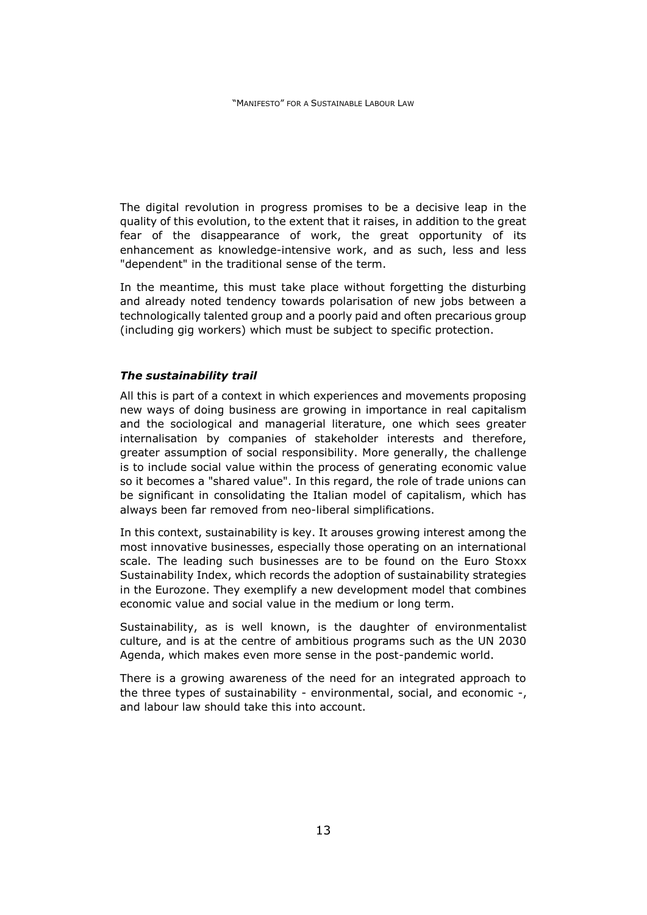The digital revolution in progress promises to be a decisive leap in the quality of this evolution, to the extent that it raises, in addition to the great fear of the disappearance of work, the great opportunity of its enhancement as knowledge-intensive work, and as such, less and less "dependent" in the traditional sense of the term.

In the meantime, this must take place without forgetting the disturbing and already noted tendency towards polarisation of new jobs between a technologically talented group and a poorly paid and often precarious group (including gig workers) which must be subject to specific protection.

### *The sustainability trail*

All this is part of a context in which experiences and movements proposing new ways of doing business are growing in importance in real capitalism and the sociological and managerial literature, one which sees greater internalisation by companies of stakeholder interests and therefore, greater assumption of social responsibility. More generally, the challenge is to include social value within the process of generating economic value so it becomes a "shared value". In this regard, the role of trade unions can be significant in consolidating the Italian model of capitalism, which has always been far removed from neo-liberal simplifications.

In this context, sustainability is key. It arouses growing interest among the most innovative businesses, especially those operating on an international scale. The leading such businesses are to be found on the Euro Stoxx Sustainability Index, which records the adoption of sustainability strategies in the Eurozone. They exemplify a new development model that combines economic value and social value in the medium or long term.

Sustainability, as is well known, is the daughter of environmentalist culture, and is at the centre of ambitious programs such as the UN 2030 Agenda, which makes even more sense in the post-pandemic world.

There is a growing awareness of the need for an integrated approach to the three types of sustainability - environmental, social, and economic -, and labour law should take this into account.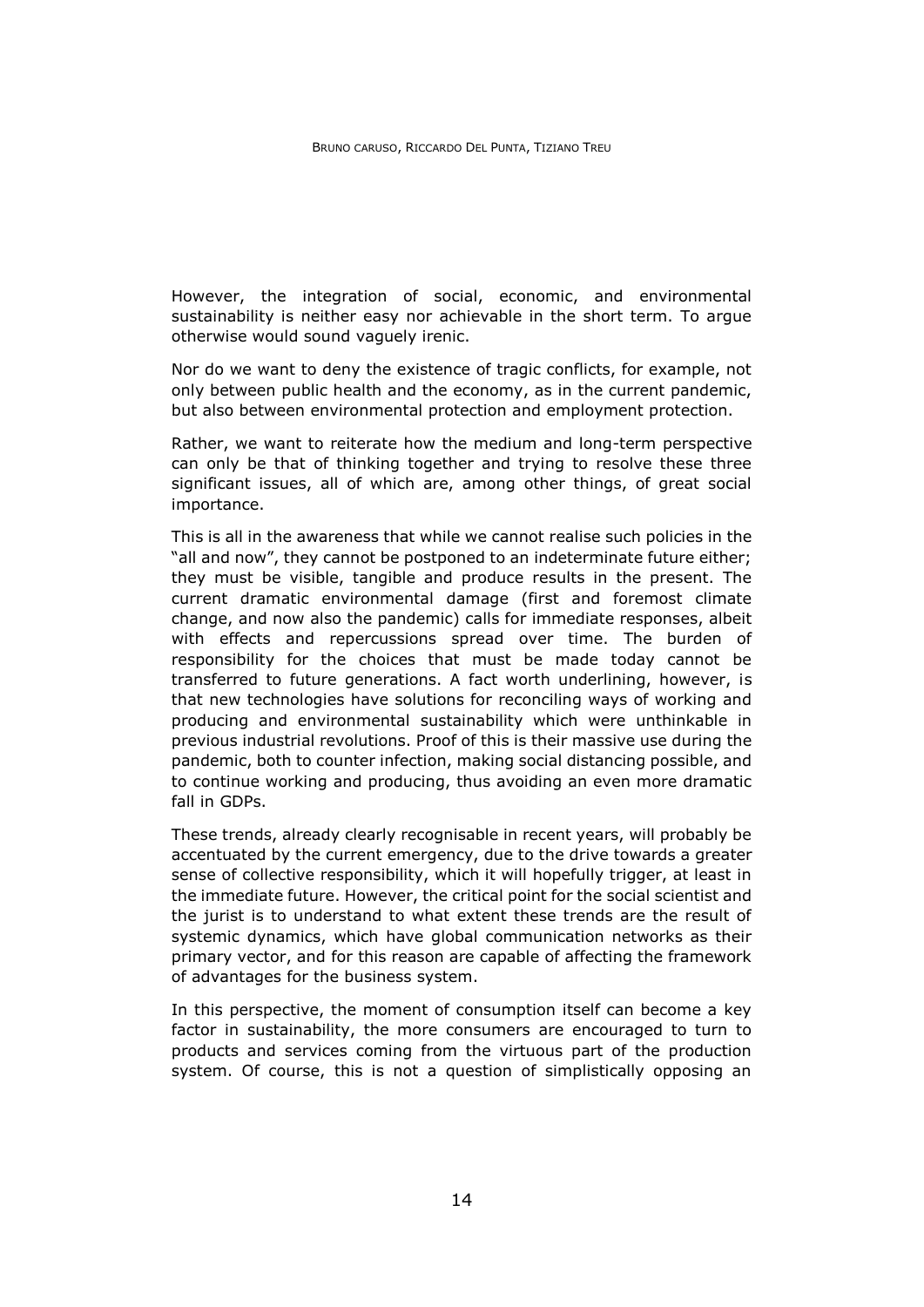However, the integration of social, economic, and environmental sustainability is neither easy nor achievable in the short term. To argue otherwise would sound vaguely irenic.

Nor do we want to deny the existence of tragic conflicts, for example, not only between public health and the economy, as in the current pandemic, but also between environmental protection and employment protection.

Rather, we want to reiterate how the medium and long-term perspective can only be that of thinking together and trying to resolve these three significant issues, all of which are, among other things, of great social importance.

This is all in the awareness that while we cannot realise such policies in the "all and now", they cannot be postponed to an indeterminate future either; they must be visible, tangible and produce results in the present. The current dramatic environmental damage (first and foremost climate change, and now also the pandemic) calls for immediate responses, albeit with effects and repercussions spread over time. The burden of responsibility for the choices that must be made today cannot be transferred to future generations. A fact worth underlining, however, is that new technologies have solutions for reconciling ways of working and producing and environmental sustainability which were unthinkable in previous industrial revolutions. Proof of this is their massive use during the pandemic, both to counter infection, making social distancing possible, and to continue working and producing, thus avoiding an even more dramatic fall in GDPs.

These trends, already clearly recognisable in recent years, will probably be accentuated by the current emergency, due to the drive towards a greater sense of collective responsibility, which it will hopefully trigger, at least in the immediate future. However, the critical point for the social scientist and the jurist is to understand to what extent these trends are the result of systemic dynamics, which have global communication networks as their primary vector, and for this reason are capable of affecting the framework of advantages for the business system.

In this perspective, the moment of consumption itself can become a key factor in sustainability, the more consumers are encouraged to turn to products and services coming from the virtuous part of the production system. Of course, this is not a question of simplistically opposing an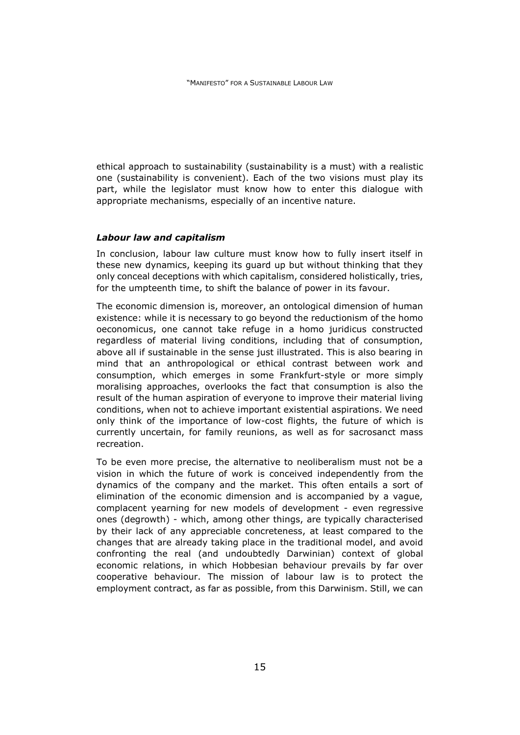ethical approach to sustainability (sustainability is a must) with a realistic one (sustainability is convenient). Each of the two visions must play its part, while the legislator must know how to enter this dialogue with appropriate mechanisms, especially of an incentive nature.

### *Labour law and capitalism*

In conclusion, labour law culture must know how to fully insert itself in these new dynamics, keeping its guard up but without thinking that they only conceal deceptions with which capitalism, considered holistically, tries, for the umpteenth time, to shift the balance of power in its favour.

The economic dimension is, moreover, an ontological dimension of human existence: while it is necessary to go beyond the reductionism of the homo oeconomicus, one cannot take refuge in a homo juridicus constructed regardless of material living conditions, including that of consumption, above all if sustainable in the sense just illustrated. This is also bearing in mind that an anthropological or ethical contrast between work and consumption, which emerges in some Frankfurt-style or more simply moralising approaches, overlooks the fact that consumption is also the result of the human aspiration of everyone to improve their material living conditions, when not to achieve important existential aspirations. We need only think of the importance of low-cost flights, the future of which is currently uncertain, for family reunions, as well as for sacrosanct mass recreation.

To be even more precise, the alternative to neoliberalism must not be a vision in which the future of work is conceived independently from the dynamics of the company and the market. This often entails a sort of elimination of the economic dimension and is accompanied by a vague, complacent yearning for new models of development - even regressive ones (degrowth) - which, among other things, are typically characterised by their lack of any appreciable concreteness, at least compared to the changes that are already taking place in the traditional model, and avoid confronting the real (and undoubtedly Darwinian) context of global economic relations, in which Hobbesian behaviour prevails by far over cooperative behaviour. The mission of labour law is to protect the employment contract, as far as possible, from this Darwinism. Still, we can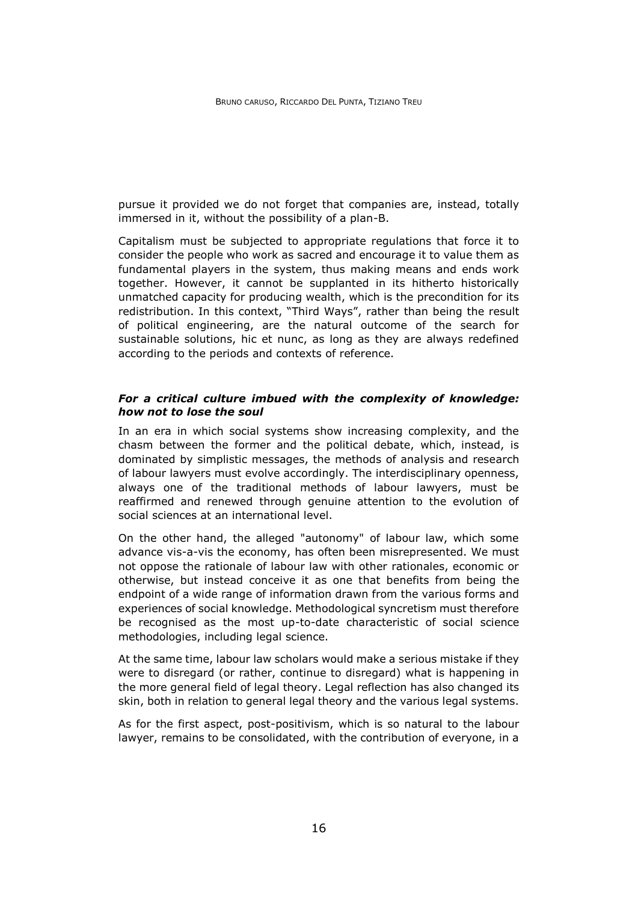pursue it provided we do not forget that companies are, instead, totally immersed in it, without the possibility of a plan-B.

Capitalism must be subjected to appropriate regulations that force it to consider the people who work as sacred and encourage it to value them as fundamental players in the system, thus making means and ends work together. However, it cannot be supplanted in its hitherto historically unmatched capacity for producing wealth, which is the precondition for its redistribution. In this context, "Third Ways", rather than being the result of political engineering, are the natural outcome of the search for sustainable solutions, hic et nunc, as long as they are always redefined according to the periods and contexts of reference.

### *For a critical culture imbued with the complexity of knowledge: how not to lose the soul*

In an era in which social systems show increasing complexity, and the chasm between the former and the political debate, which, instead, is dominated by simplistic messages, the methods of analysis and research of labour lawyers must evolve accordingly. The interdisciplinary openness, always one of the traditional methods of labour lawyers, must be reaffirmed and renewed through genuine attention to the evolution of social sciences at an international level.

On the other hand, the alleged "autonomy" of labour law, which some advance vis-a-vis the economy, has often been misrepresented. We must not oppose the rationale of labour law with other rationales, economic or otherwise, but instead conceive it as one that benefits from being the endpoint of a wide range of information drawn from the various forms and experiences of social knowledge. Methodological syncretism must therefore be recognised as the most up-to-date characteristic of social science methodologies, including legal science.

At the same time, labour law scholars would make a serious mistake if they were to disregard (or rather, continue to disregard) what is happening in the more general field of legal theory. Legal reflection has also changed its skin, both in relation to general legal theory and the various legal systems.

As for the first aspect, post-positivism, which is so natural to the labour lawyer, remains to be consolidated, with the contribution of everyone, in a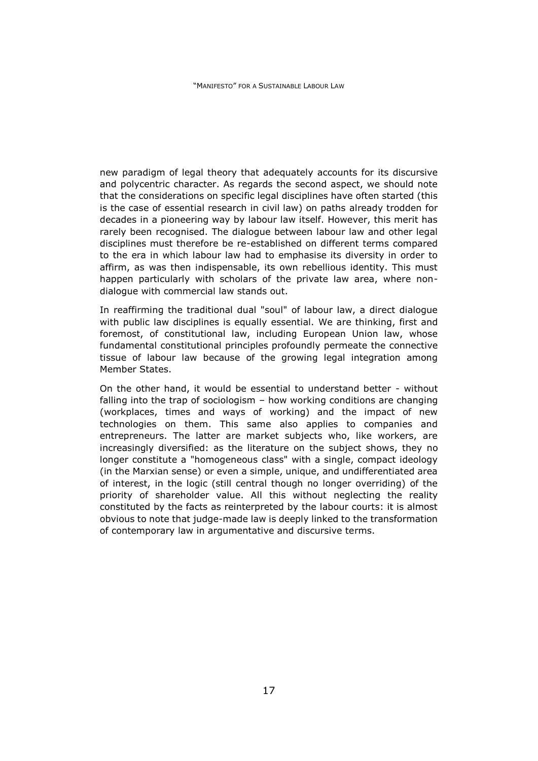new paradigm of legal theory that adequately accounts for its discursive and polycentric character. As regards the second aspect, we should note that the considerations on specific legal disciplines have often started (this is the case of essential research in civil law) on paths already trodden for decades in a pioneering way by labour law itself. However, this merit has rarely been recognised. The dialogue between labour law and other legal disciplines must therefore be re-established on different terms compared to the era in which labour law had to emphasise its diversity in order to affirm, as was then indispensable, its own rebellious identity. This must happen particularly with scholars of the private law area, where non-dialogue with commercial law stands out.

In reaffirming the traditional dual "soul" of labour law, a direct dialogue with public law disciplines is equally essential. We are thinking, first and foremost, of constitutional law, including European Union law, whose fundamental constitutional principles profoundly permeate the connective tissue of labour law because of the growing legal integration among Member States.

On the other hand, it would be essential to understand better - without falling into the trap of sociologism – how working conditions are changing (workplaces, times and ways of working) and the impact of new technologies on them. This same also applies to companies and entrepreneurs. The latter are market subjects who, like workers, are increasingly diversified: as the literature on the subject shows, they no longer constitute a "homogeneous class" with a single, compact ideology (in the Marxian sense) or even a simple, unique, and undifferentiated area of interest, in the logic (still central though no longer overriding) of the priority of shareholder value. All this without neglecting the reality constituted by the facts as reinterpreted by the labour courts: it is almost obvious to note that judge-made law is deeply linked to the transformation of contemporary law in argumentative and discursive terms.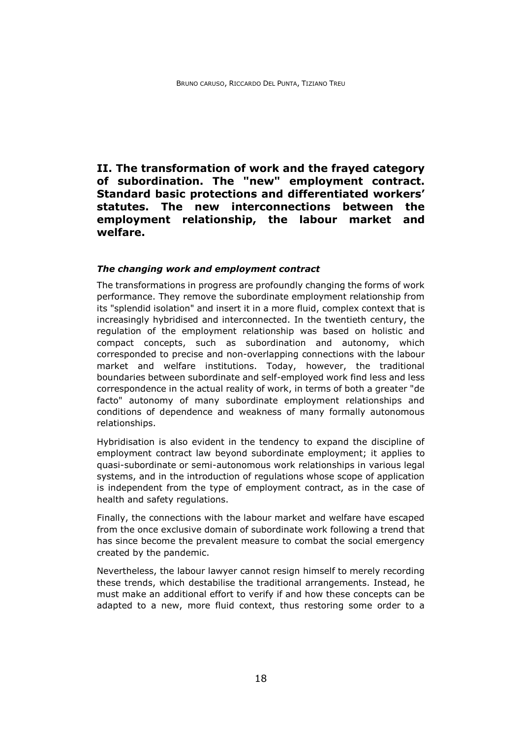## II. The transformation of work and the frayed category of subordination. The "new" employment contract. Standard basic protections and differentiated workers' statutes. The new interconnections between the employment relationship, the labour market and welfare.

### *The changing work and employment contract*

The transformations in progress are profoundly changing the forms of work performance. They remove the subordinate employment relationship from its "splendid isolation" and insert it in a more fluid, complex context that is increasingly hybridised and interconnected. In the twentieth century, the regulation of the employment relationship was based on holistic and compact concepts, such as subordination and autonomy, which corresponded to precise and non-overlapping connections with the labour market and welfare institutions. Today, however, the traditional boundaries between subordinate and self-employed work find less and less correspondence in the actual reality of work, in terms of both a greater "de facto" autonomy of many subordinate employment relationships and conditions of dependence and weakness of many formally autonomous relationships.

Hybridisation is also evident in the tendency to expand the discipline of employment contract law beyond subordinate employment; it applies to quasi-subordinate or semi-autonomous work relationships in various legal systems, and in the introduction of regulations whose scope of application is independent from the type of employment contract, as in the case of health and safety regulations.

Finally, the connections with the labour market and welfare have escaped from the once exclusive domain of subordinate work following a trend that has since become the prevalent measure to combat the social emergency created by the pandemic.

Nevertheless, the labour lawyer cannot resign himself to merely recording these trends, which destabilise the traditional arrangements. Instead, he must make an additional effort to verify if and how these concepts can be adapted to a new, more fluid context, thus restoring some order to a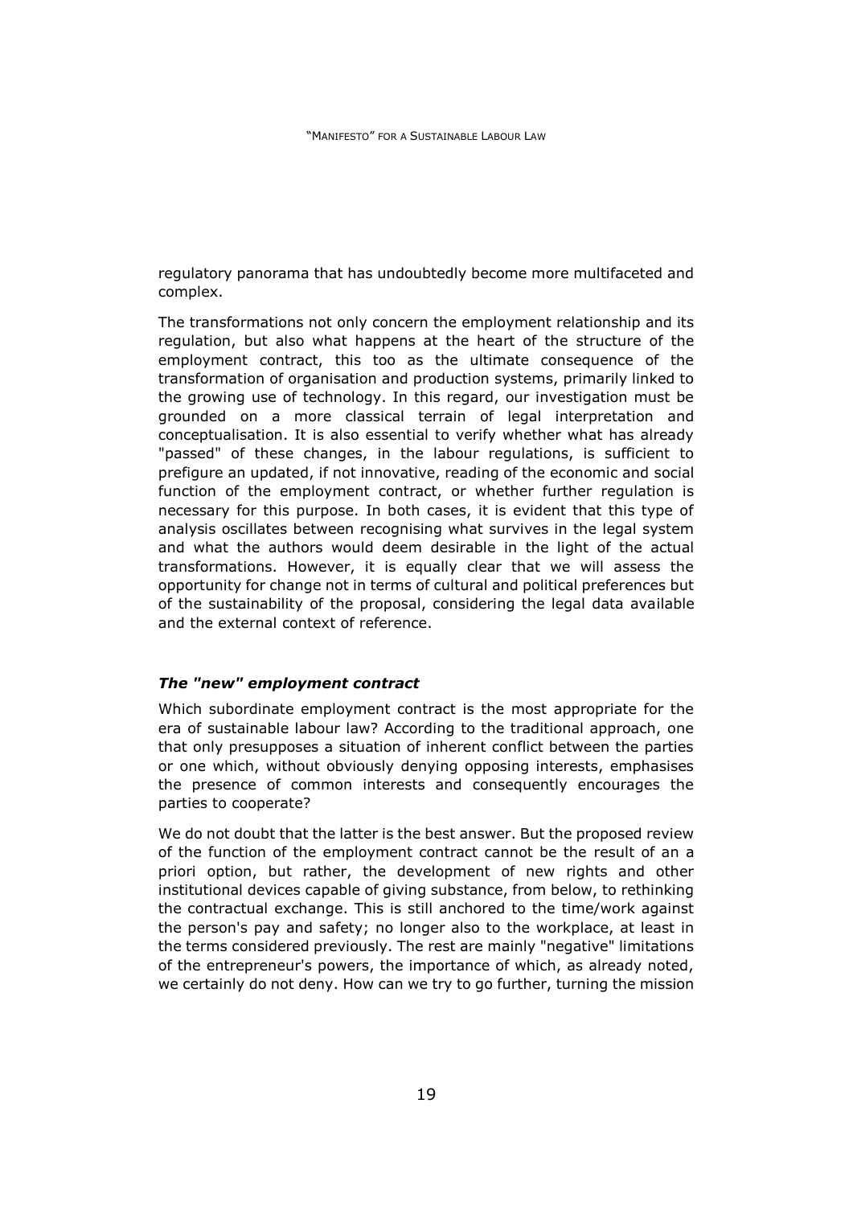regulatory panorama that has undoubtedly become more multifaceted and complex.

The transformations not only concern the employment relationship and its regulation, but also what happens at the heart of the structure of the employment contract, this too as the ultimate consequence of the transformation of organisation and production systems, primarily linked to the growing use of technology. In this regard, our investigation must be grounded on a more classical terrain of legal interpretation and conceptualisation. It is also essential to verify whether what has already "passed" of these changes, in the labour regulations, is sufficient to prefigure an updated, if not innovative, reading of the economic and social function of the employment contract, or whether further regulation is necessary for this purpose. In both cases, it is evident that this type of analysis oscillates between recognising what survives in the legal system and what the authors would deem desirable in the light of the actual transformations. However, it is equally clear that we will assess the opportunity for change not in terms of cultural and political preferences but of the sustainability of the proposal, considering the legal data available and the external context of reference.

### *The "new" employment contract*

Which subordinate employment contract is the most appropriate for the era of sustainable labour law? According to the traditional approach, one that only presupposes a situation of inherent conflict between the parties or one which, without obviously denying opposing interests, emphasises the presence of common interests and consequently encourages the parties to cooperate?

We do not doubt that the latter is the best answer. But the proposed review of the function of the employment contract cannot be the result of an a priori option, but rather, the development of new rights and other institutional devices capable of giving substance, from below, to rethinking the contractual exchange. This is still anchored to the time/work against the person's pay and safety; no longer also to the workplace, at least in the terms considered previously. The rest are mainly "negative" limitations of the entrepreneur's powers, the importance of which, as already noted, we certainly do not deny. How can we try to go further, turning the mission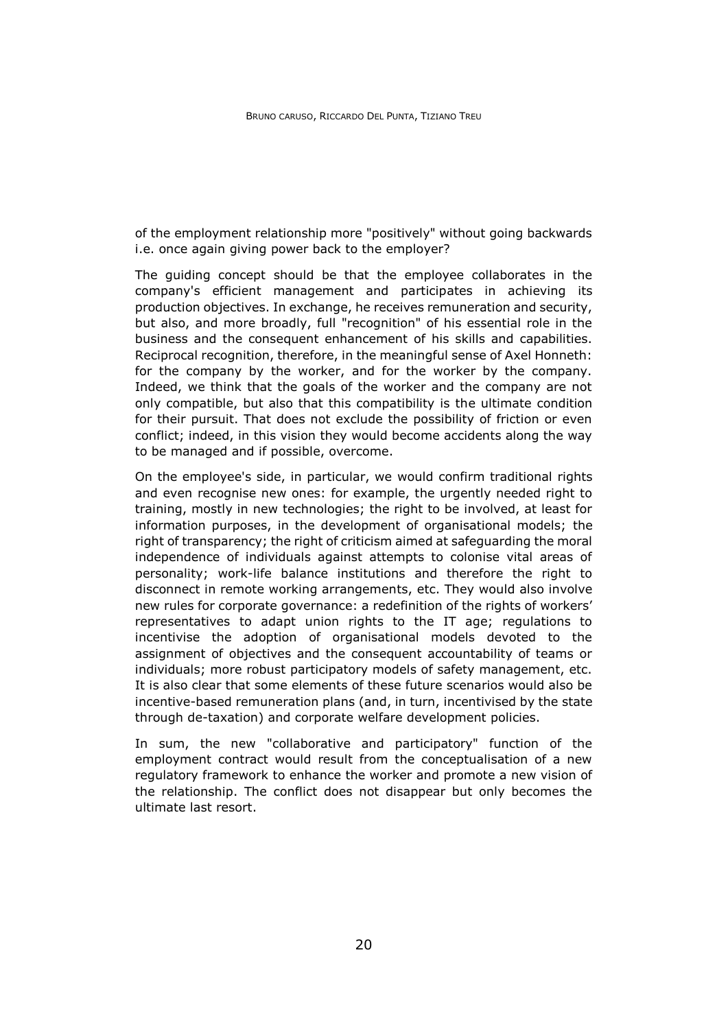of the employment relationship more "positively" without going backwards i.e. once again giving power back to the employer?

The guiding concept should be that the employee collaborates in the company's efficient management and participates in achieving its production objectives. In exchange, he receives remuneration and security, but also, and more broadly, full "recognition" of his essential role in the business and the consequent enhancement of his skills and capabilities. Reciprocal recognition, therefore, in the meaningful sense of Axel Honneth: for the company by the worker, and for the worker by the company. Indeed, we think that the goals of the worker and the company are not only compatible, but also that this compatibility is the ultimate condition for their pursuit. That does not exclude the possibility of friction or even conflict; indeed, in this vision they would become accidents along the way to be managed and if possible, overcome.

On the employee's side, in particular, we would confirm traditional rights and even recognise new ones: for example, the urgently needed right to training, mostly in new technologies; the right to be involved, at least for information purposes, in the development of organisational models; the right of transparency; the right of criticism aimed at safeguarding the moral independence of individuals against attempts to colonise vital areas of personality; work-life balance institutions and therefore the right to disconnect in remote working arrangements, etc. They would also involve new rules for corporate governance: a redefinition of the rights of workers' representatives to adapt union rights to the IT age; regulations to incentivise the adoption of organisational models devoted to the assignment of objectives and the consequent accountability of teams or individuals; more robust participatory models of safety management, etc. It is also clear that some elements of these future scenarios would also be incentive-based remuneration plans (and, in turn, incentivised by the state through de-taxation) and corporate welfare development policies.

In sum, the new "collaborative and participatory" function of the employment contract would result from the conceptualisation of a new regulatory framework to enhance the worker and promote a new vision of the relationship. The conflict does not disappear but only becomes the ultimate last resort.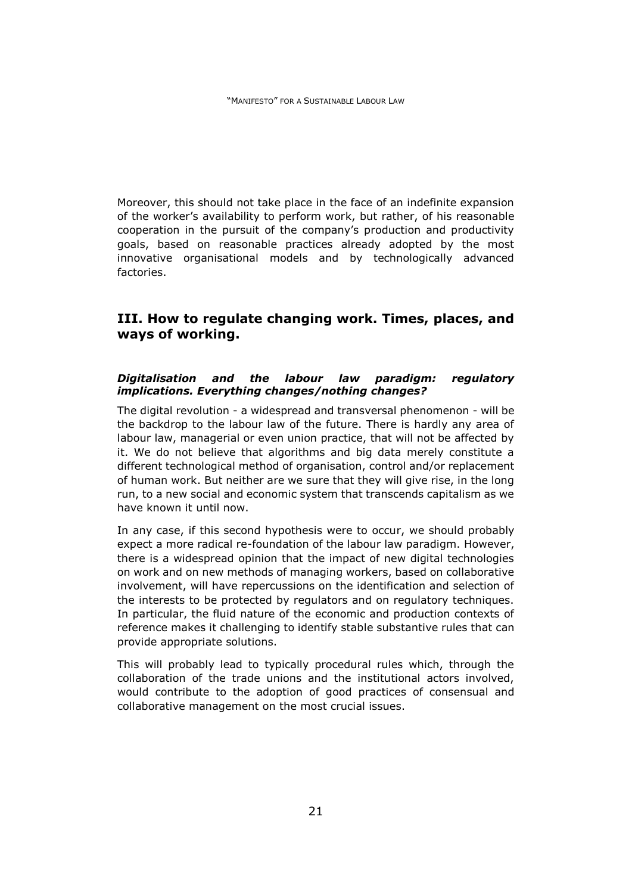Moreover, this should not take place in the face of an indefinite expansion of the worker's availability to perform work, but rather, of his reasonable cooperation in the pursuit of the company's production and productivity goals, based on reasonable practices already adopted by the most innovative organisational models and by technologically advanced factories.

## III. How to regulate changing work. Times, places, and ways of working.

#### *Digitalisation and the labour law paradigm: regulatory implications. Everything changes/nothing changes?*

The digital revolution - a widespread and transversal phenomenon - will be the backdrop to the labour law of the future. There is hardly any area of labour law, managerial or even union practice, that will not be affected by it. We do not believe that algorithms and big data merely constitute a different technological method of organisation, control and/or replacement of human work. But neither are we sure that they will give rise, in the long run, to a new social and economic system that transcends capitalism as we have known it until now.

In any case, if this second hypothesis were to occur, we should probably expect a more radical re-foundation of the labour law paradigm. However, there is a widespread opinion that the impact of new digital technologies on work and on new methods of managing workers, based on collaborative involvement, will have repercussions on the identification and selection of the interests to be protected by regulators and on regulatory techniques. In particular, the fluid nature of the economic and production contexts of reference makes it challenging to identify stable substantive rules that can provide appropriate solutions.

This will probably lead to typically procedural rules which, through the collaboration of the trade unions and the institutional actors involved, would contribute to the adoption of good practices of consensual and collaborative management on the most crucial issues.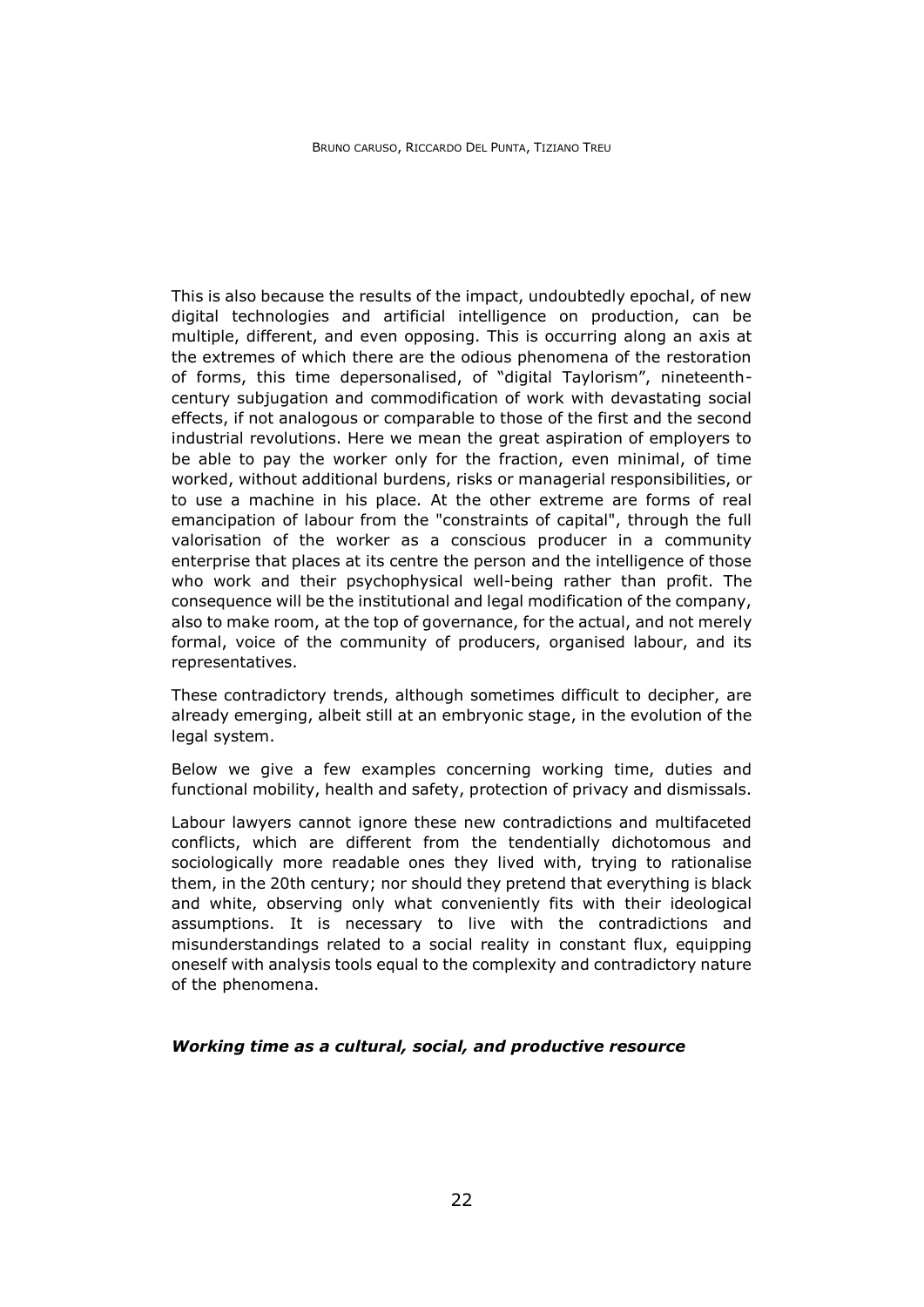This is also because the results of the impact, undoubtedly epochal, of new digital technologies and artificial intelligence on production, can be multiple, different, and even opposing. This is occurring along an axis at the extremes of which there are the odious phenomena of the restoration of forms, this time depersonalised, of "digital Taylorism", nineteenth-century subjugation and commodification of work with devastating social effects, if not analogous or comparable to those of the first and the second industrial revolutions. Here we mean the great aspiration of employers to be able to pay the worker only for the fraction, even minimal, of time worked, without additional burdens, risks or managerial responsibilities, or to use a machine in his place. At the other extreme are forms of real emancipation of labour from the "constraints of capital", through the full valorisation of the worker as a conscious producer in a community enterprise that places at its centre the person and the intelligence of those who work and their psychophysical well-being rather than profit. The consequence will be the institutional and legal modification of the company, also to make room, at the top of governance, for the actual, and not merely formal, voice of the community of producers, organised labour, and its representatives.

These contradictory trends, although sometimes difficult to decipher, are already emerging, albeit still at an embryonic stage, in the evolution of the legal system.

Below we give a few examples concerning working time, duties and functional mobility, health and safety, protection of privacy and dismissals.

Labour lawyers cannot ignore these new contradictions and multifaceted conflicts, which are different from the tendentially dichotomous and sociologically more readable ones they lived with, trying to rationalise them, in the 20th century; nor should they pretend that everything is black and white, observing only what conveniently fits with their ideological assumptions. It is necessary to live with the contradictions and misunderstandings related to a social reality in constant flux, equipping oneself with analysis tools equal to the complexity and contradictory nature of the phenomena.

***Working time as a cultural, social, and productive resource***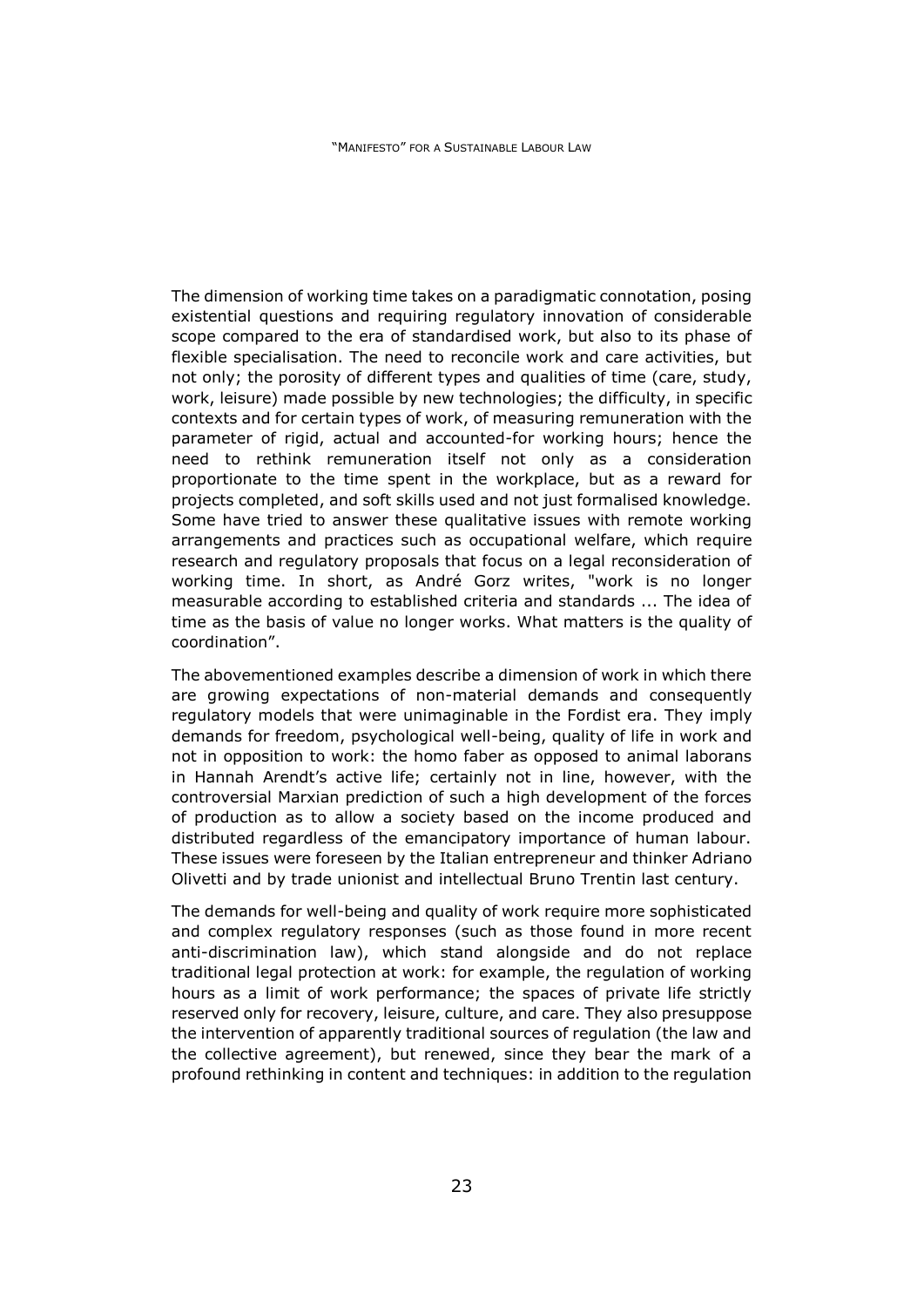The dimension of working time takes on a paradigmatic connotation, posing existential questions and requiring regulatory innovation of considerable scope compared to the era of standardised work, but also to its phase of flexible specialisation. The need to reconcile work and care activities, but not only; the porosity of different types and qualities of time (care, study, work, leisure) made possible by new technologies; the difficulty, in specific contexts and for certain types of work, of measuring remuneration with the parameter of rigid, actual and accounted-for working hours; hence the need to rethink remuneration itself not only as a consideration proportionate to the time spent in the workplace, but as a reward for projects completed, and soft skills used and not just formalised knowledge. Some have tried to answer these qualitative issues with remote working arrangements and practices such as occupational welfare, which require research and regulatory proposals that focus on a legal reconsideration of working time. In short, as André Gorz writes, "work is no longer measurable according to established criteria and standards ... The idea of time as the basis of value no longer works. What matters is the quality of coordination".

The abovementioned examples describe a dimension of work in which there are growing expectations of non-material demands and consequently regulatory models that were unimaginable in the Fordist era. They imply demands for freedom, psychological well-being, quality of life in work and not in opposition to work: the homo faber as opposed to animal laborans in Hannah Arendt's active life; certainly not in line, however, with the controversial Marxian prediction of such a high development of the forces of production as to allow a society based on the income produced and distributed regardless of the emancipatory importance of human labour. These issues were foreseen by the Italian entrepreneur and thinker Adriano Olivetti and by trade unionist and intellectual Bruno Trentin last century.

The demands for well-being and quality of work require more sophisticated and complex regulatory responses (such as those found in more recent anti-discrimination law), which stand alongside and do not replace traditional legal protection at work: for example, the regulation of working hours as a limit of work performance; the spaces of private life strictly reserved only for recovery, leisure, culture, and care. They also presuppose the intervention of apparently traditional sources of regulation (the law and the collective agreement), but renewed, since they bear the mark of a profound rethinking in content and techniques: in addition to the regulation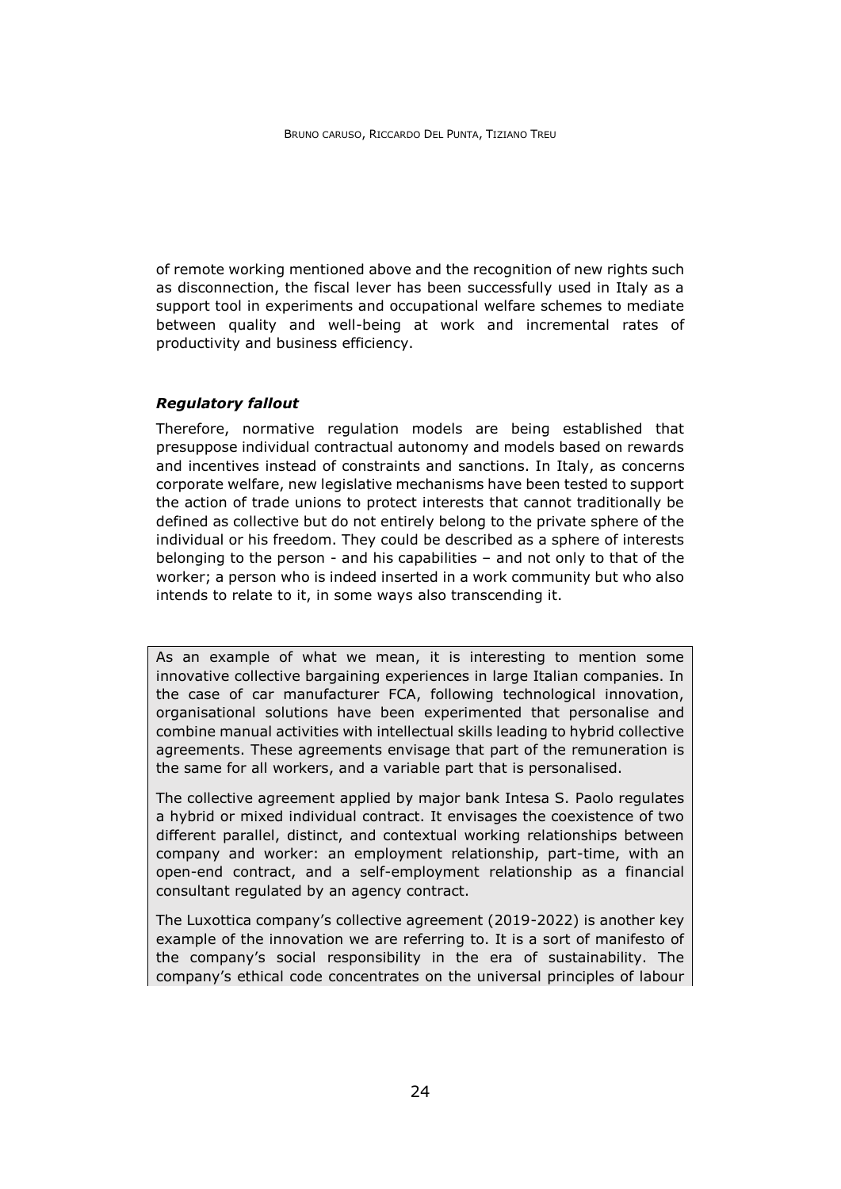of remote working mentioned above and the recognition of new rights such as disconnection, the fiscal lever has been successfully used in Italy as a support tool in experiments and occupational welfare schemes to mediate between quality and well-being at work and incremental rates of productivity and business efficiency.

### *Regulatory fallout*

Therefore, normative regulation models are being established that presuppose individual contractual autonomy and models based on rewards and incentives instead of constraints and sanctions. In Italy, as concerns corporate welfare, new legislative mechanisms have been tested to support the action of trade unions to protect interests that cannot traditionally be defined as collective but do not entirely belong to the private sphere of the individual or his freedom. They could be described as a sphere of interests belonging to the person - and his capabilities – and not only to that of the worker; a person who is indeed inserted in a work community but who also intends to relate to it, in some ways also transcending it.

> As an example of what we mean, it is interesting to mention some innovative collective bargaining experiences in large Italian companies. In the case of car manufacturer FCA, following technological innovation, organisational solutions have been experimented that personalise and combine manual activities with intellectual skills leading to hybrid collective agreements. These agreements envisage that part of the remuneration is the same for all workers, and a variable part that is personalised.
>
> The collective agreement applied by major bank Intesa S. Paolo regulates a hybrid or mixed individual contract. It envisages the coexistence of two different parallel, distinct, and contextual working relationships between company and worker: an employment relationship, part-time, with an open-end contract, and a self-employment relationship as a financial consultant regulated by an agency contract.
>
> The Luxottica company's collective agreement (2019-2022) is another key example of the innovation we are referring to. It is a sort of manifesto of the company's social responsibility in the era of sustainability. The company's ethical code concentrates on the universal principles of labour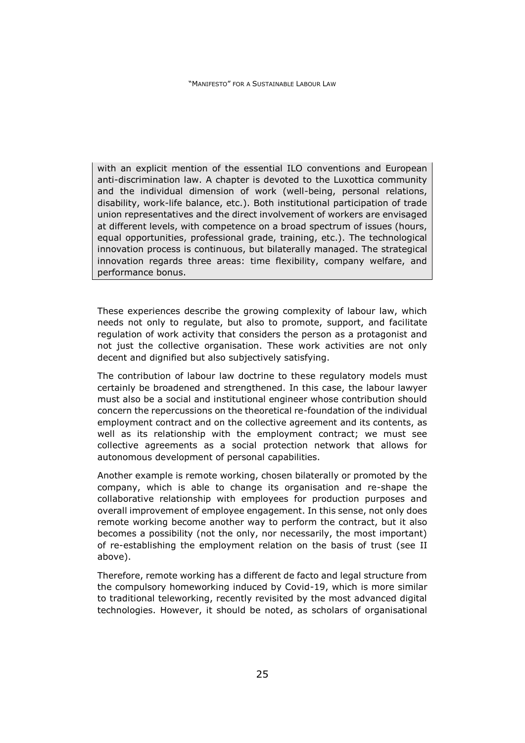> with an explicit mention of the essential ILO conventions and European anti-discrimination law. A chapter is devoted to the Luxottica community and the individual dimension of work (well-being, personal relations, disability, work-life balance, etc.). Both institutional participation of trade union representatives and the direct involvement of workers are envisaged at different levels, with competence on a broad spectrum of issues (hours, equal opportunities, professional grade, training, etc.). The technological innovation process is continuous, but bilaterally managed. The strategical innovation regards three areas: time flexibility, company welfare, and performance bonus.

These experiences describe the growing complexity of labour law, which needs not only to regulate, but also to promote, support, and facilitate regulation of work activity that considers the person as a protagonist and not just the collective organisation. These work activities are not only decent and dignified but also subjectively satisfying.

The contribution of labour law doctrine to these regulatory models must certainly be broadened and strengthened. In this case, the labour lawyer must also be a social and institutional engineer whose contribution should concern the repercussions on the theoretical re-foundation of the individual employment contract and on the collective agreement and its contents, as well as its relationship with the employment contract; we must see collective agreements as a social protection network that allows for autonomous development of personal capabilities.

Another example is remote working, chosen bilaterally or promoted by the company, which is able to change its organisation and re-shape the collaborative relationship with employees for production purposes and overall improvement of employee engagement. In this sense, not only does remote working become another way to perform the contract, but it also becomes a possibility (not the only, nor necessarily, the most important) of re-establishing the employment relation on the basis of trust (see II above).

Therefore, remote working has a different de facto and legal structure from the compulsory homeworking induced by Covid-19, which is more similar to traditional teleworking, recently revisited by the most advanced digital technologies. However, it should be noted, as scholars of organisational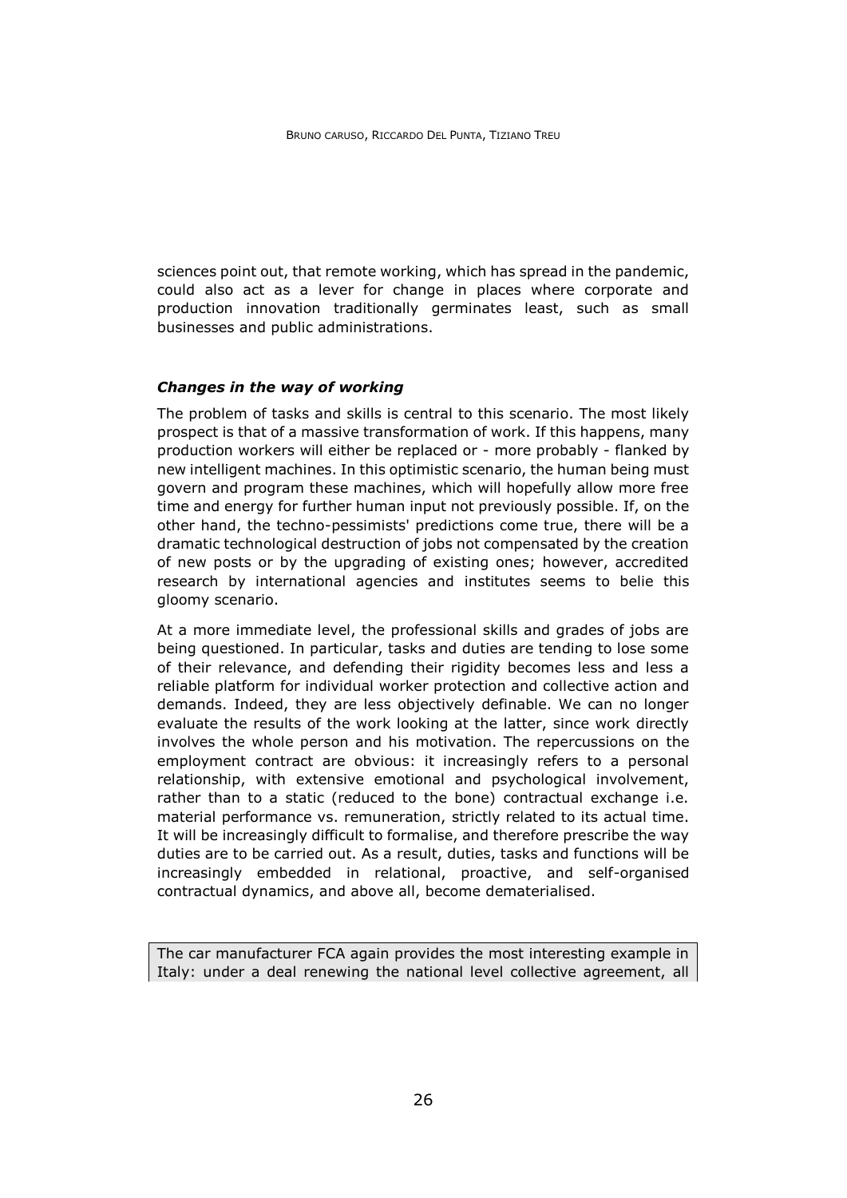sciences point out, that remote working, which has spread in the pandemic, could also act as a lever for change in places where corporate and production innovation traditionally germinates least, such as small businesses and public administrations.

### *Changes in the way of working*

The problem of tasks and skills is central to this scenario. The most likely prospect is that of a massive transformation of work. If this happens, many production workers will either be replaced or - more probably - flanked by new intelligent machines. In this optimistic scenario, the human being must govern and program these machines, which will hopefully allow more free time and energy for further human input not previously possible. If, on the other hand, the techno-pessimists' predictions come true, there will be a dramatic technological destruction of jobs not compensated by the creation of new posts or by the upgrading of existing ones; however, accredited research by international agencies and institutes seems to belie this gloomy scenario.

At a more immediate level, the professional skills and grades of jobs are being questioned. In particular, tasks and duties are tending to lose some of their relevance, and defending their rigidity becomes less and less a reliable platform for individual worker protection and collective action and demands. Indeed, they are less objectively definable. We can no longer evaluate the results of the work looking at the latter, since work directly involves the whole person and his motivation. The repercussions on the employment contract are obvious: it increasingly refers to a personal relationship, with extensive emotional and psychological involvement, rather than to a static (reduced to the bone) contractual exchange i.e. material performance vs. remuneration, strictly related to its actual time. It will be increasingly difficult to formalise, and therefore prescribe the way duties are to be carried out. As a result, duties, tasks and functions will be increasingly embedded in relational, proactive, and self-organised contractual dynamics, and above all, become dematerialised.

The car manufacturer FCA again provides the most interesting example in Italy: under a deal renewing the national level collective agreement, all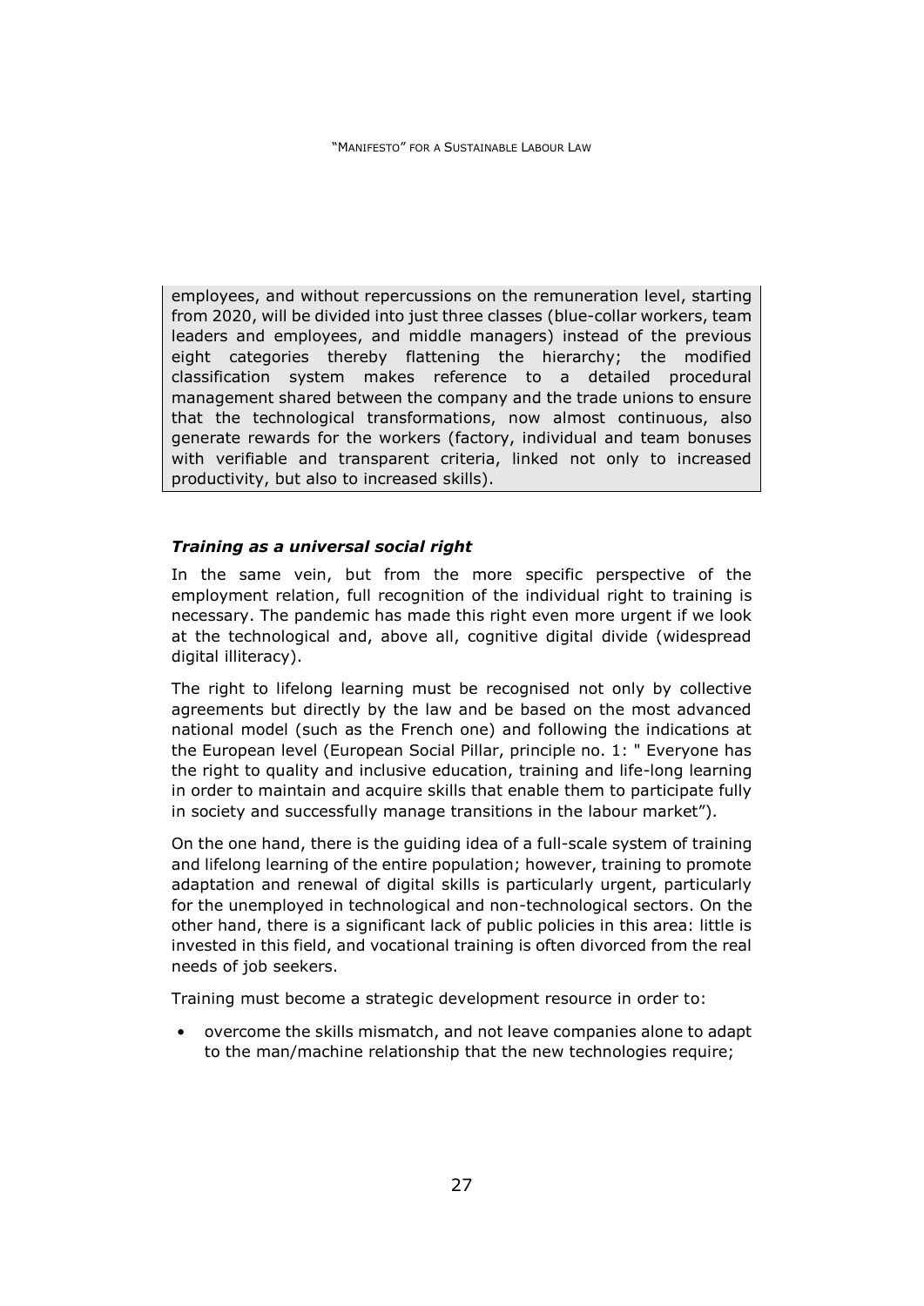employees, and without repercussions on the remuneration level, starting from 2020, will be divided into just three classes (blue-collar workers, team leaders and employees, and middle managers) instead of the previous eight categories thereby flattening the hierarchy; the modified classification system makes reference to a detailed procedural management shared between the company and the trade unions to ensure that the technological transformations, now almost continuous, also generate rewards for the workers (factory, individual and team bonuses with verifiable and transparent criteria, linked not only to increased productivity, but also to increased skills).

### ***Training as a universal social right***

In the same vein, but from the more specific perspective of the employment relation, full recognition of the individual right to training is necessary. The pandemic has made this right even more urgent if we look at the technological and, above all, cognitive digital divide (widespread digital illiteracy).

The right to lifelong learning must be recognised not only by collective agreements but directly by the law and be based on the most advanced national model (such as the French one) and following the indications at the European level (European Social Pillar, principle no. 1: " Everyone has the right to quality and inclusive education, training and life-long learning in order to maintain and acquire skills that enable them to participate fully in society and successfully manage transitions in the labour market").

On the one hand, there is the guiding idea of a full-scale system of training and lifelong learning of the entire population; however, training to promote adaptation and renewal of digital skills is particularly urgent, particularly for the unemployed in technological and non-technological sectors. On the other hand, there is a significant lack of public policies in this area: little is invested in this field, and vocational training is often divorced from the real needs of job seekers.

Training must become a strategic development resource in order to:

- overcome the skills mismatch, and not leave companies alone to adapt to the man/machine relationship that the new technologies require;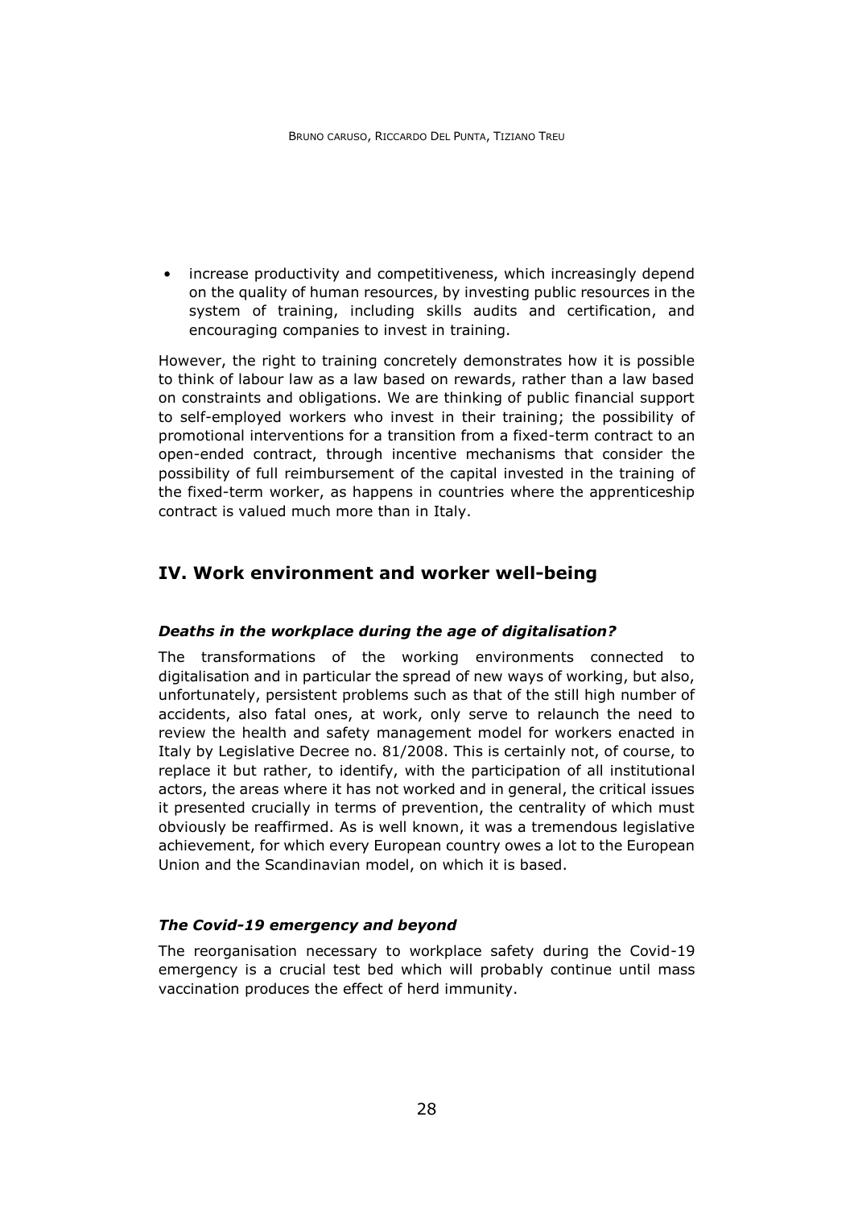- increase productivity and competitiveness, which increasingly depend on the quality of human resources, by investing public resources in the system of training, including skills audits and certification, and encouraging companies to invest in training.

However, the right to training concretely demonstrates how it is possible to think of labour law as a law based on rewards, rather than a law based on constraints and obligations. We are thinking of public financial support to self-employed workers who invest in their training; the possibility of promotional interventions for a transition from a fixed-term contract to an open-ended contract, through incentive mechanisms that consider the possibility of full reimbursement of the capital invested in the training of the fixed-term worker, as happens in countries where the apprenticeship contract is valued much more than in Italy.

## IV. Work environment and worker well-being

### *Deaths in the workplace during the age of digitalisation?*

The transformations of the working environments connected to digitalisation and in particular the spread of new ways of working, but also, unfortunately, persistent problems such as that of the still high number of accidents, also fatal ones, at work, only serve to relaunch the need to review the health and safety management model for workers enacted in Italy by Legislative Decree no. 81/2008. This is certainly not, of course, to replace it but rather, to identify, with the participation of all institutional actors, the areas where it has not worked and in general, the critical issues it presented crucially in terms of prevention, the centrality of which must obviously be reaffirmed. As is well known, it was a tremendous legislative achievement, for which every European country owes a lot to the European Union and the Scandinavian model, on which it is based.

### *The Covid-19 emergency and beyond*

The reorganisation necessary to workplace safety during the Covid-19 emergency is a crucial test bed which will probably continue until mass vaccination produces the effect of herd immunity.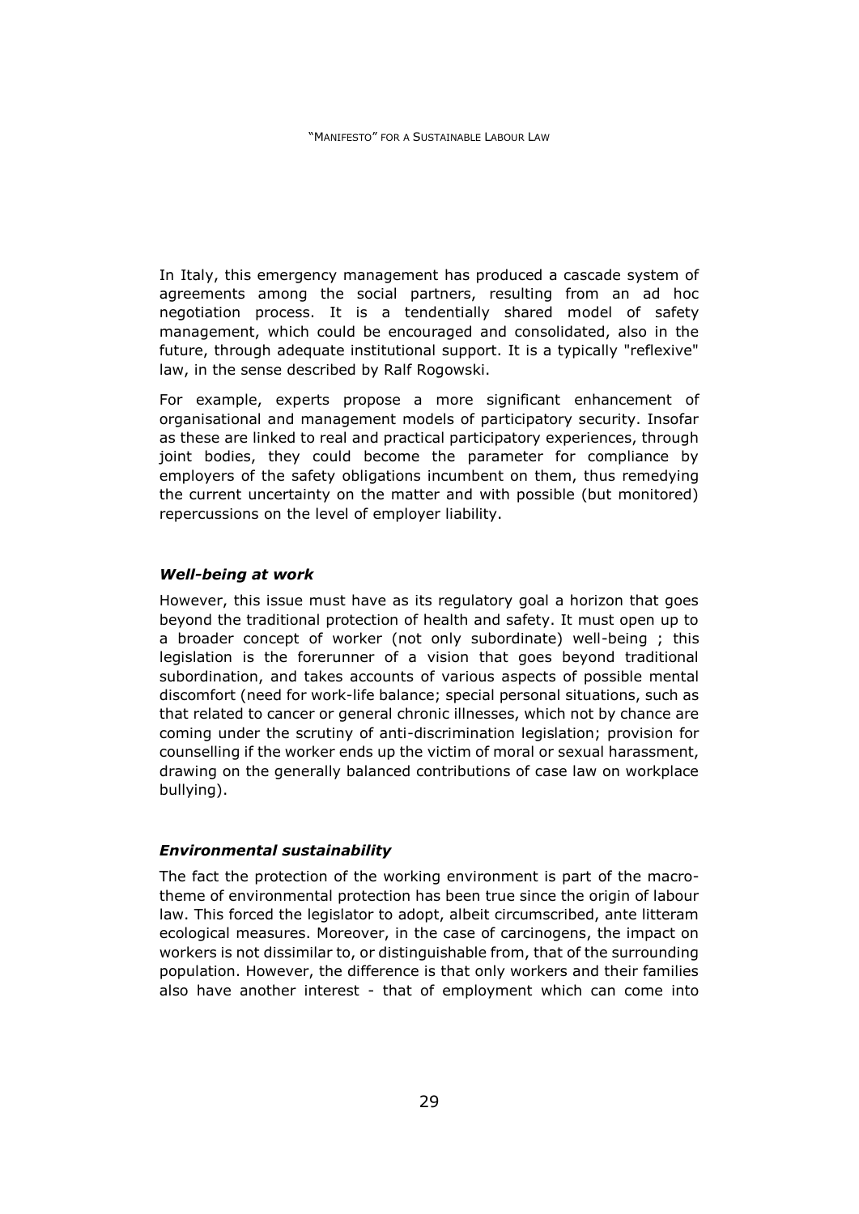In Italy, this emergency management has produced a cascade system of agreements among the social partners, resulting from an ad hoc negotiation process. It is a tendentially shared model of safety management, which could be encouraged and consolidated, also in the future, through adequate institutional support. It is a typically "reflexive" law, in the sense described by Ralf Rogowski.

For example, experts propose a more significant enhancement of organisational and management models of participatory security. Insofar as these are linked to real and practical participatory experiences, through joint bodies, they could become the parameter for compliance by employers of the safety obligations incumbent on them, thus remedying the current uncertainty on the matter and with possible (but monitored) repercussions on the level of employer liability.

### *Well-being at work*

However, this issue must have as its regulatory goal a horizon that goes beyond the traditional protection of health and safety. It must open up to a broader concept of worker (not only subordinate) well-being ; this legislation is the forerunner of a vision that goes beyond traditional subordination, and takes accounts of various aspects of possible mental discomfort (need for work-life balance; special personal situations, such as that related to cancer or general chronic illnesses, which not by chance are coming under the scrutiny of anti-discrimination legislation; provision for counselling if the worker ends up the victim of moral or sexual harassment, drawing on the generally balanced contributions of case law on workplace bullying).

### *Environmental sustainability*

The fact the protection of the working environment is part of the macro-theme of environmental protection has been true since the origin of labour law. This forced the legislator to adopt, albeit circumscribed, ante litteram ecological measures. Moreover, in the case of carcinogens, the impact on workers is not dissimilar to, or distinguishable from, that of the surrounding population. However, the difference is that only workers and their families also have another interest - that of employment which can come into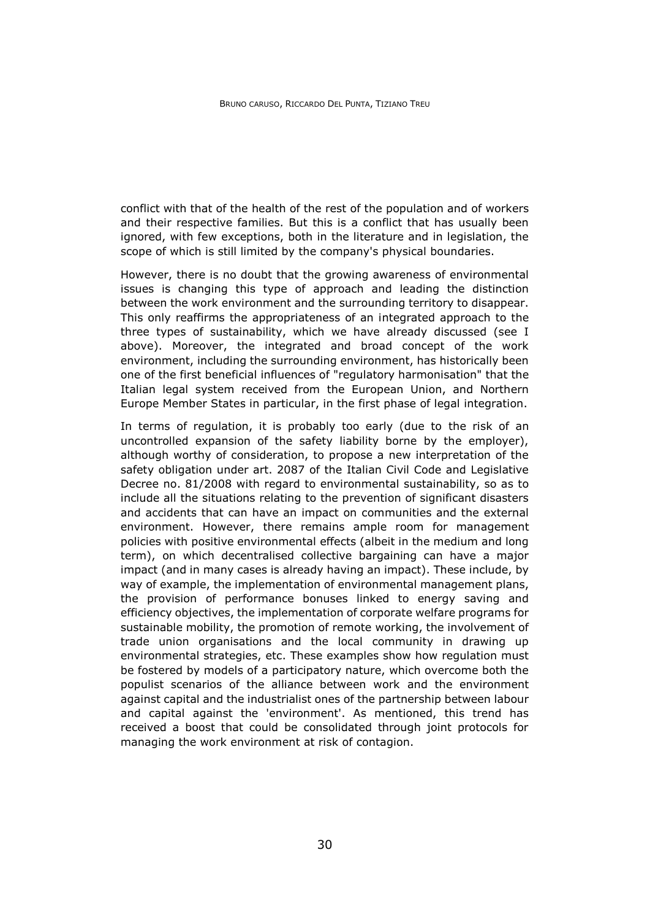conflict with that of the health of the rest of the population and of workers and their respective families. But this is a conflict that has usually been ignored, with few exceptions, both in the literature and in legislation, the scope of which is still limited by the company's physical boundaries.

However, there is no doubt that the growing awareness of environmental issues is changing this type of approach and leading the distinction between the work environment and the surrounding territory to disappear. This only reaffirms the appropriateness of an integrated approach to the three types of sustainability, which we have already discussed (see I above). Moreover, the integrated and broad concept of the work environment, including the surrounding environment, has historically been one of the first beneficial influences of "regulatory harmonisation" that the Italian legal system received from the European Union, and Northern Europe Member States in particular, in the first phase of legal integration.

In terms of regulation, it is probably too early (due to the risk of an uncontrolled expansion of the safety liability borne by the employer), although worthy of consideration, to propose a new interpretation of the safety obligation under art. 2087 of the Italian Civil Code and Legislative Decree no. 81/2008 with regard to environmental sustainability, so as to include all the situations relating to the prevention of significant disasters and accidents that can have an impact on communities and the external environment. However, there remains ample room for management policies with positive environmental effects (albeit in the medium and long term), on which decentralised collective bargaining can have a major impact (and in many cases is already having an impact). These include, by way of example, the implementation of environmental management plans, the provision of performance bonuses linked to energy saving and efficiency objectives, the implementation of corporate welfare programs for sustainable mobility, the promotion of remote working, the involvement of trade union organisations and the local community in drawing up environmental strategies, etc. These examples show how regulation must be fostered by models of a participatory nature, which overcome both the populist scenarios of the alliance between work and the environment against capital and the industrialist ones of the partnership between labour and capital against the 'environment'. As mentioned, this trend has received a boost that could be consolidated through joint protocols for managing the work environment at risk of contagion.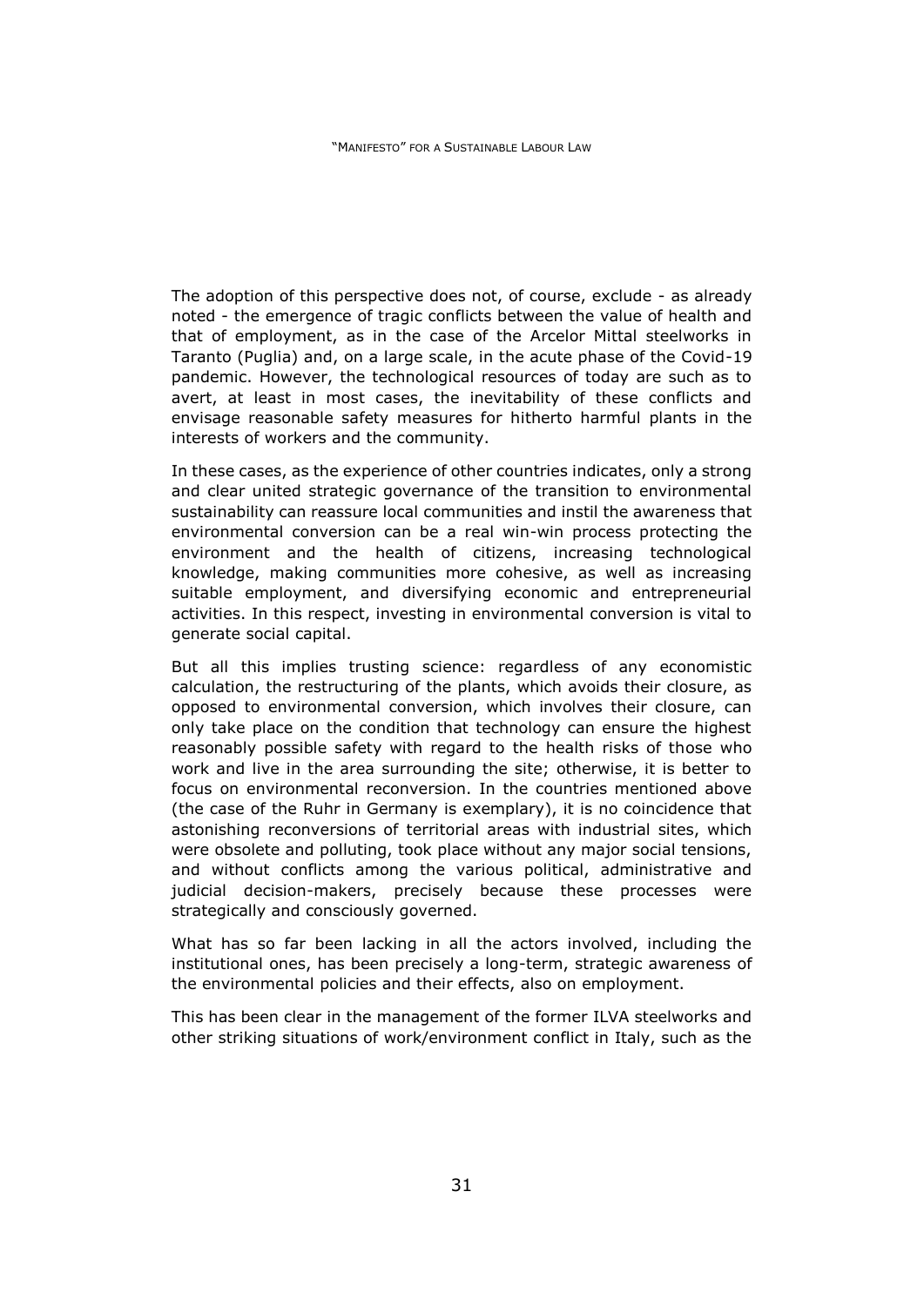The adoption of this perspective does not, of course, exclude - as already noted - the emergence of tragic conflicts between the value of health and that of employment, as in the case of the Arcelor Mittal steelworks in Taranto (Puglia) and, on a large scale, in the acute phase of the Covid-19 pandemic. However, the technological resources of today are such as to avert, at least in most cases, the inevitability of these conflicts and envisage reasonable safety measures for hitherto harmful plants in the interests of workers and the community.

In these cases, as the experience of other countries indicates, only a strong and clear united strategic governance of the transition to environmental sustainability can reassure local communities and instil the awareness that environmental conversion can be a real win-win process protecting the environment and the health of citizens, increasing technological knowledge, making communities more cohesive, as well as increasing suitable employment, and diversifying economic and entrepreneurial activities. In this respect, investing in environmental conversion is vital to generate social capital.

But all this implies trusting science: regardless of any economistic calculation, the restructuring of the plants, which avoids their closure, as opposed to environmental conversion, which involves their closure, can only take place on the condition that technology can ensure the highest reasonably possible safety with regard to the health risks of those who work and live in the area surrounding the site; otherwise, it is better to focus on environmental reconversion. In the countries mentioned above (the case of the Ruhr in Germany is exemplary), it is no coincidence that astonishing reconversions of territorial areas with industrial sites, which were obsolete and polluting, took place without any major social tensions, and without conflicts among the various political, administrative and judicial decision-makers, precisely because these processes were strategically and consciously governed.

What has so far been lacking in all the actors involved, including the institutional ones, has been precisely a long-term, strategic awareness of the environmental policies and their effects, also on employment.

This has been clear in the management of the former ILVA steelworks and other striking situations of work/environment conflict in Italy, such as the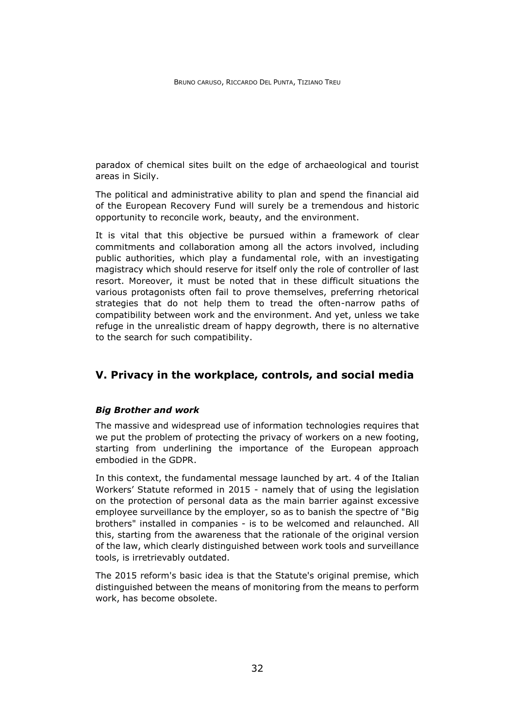paradox of chemical sites built on the edge of archaeological and tourist areas in Sicily.

The political and administrative ability to plan and spend the financial aid of the European Recovery Fund will surely be a tremendous and historic opportunity to reconcile work, beauty, and the environment.

It is vital that this objective be pursued within a framework of clear commitments and collaboration among all the actors involved, including public authorities, which play a fundamental role, with an investigating magistracy which should reserve for itself only the role of controller of last resort. Moreover, it must be noted that in these difficult situations the various protagonists often fail to prove themselves, preferring rhetorical strategies that do not help them to tread the often-narrow paths of compatibility between work and the environment. And yet, unless we take refuge in the unrealistic dream of happy degrowth, there is no alternative to the search for such compatibility.

## V. Privacy in the workplace, controls, and social media

### *Big Brother and work*

The massive and widespread use of information technologies requires that we put the problem of protecting the privacy of workers on a new footing, starting from underlining the importance of the European approach embodied in the GDPR.

In this context, the fundamental message launched by art. 4 of the Italian Workers' Statute reformed in 2015 - namely that of using the legislation on the protection of personal data as the main barrier against excessive employee surveillance by the employer, so as to banish the spectre of "Big brothers" installed in companies - is to be welcomed and relaunched. All this, starting from the awareness that the rationale of the original version of the law, which clearly distinguished between work tools and surveillance tools, is irretrievably outdated.

The 2015 reform's basic idea is that the Statute's original premise, which distinguished between the means of monitoring from the means to perform work, has become obsolete.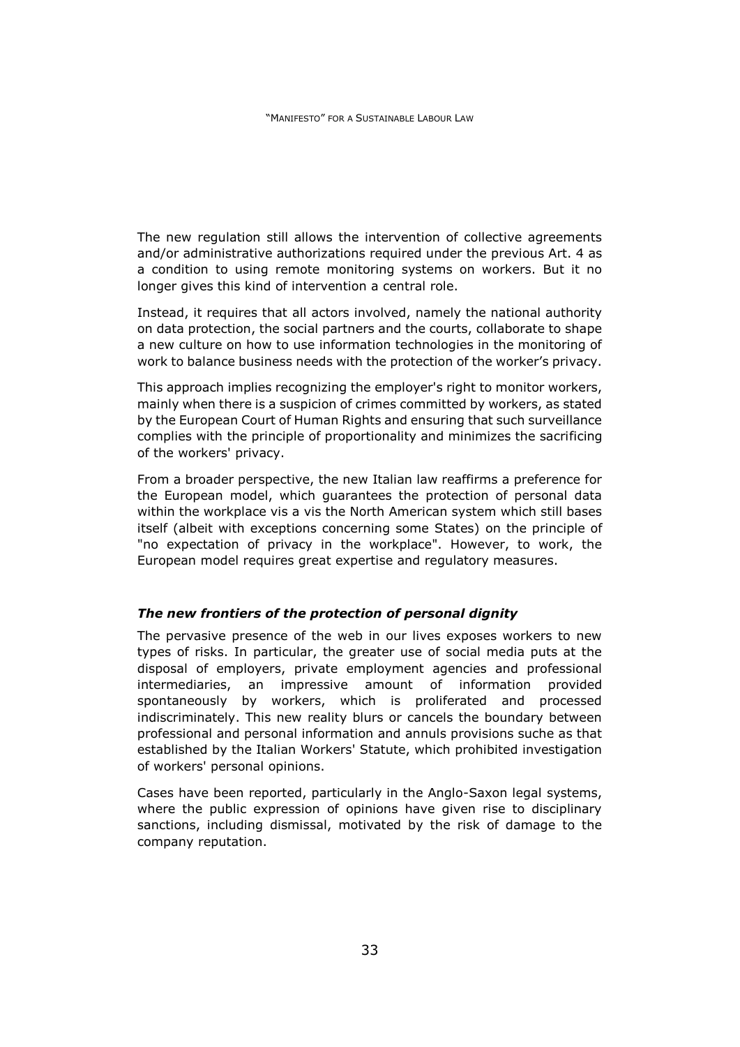The new regulation still allows the intervention of collective agreements and/or administrative authorizations required under the previous Art. 4 as a condition to using remote monitoring systems on workers. But it no longer gives this kind of intervention a central role.

Instead, it requires that all actors involved, namely the national authority on data protection, the social partners and the courts, collaborate to shape a new culture on how to use information technologies in the monitoring of work to balance business needs with the protection of the worker's privacy.

This approach implies recognizing the employer's right to monitor workers, mainly when there is a suspicion of crimes committed by workers, as stated by the European Court of Human Rights and ensuring that such surveillance complies with the principle of proportionality and minimizes the sacrificing of the workers' privacy.

From a broader perspective, the new Italian law reaffirms a preference for the European model, which guarantees the protection of personal data within the workplace vis a vis the North American system which still bases itself (albeit with exceptions concerning some States) on the principle of "no expectation of privacy in the workplace". However, to work, the European model requires great expertise and regulatory measures.

### ***The new frontiers of the protection of personal dignity***

The pervasive presence of the web in our lives exposes workers to new types of risks. In particular, the greater use of social media puts at the disposal of employers, private employment agencies and professional intermediaries, an impressive amount of information provided spontaneously by workers, which is proliferated and processed indiscriminately. This new reality blurs or cancels the boundary between professional and personal information and annuls provisions suche as that established by the Italian Workers' Statute, which prohibited investigation of workers' personal opinions.

Cases have been reported, particularly in the Anglo-Saxon legal systems, where the public expression of opinions have given rise to disciplinary sanctions, including dismissal, motivated by the risk of damage to the company reputation.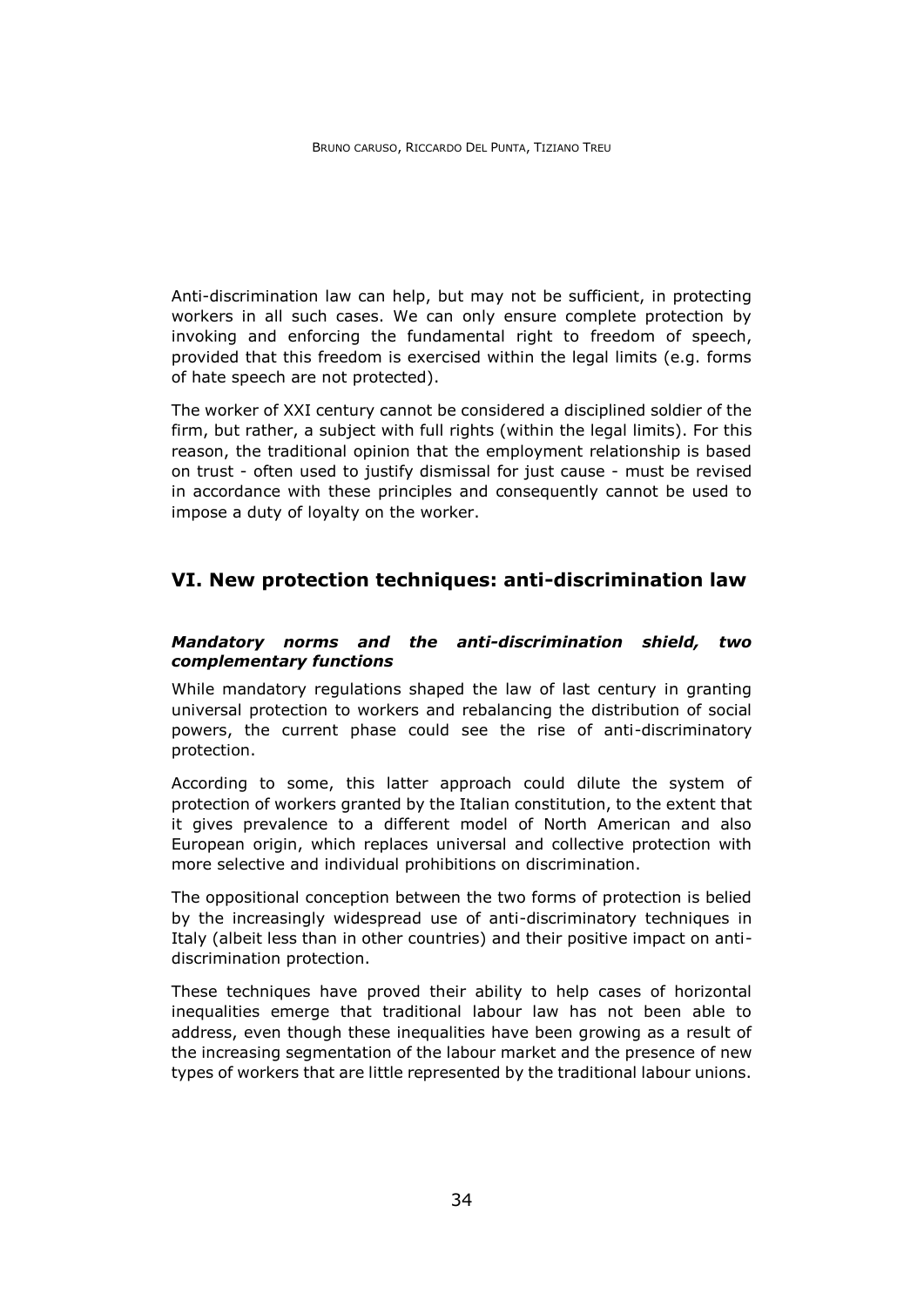Anti-discrimination law can help, but may not be sufficient, in protecting workers in all such cases. We can only ensure complete protection by invoking and enforcing the fundamental right to freedom of speech, provided that this freedom is exercised within the legal limits (e.g. forms of hate speech are not protected).

The worker of XXI century cannot be considered a disciplined soldier of the firm, but rather, a subject with full rights (within the legal limits). For this reason, the traditional opinion that the employment relationship is based on trust - often used to justify dismissal for just cause - must be revised in accordance with these principles and consequently cannot be used to impose a duty of loyalty on the worker.

## VI. New protection techniques: anti-discrimination law

### *Mandatory norms and the anti-discrimination shield, two complementary functions*

While mandatory regulations shaped the law of last century in granting universal protection to workers and rebalancing the distribution of social powers, the current phase could see the rise of anti-discriminatory protection.

According to some, this latter approach could dilute the system of protection of workers granted by the Italian constitution, to the extent that it gives prevalence to a different model of North American and also European origin, which replaces universal and collective protection with more selective and individual prohibitions on discrimination.

The oppositional conception between the two forms of protection is belied by the increasingly widespread use of anti-discriminatory techniques in Italy (albeit less than in other countries) and their positive impact on anti-discrimination protection.

These techniques have proved their ability to help cases of horizontal inequalities emerge that traditional labour law has not been able to address, even though these inequalities have been growing as a result of the increasing segmentation of the labour market and the presence of new types of workers that are little represented by the traditional labour unions.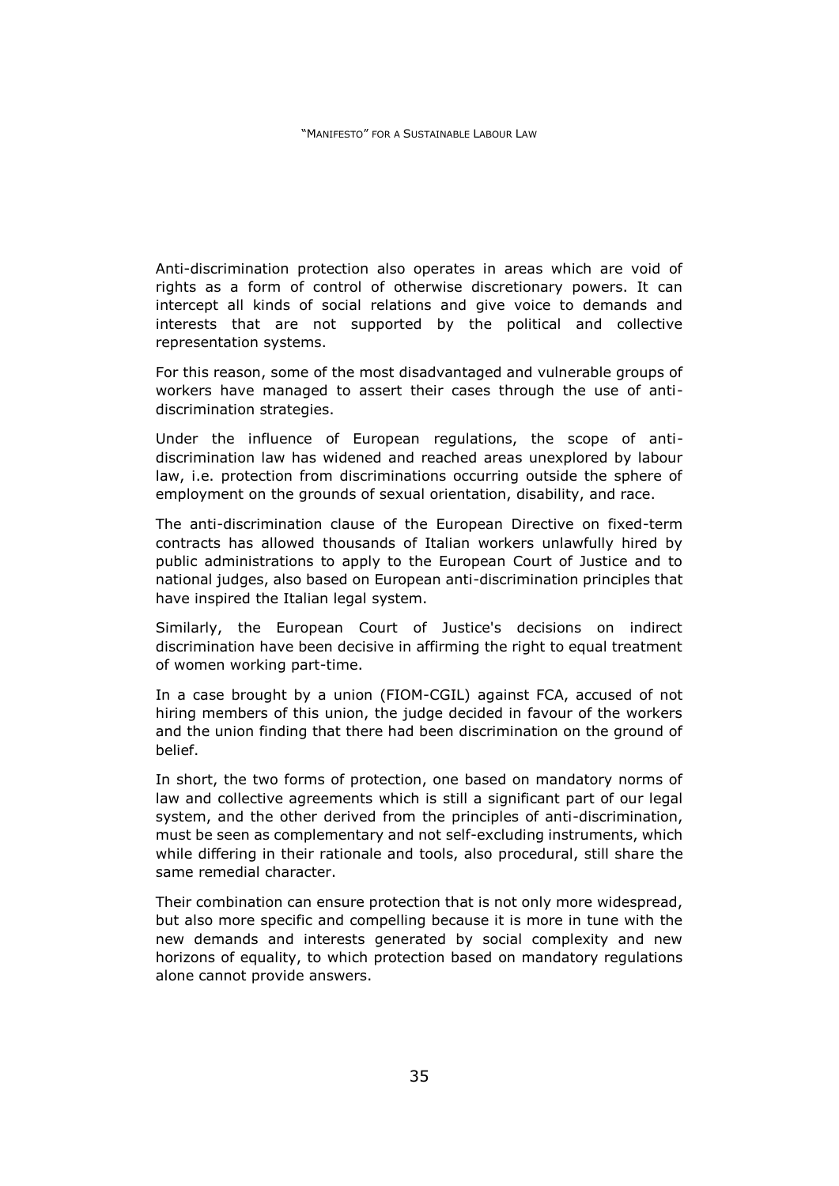Anti-discrimination protection also operates in areas which are void of rights as a form of control of otherwise discretionary powers. It can intercept all kinds of social relations and give voice to demands and interests that are not supported by the political and collective representation systems.

For this reason, some of the most disadvantaged and vulnerable groups of workers have managed to assert their cases through the use of anti-discrimination strategies.

Under the influence of European regulations, the scope of anti-discrimination law has widened and reached areas unexplored by labour law, i.e. protection from discriminations occurring outside the sphere of employment on the grounds of sexual orientation, disability, and race.

The anti-discrimination clause of the European Directive on fixed-term contracts has allowed thousands of Italian workers unlawfully hired by public administrations to apply to the European Court of Justice and to national judges, also based on European anti-discrimination principles that have inspired the Italian legal system.

Similarly, the European Court of Justice's decisions on indirect discrimination have been decisive in affirming the right to equal treatment of women working part-time.

In a case brought by a union (FIOM-CGIL) against FCA, accused of not hiring members of this union, the judge decided in favour of the workers and the union finding that there had been discrimination on the ground of belief.

In short, the two forms of protection, one based on mandatory norms of law and collective agreements which is still a significant part of our legal system, and the other derived from the principles of anti-discrimination, must be seen as complementary and not self-excluding instruments, which while differing in their rationale and tools, also procedural, still share the same remedial character.

Their combination can ensure protection that is not only more widespread, but also more specific and compelling because it is more in tune with the new demands and interests generated by social complexity and new horizons of equality, to which protection based on mandatory regulations alone cannot provide answers.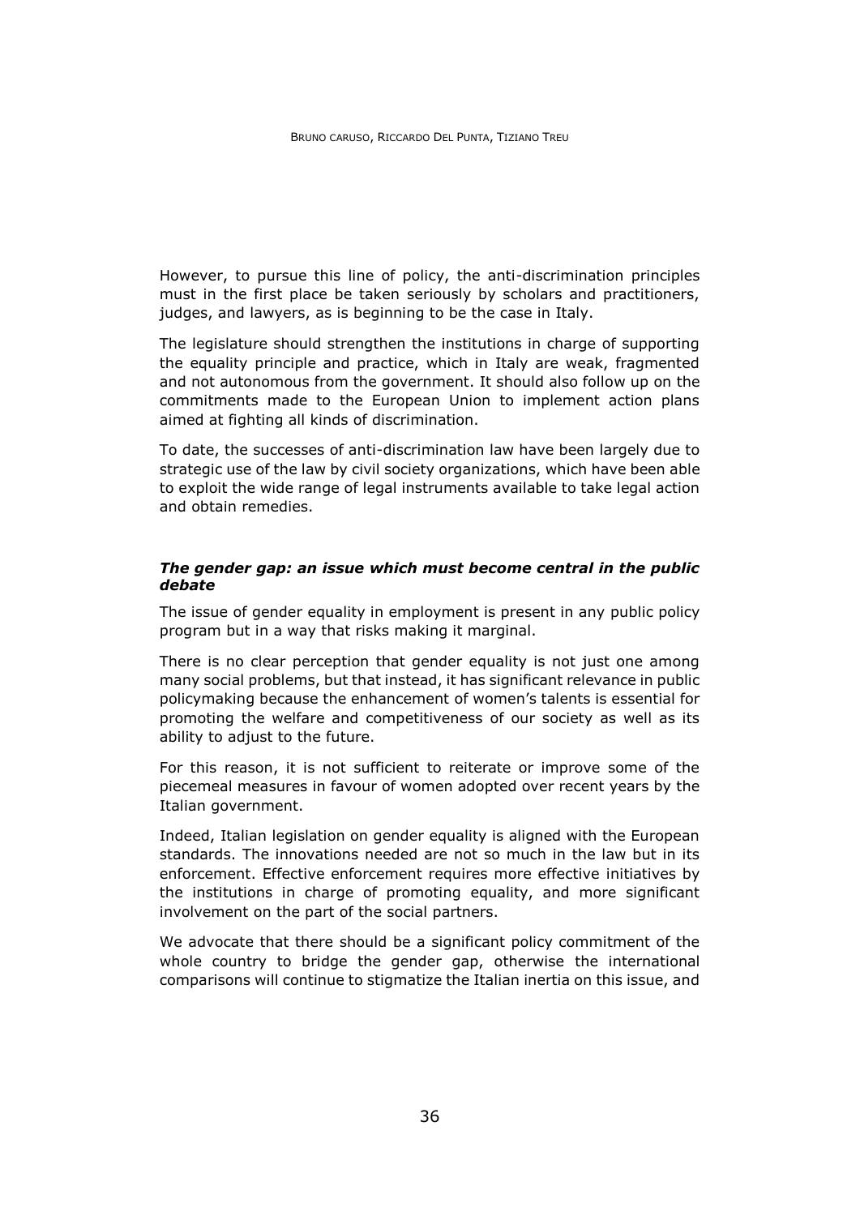However, to pursue this line of policy, the anti-discrimination principles must in the first place be taken seriously by scholars and practitioners, judges, and lawyers, as is beginning to be the case in Italy.

The legislature should strengthen the institutions in charge of supporting the equality principle and practice, which in Italy are weak, fragmented and not autonomous from the government. It should also follow up on the commitments made to the European Union to implement action plans aimed at fighting all kinds of discrimination.

To date, the successes of anti-discrimination law have been largely due to strategic use of the law by civil society organizations, which have been able to exploit the wide range of legal instruments available to take legal action and obtain remedies.

### *The gender gap: an issue which must become central in the public debate*

The issue of gender equality in employment is present in any public policy program but in a way that risks making it marginal.

There is no clear perception that gender equality is not just one among many social problems, but that instead, it has significant relevance in public policymaking because the enhancement of women's talents is essential for promoting the welfare and competitiveness of our society as well as its ability to adjust to the future.

For this reason, it is not sufficient to reiterate or improve some of the piecemeal measures in favour of women adopted over recent years by the Italian government.

Indeed, Italian legislation on gender equality is aligned with the European standards. The innovations needed are not so much in the law but in its enforcement. Effective enforcement requires more effective initiatives by the institutions in charge of promoting equality, and more significant involvement on the part of the social partners.

We advocate that there should be a significant policy commitment of the whole country to bridge the gender gap, otherwise the international comparisons will continue to stigmatize the Italian inertia on this issue, and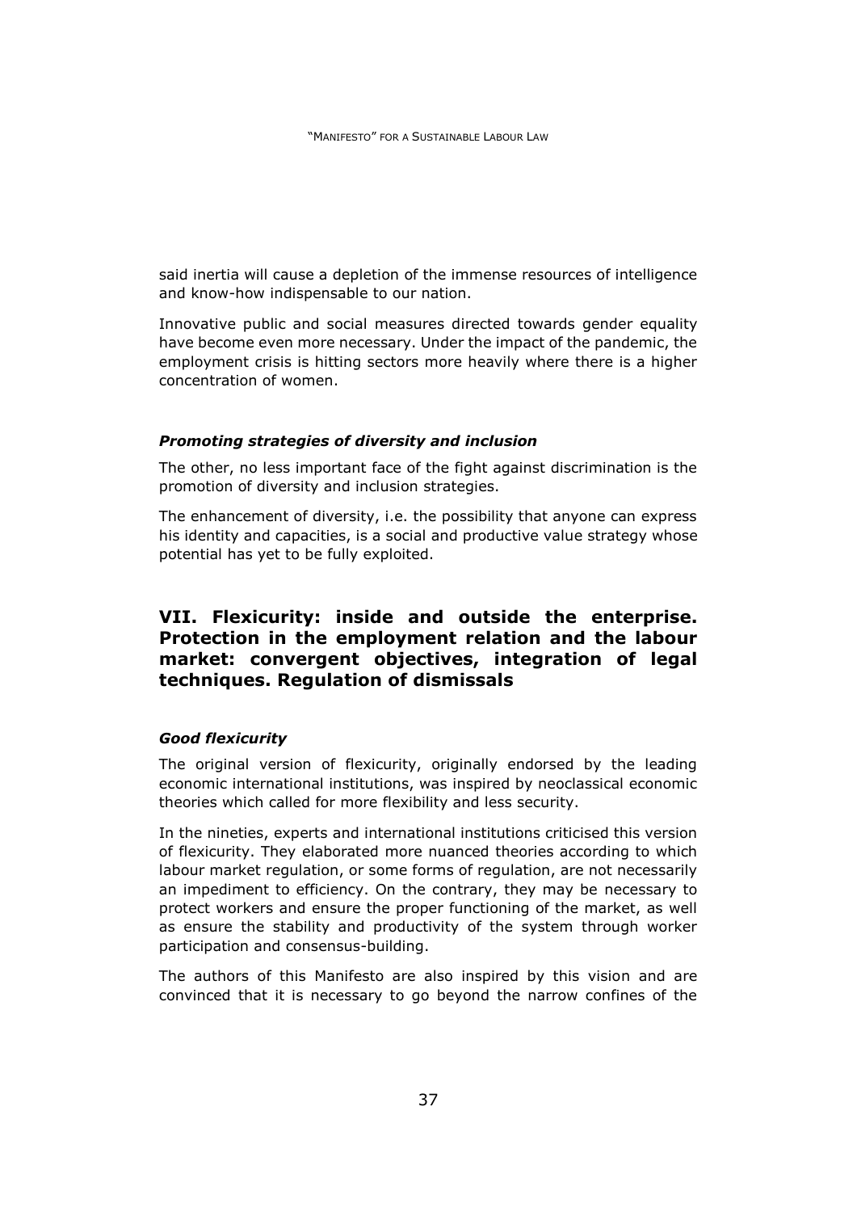said inertia will cause a depletion of the immense resources of intelligence and know-how indispensable to our nation.

Innovative public and social measures directed towards gender equality have become even more necessary. Under the impact of the pandemic, the employment crisis is hitting sectors more heavily where there is a higher concentration of women.

#### *Promoting strategies of diversity and inclusion*

The other, no less important face of the fight against discrimination is the promotion of diversity and inclusion strategies.

The enhancement of diversity, i.e. the possibility that anyone can express his identity and capacities, is a social and productive value strategy whose potential has yet to be fully exploited.

## VII. Flexicurity: inside and outside the enterprise. Protection in the employment relation and the labour market: convergent objectives, integration of legal techniques. Regulation of dismissals

#### *Good flexicurity*

The original version of flexicurity, originally endorsed by the leading economic international institutions, was inspired by neoclassical economic theories which called for more flexibility and less security.

In the nineties, experts and international institutions criticised this version of flexicurity. They elaborated more nuanced theories according to which labour market regulation, or some forms of regulation, are not necessarily an impediment to efficiency. On the contrary, they may be necessary to protect workers and ensure the proper functioning of the market, as well as ensure the stability and productivity of the system through worker participation and consensus-building.

The authors of this Manifesto are also inspired by this vision and are convinced that it is necessary to go beyond the narrow confines of the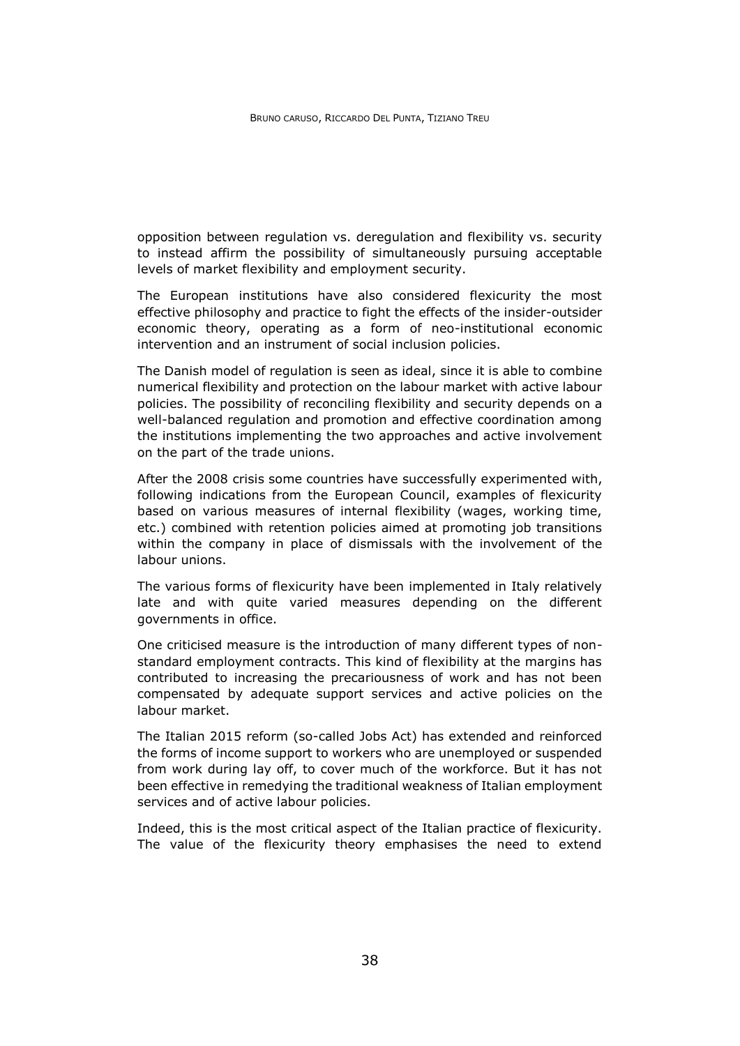opposition between regulation vs. deregulation and flexibility vs. security to instead affirm the possibility of simultaneously pursuing acceptable levels of market flexibility and employment security.

The European institutions have also considered flexicurity the most effective philosophy and practice to fight the effects of the insider-outsider economic theory, operating as a form of neo-institutional economic intervention and an instrument of social inclusion policies.

The Danish model of regulation is seen as ideal, since it is able to combine numerical flexibility and protection on the labour market with active labour policies. The possibility of reconciling flexibility and security depends on a well-balanced regulation and promotion and effective coordination among the institutions implementing the two approaches and active involvement on the part of the trade unions.

After the 2008 crisis some countries have successfully experimented with, following indications from the European Council, examples of flexicurity based on various measures of internal flexibility (wages, working time, etc.) combined with retention policies aimed at promoting job transitions within the company in place of dismissals with the involvement of the labour unions.

The various forms of flexicurity have been implemented in Italy relatively late and with quite varied measures depending on the different governments in office.

One criticised measure is the introduction of many different types of non-standard employment contracts. This kind of flexibility at the margins has contributed to increasing the precariousness of work and has not been compensated by adequate support services and active policies on the labour market.

The Italian 2015 reform (so-called Jobs Act) has extended and reinforced the forms of income support to workers who are unemployed or suspended from work during lay off, to cover much of the workforce. But it has not been effective in remedying the traditional weakness of Italian employment services and of active labour policies.

Indeed, this is the most critical aspect of the Italian practice of flexicurity. The value of the flexicurity theory emphasises the need to extend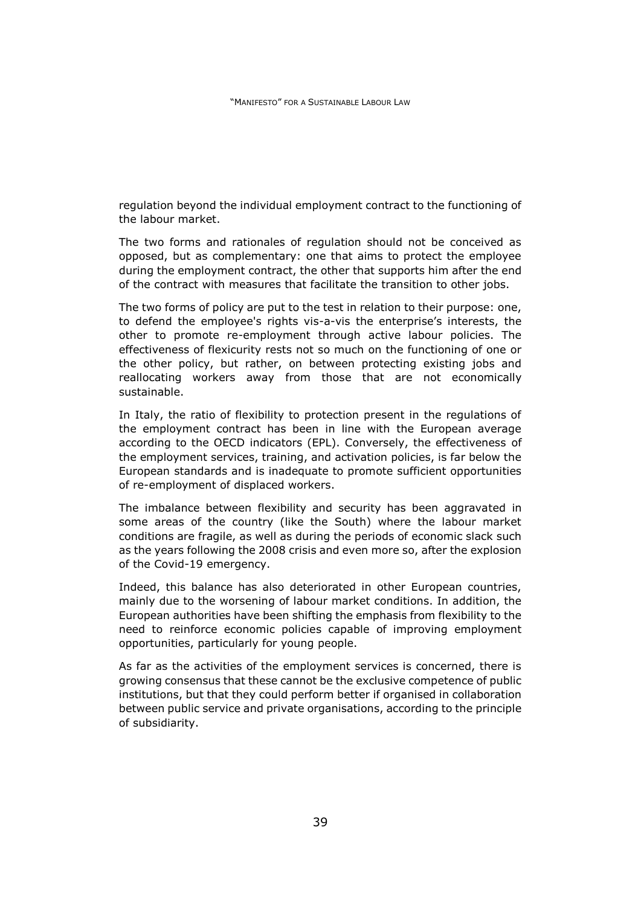regulation beyond the individual employment contract to the functioning of the labour market.

The two forms and rationales of regulation should not be conceived as opposed, but as complementary: one that aims to protect the employee during the employment contract, the other that supports him after the end of the contract with measures that facilitate the transition to other jobs.

The two forms of policy are put to the test in relation to their purpose: one, to defend the employee's rights vis-a-vis the enterprise's interests, the other to promote re-employment through active labour policies. The effectiveness of flexicurity rests not so much on the functioning of one or the other policy, but rather, on between protecting existing jobs and reallocating workers away from those that are not economically sustainable.

In Italy, the ratio of flexibility to protection present in the regulations of the employment contract has been in line with the European average according to the OECD indicators (EPL). Conversely, the effectiveness of the employment services, training, and activation policies, is far below the European standards and is inadequate to promote sufficient opportunities of re-employment of displaced workers.

The imbalance between flexibility and security has been aggravated in some areas of the country (like the South) where the labour market conditions are fragile, as well as during the periods of economic slack such as the years following the 2008 crisis and even more so, after the explosion of the Covid-19 emergency.

Indeed, this balance has also deteriorated in other European countries, mainly due to the worsening of labour market conditions. In addition, the European authorities have been shifting the emphasis from flexibility to the need to reinforce economic policies capable of improving employment opportunities, particularly for young people.

As far as the activities of the employment services is concerned, there is growing consensus that these cannot be the exclusive competence of public institutions, but that they could perform better if organised in collaboration between public service and private organisations, according to the principle of subsidiarity.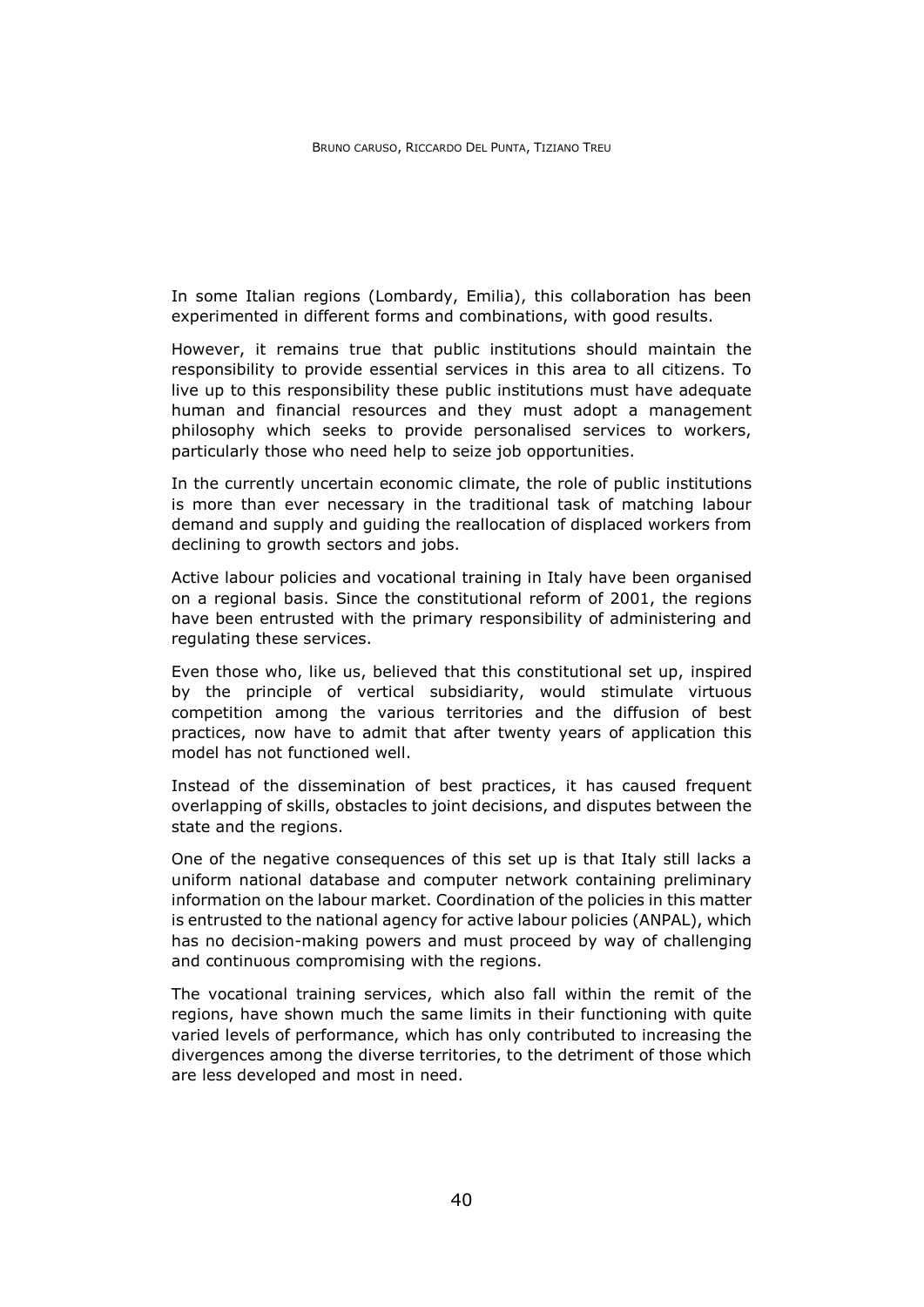In some Italian regions (Lombardy, Emilia), this collaboration has been experimented in different forms and combinations, with good results.

However, it remains true that public institutions should maintain the responsibility to provide essential services in this area to all citizens. To live up to this responsibility these public institutions must have adequate human and financial resources and they must adopt a management philosophy which seeks to provide personalised services to workers, particularly those who need help to seize job opportunities.

In the currently uncertain economic climate, the role of public institutions is more than ever necessary in the traditional task of matching labour demand and supply and guiding the reallocation of displaced workers from declining to growth sectors and jobs.

Active labour policies and vocational training in Italy have been organised on a regional basis. Since the constitutional reform of 2001, the regions have been entrusted with the primary responsibility of administering and regulating these services.

Even those who, like us, believed that this constitutional set up, inspired by the principle of vertical subsidiarity, would stimulate virtuous competition among the various territories and the diffusion of best practices, now have to admit that after twenty years of application this model has not functioned well.

Instead of the dissemination of best practices, it has caused frequent overlapping of skills, obstacles to joint decisions, and disputes between the state and the regions.

One of the negative consequences of this set up is that Italy still lacks a uniform national database and computer network containing preliminary information on the labour market. Coordination of the policies in this matter is entrusted to the national agency for active labour policies (ANPAL), which has no decision-making powers and must proceed by way of challenging and continuous compromising with the regions.

The vocational training services, which also fall within the remit of the regions, have shown much the same limits in their functioning with quite varied levels of performance, which has only contributed to increasing the divergences among the diverse territories, to the detriment of those which are less developed and most in need.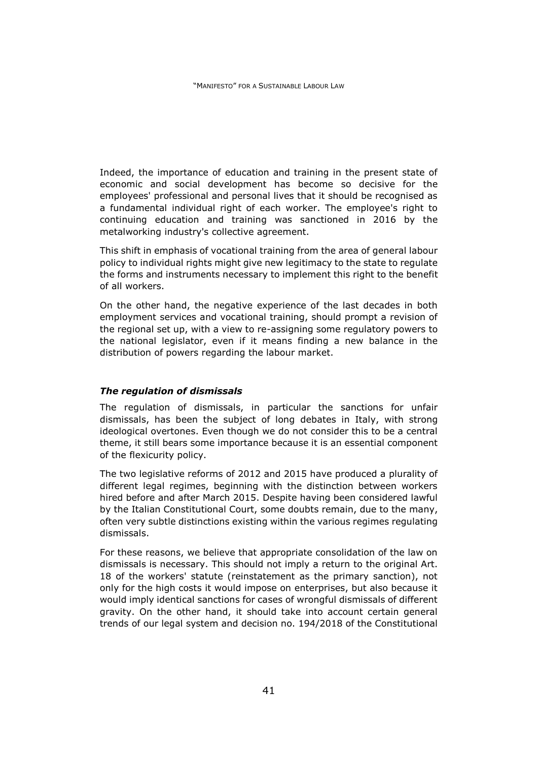Indeed, the importance of education and training in the present state of economic and social development has become so decisive for the employees' professional and personal lives that it should be recognised as a fundamental individual right of each worker. The employee's right to continuing education and training was sanctioned in 2016 by the metalworking industry's collective agreement.

This shift in emphasis of vocational training from the area of general labour policy to individual rights might give new legitimacy to the state to regulate the forms and instruments necessary to implement this right to the benefit of all workers.

On the other hand, the negative experience of the last decades in both employment services and vocational training, should prompt a revision of the regional set up, with a view to re-assigning some regulatory powers to the national legislator, even if it means finding a new balance in the distribution of powers regarding the labour market.

### *The regulation of dismissals*

The regulation of dismissals, in particular the sanctions for unfair dismissals, has been the subject of long debates in Italy, with strong ideological overtones. Even though we do not consider this to be a central theme, it still bears some importance because it is an essential component of the flexicurity policy.

The two legislative reforms of 2012 and 2015 have produced a plurality of different legal regimes, beginning with the distinction between workers hired before and after March 2015. Despite having been considered lawful by the Italian Constitutional Court, some doubts remain, due to the many, often very subtle distinctions existing within the various regimes regulating dismissals.

For these reasons, we believe that appropriate consolidation of the law on dismissals is necessary. This should not imply a return to the original Art. 18 of the workers' statute (reinstatement as the primary sanction), not only for the high costs it would impose on enterprises, but also because it would imply identical sanctions for cases of wrongful dismissals of different gravity. On the other hand, it should take into account certain general trends of our legal system and decision no. 194/2018 of the Constitutional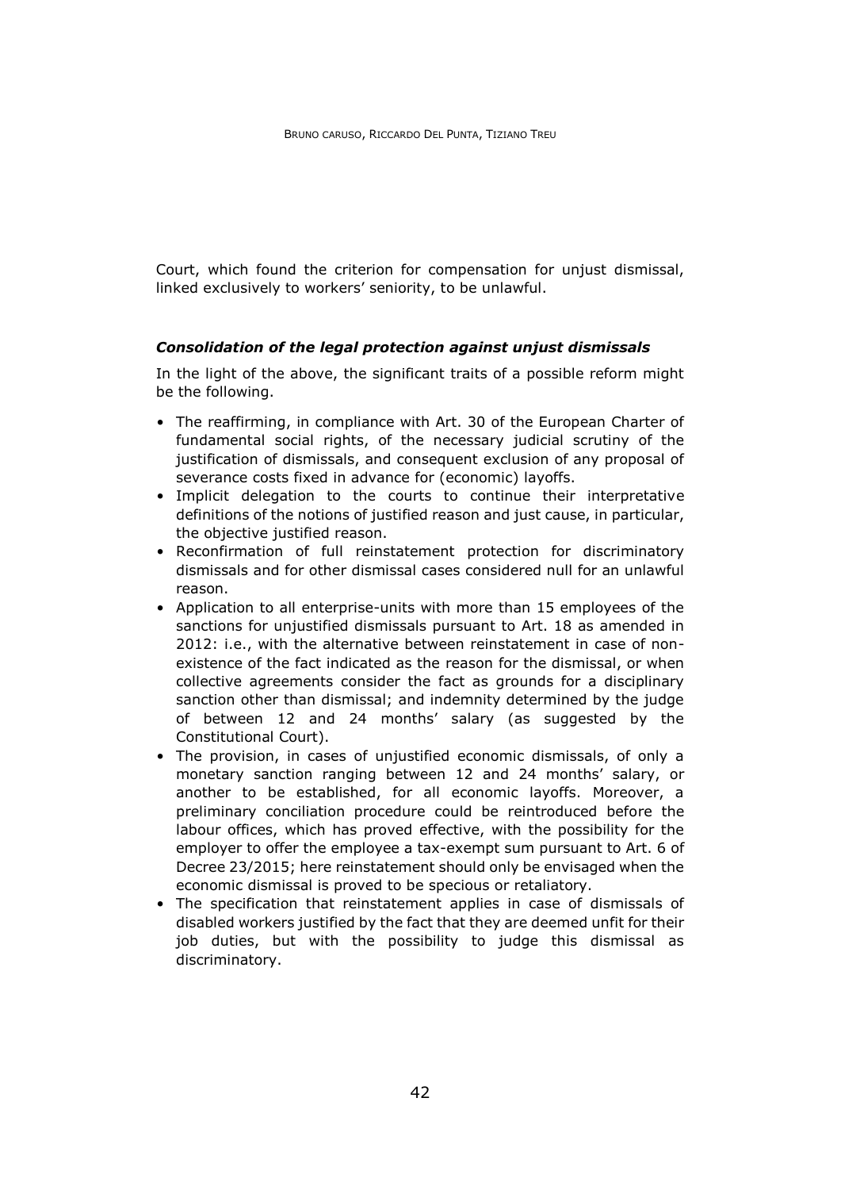Court, which found the criterion for compensation for unjust dismissal, linked exclusively to workers' seniority, to be unlawful.

### *Consolidation of the legal protection against unjust dismissals*

In the light of the above, the significant traits of a possible reform might be the following.

- The reaffirming, in compliance with Art. 30 of the European Charter of fundamental social rights, of the necessary judicial scrutiny of the justification of dismissals, and consequent exclusion of any proposal of severance costs fixed in advance for (economic) layoffs.
- Implicit delegation to the courts to continue their interpretative definitions of the notions of justified reason and just cause, in particular, the objective justified reason.
- Reconfirmation of full reinstatement protection for discriminatory dismissals and for other dismissal cases considered null for an unlawful reason.
- Application to all enterprise-units with more than 15 employees of the sanctions for unjustified dismissals pursuant to Art. 18 as amended in 2012: i.e., with the alternative between reinstatement in case of non-existence of the fact indicated as the reason for the dismissal, or when collective agreements consider the fact as grounds for a disciplinary sanction other than dismissal; and indemnity determined by the judge of between 12 and 24 months' salary (as suggested by the Constitutional Court).
- The provision, in cases of unjustified economic dismissals, of only a monetary sanction ranging between 12 and 24 months' salary, or another to be established, for all economic layoffs. Moreover, a preliminary conciliation procedure could be reintroduced before the labour offices, which has proved effective, with the possibility for the employer to offer the employee a tax-exempt sum pursuant to Art. 6 of Decree 23/2015; here reinstatement should only be envisaged when the economic dismissal is proved to be specious or retaliatory.
- The specification that reinstatement applies in case of dismissals of disabled workers justified by the fact that they are deemed unfit for their job duties, but with the possibility to judge this dismissal as discriminatory.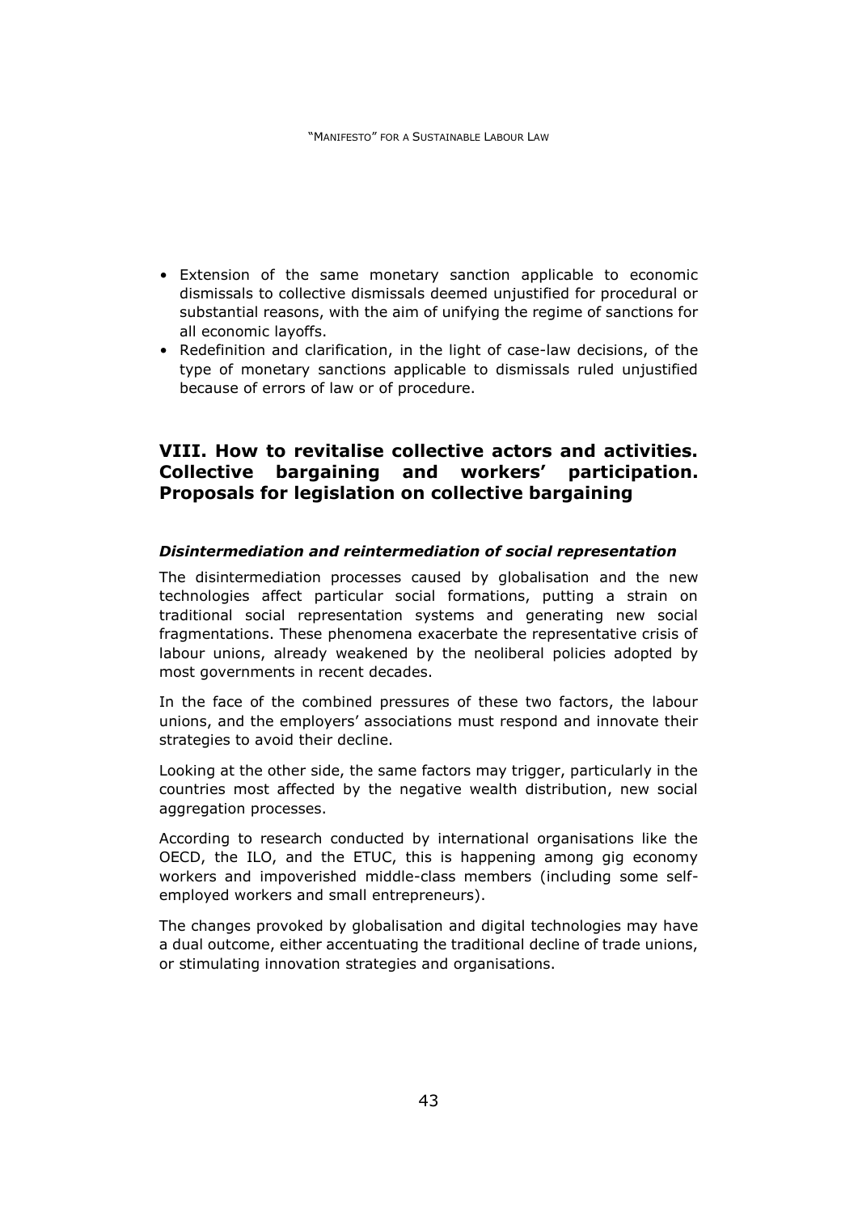- Extension of the same monetary sanction applicable to economic dismissals to collective dismissals deemed unjustified for procedural or substantial reasons, with the aim of unifying the regime of sanctions for all economic layoffs.
- Redefinition and clarification, in the light of case-law decisions, of the type of monetary sanctions applicable to dismissals ruled unjustified because of errors of law or of procedure.

## VIII. How to revitalise collective actors and activities. Collective bargaining and workers' participation. Proposals for legislation on collective bargaining

### *Disintermediation and reintermediation of social representation*

The disintermediation processes caused by globalisation and the new technologies affect particular social formations, putting a strain on traditional social representation systems and generating new social fragmentations. These phenomena exacerbate the representative crisis of labour unions, already weakened by the neoliberal policies adopted by most governments in recent decades.

In the face of the combined pressures of these two factors, the labour unions, and the employers' associations must respond and innovate their strategies to avoid their decline.

Looking at the other side, the same factors may trigger, particularly in the countries most affected by the negative wealth distribution, new social aggregation processes.

According to research conducted by international organisations like the OECD, the ILO, and the ETUC, this is happening among gig economy workers and impoverished middle-class members (including some self-employed workers and small entrepreneurs).

The changes provoked by globalisation and digital technologies may have a dual outcome, either accentuating the traditional decline of trade unions, or stimulating innovation strategies and organisations.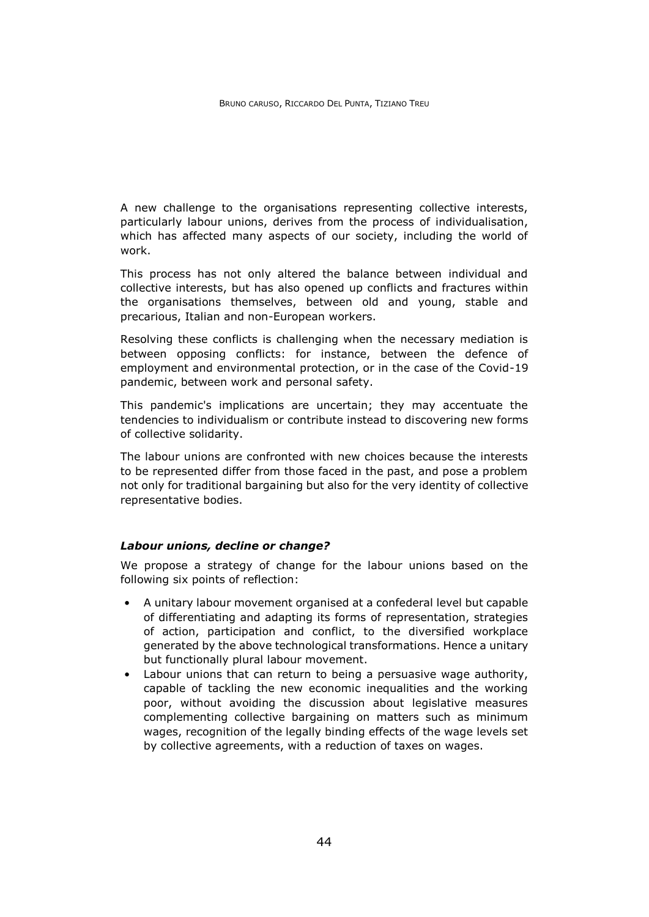A new challenge to the organisations representing collective interests, particularly labour unions, derives from the process of individualisation, which has affected many aspects of our society, including the world of work.

This process has not only altered the balance between individual and collective interests, but has also opened up conflicts and fractures within the organisations themselves, between old and young, stable and precarious, Italian and non-European workers.

Resolving these conflicts is challenging when the necessary mediation is between opposing conflicts: for instance, between the defence of employment and environmental protection, or in the case of the Covid-19 pandemic, between work and personal safety.

This pandemic's implications are uncertain; they may accentuate the tendencies to individualism or contribute instead to discovering new forms of collective solidarity.

The labour unions are confronted with new choices because the interests to be represented differ from those faced in the past, and pose a problem not only for traditional bargaining but also for the very identity of collective representative bodies.

### *Labour unions, decline or change?*

We propose a strategy of change for the labour unions based on the following six points of reflection:

- A unitary labour movement organised at a confederal level but capable of differentiating and adapting its forms of representation, strategies of action, participation and conflict, to the diversified workplace generated by the above technological transformations. Hence a unitary but functionally plural labour movement.
- Labour unions that can return to being a persuasive wage authority, capable of tackling the new economic inequalities and the working poor, without avoiding the discussion about legislative measures complementing collective bargaining on matters such as minimum wages, recognition of the legally binding effects of the wage levels set by collective agreements, with a reduction of taxes on wages.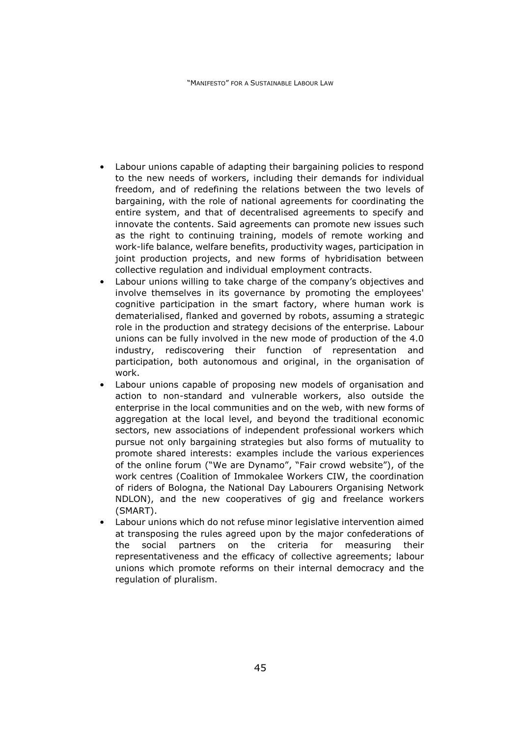- Labour unions capable of adapting their bargaining policies to respond to the new needs of workers, including their demands for individual freedom, and of redefining the relations between the two levels of bargaining, with the role of national agreements for coordinating the entire system, and that of decentralised agreements to specify and innovate the contents. Said agreements can promote new issues such as the right to continuing training, models of remote working and work-life balance, welfare benefits, productivity wages, participation in joint production projects, and new forms of hybridisation between collective regulation and individual employment contracts.
- Labour unions willing to take charge of the company's objectives and involve themselves in its governance by promoting the employees' cognitive participation in the smart factory, where human work is dematerialised, flanked and governed by robots, assuming a strategic role in the production and strategy decisions of the enterprise. Labour unions can be fully involved in the new mode of production of the 4.0 industry, rediscovering their function of representation and participation, both autonomous and original, in the organisation of work.
- Labour unions capable of proposing new models of organisation and action to non-standard and vulnerable workers, also outside the enterprise in the local communities and on the web, with new forms of aggregation at the local level, and beyond the traditional economic sectors, new associations of independent professional workers which pursue not only bargaining strategies but also forms of mutuality to promote shared interests: examples include the various experiences of the online forum ("We are Dynamo", "Fair crowd website"), of the work centres (Coalition of Immokalee Workers CIW, the coordination of riders of Bologna, the National Day Labourers Organising Network NDLON), and the new cooperatives of gig and freelance workers (SMART).
- Labour unions which do not refuse minor legislative intervention aimed at transposing the rules agreed upon by the major confederations of the social partners on the criteria for measuring their representativeness and the efficacy of collective agreements; labour unions which promote reforms on their internal democracy and the regulation of pluralism.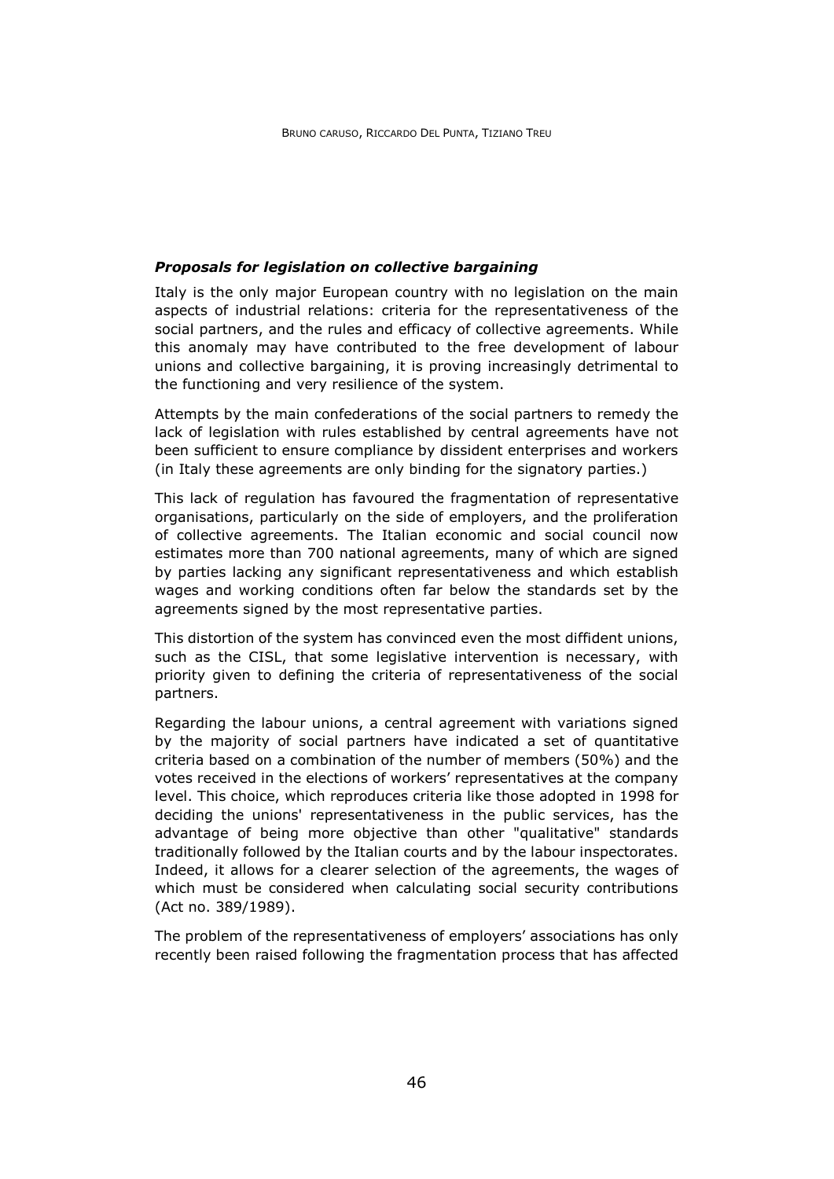***Proposals for legislation on collective bargaining***

Italy is the only major European country with no legislation on the main aspects of industrial relations: criteria for the representativeness of the social partners, and the rules and efficacy of collective agreements. While this anomaly may have contributed to the free development of labour unions and collective bargaining, it is proving increasingly detrimental to the functioning and very resilience of the system.

Attempts by the main confederations of the social partners to remedy the lack of legislation with rules established by central agreements have not been sufficient to ensure compliance by dissident enterprises and workers (in Italy these agreements are only binding for the signatory parties.)

This lack of regulation has favoured the fragmentation of representative organisations, particularly on the side of employers, and the proliferation of collective agreements. The Italian economic and social council now estimates more than 700 national agreements, many of which are signed by parties lacking any significant representativeness and which establish wages and working conditions often far below the standards set by the agreements signed by the most representative parties.

This distortion of the system has convinced even the most diffident unions, such as the CISL, that some legislative intervention is necessary, with priority given to defining the criteria of representativeness of the social partners.

Regarding the labour unions, a central agreement with variations signed by the majority of social partners have indicated a set of quantitative criteria based on a combination of the number of members (50%) and the votes received in the elections of workers' representatives at the company level. This choice, which reproduces criteria like those adopted in 1998 for deciding the unions' representativeness in the public services, has the advantage of being more objective than other "qualitative" standards traditionally followed by the Italian courts and by the labour inspectorates. Indeed, it allows for a clearer selection of the agreements, the wages of which must be considered when calculating social security contributions (Act no. 389/1989).

The problem of the representativeness of employers' associations has only recently been raised following the fragmentation process that has affected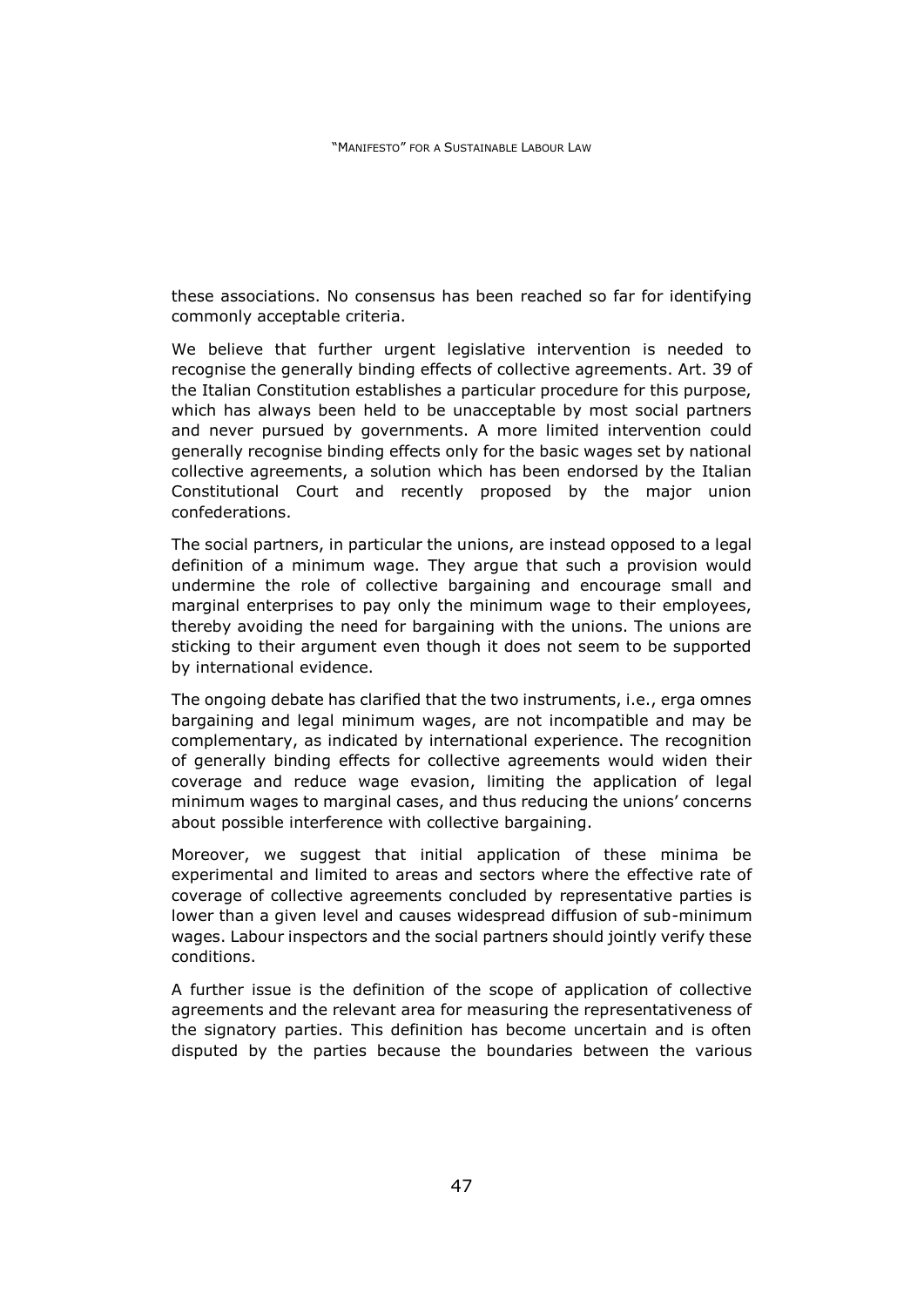these associations. No consensus has been reached so far for identifying commonly acceptable criteria.

We believe that further urgent legislative intervention is needed to recognise the generally binding effects of collective agreements. Art. 39 of the Italian Constitution establishes a particular procedure for this purpose, which has always been held to be unacceptable by most social partners and never pursued by governments. A more limited intervention could generally recognise binding effects only for the basic wages set by national collective agreements, a solution which has been endorsed by the Italian Constitutional Court and recently proposed by the major union confederations.

The social partners, in particular the unions, are instead opposed to a legal definition of a minimum wage. They argue that such a provision would undermine the role of collective bargaining and encourage small and marginal enterprises to pay only the minimum wage to their employees, thereby avoiding the need for bargaining with the unions. The unions are sticking to their argument even though it does not seem to be supported by international evidence.

The ongoing debate has clarified that the two instruments, i.e., erga omnes bargaining and legal minimum wages, are not incompatible and may be complementary, as indicated by international experience. The recognition of generally binding effects for collective agreements would widen their coverage and reduce wage evasion, limiting the application of legal minimum wages to marginal cases, and thus reducing the unions' concerns about possible interference with collective bargaining.

Moreover, we suggest that initial application of these minima be experimental and limited to areas and sectors where the effective rate of coverage of collective agreements concluded by representative parties is lower than a given level and causes widespread diffusion of sub-minimum wages. Labour inspectors and the social partners should jointly verify these conditions.

A further issue is the definition of the scope of application of collective agreements and the relevant area for measuring the representativeness of the signatory parties. This definition has become uncertain and is often disputed by the parties because the boundaries between the various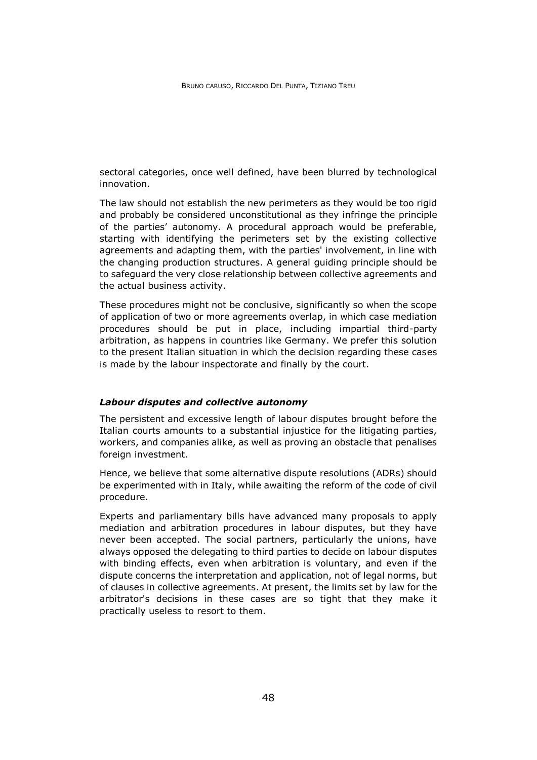sectoral categories, once well defined, have been blurred by technological innovation.

The law should not establish the new perimeters as they would be too rigid and probably be considered unconstitutional as they infringe the principle of the parties' autonomy. A procedural approach would be preferable, starting with identifying the perimeters set by the existing collective agreements and adapting them, with the parties' involvement, in line with the changing production structures. A general guiding principle should be to safeguard the very close relationship between collective agreements and the actual business activity.

These procedures might not be conclusive, significantly so when the scope of application of two or more agreements overlap, in which case mediation procedures should be put in place, including impartial third-party arbitration, as happens in countries like Germany. We prefer this solution to the present Italian situation in which the decision regarding these cases is made by the labour inspectorate and finally by the court.

### *Labour disputes and collective autonomy*

The persistent and excessive length of labour disputes brought before the Italian courts amounts to a substantial injustice for the litigating parties, workers, and companies alike, as well as proving an obstacle that penalises foreign investment.

Hence, we believe that some alternative dispute resolutions (ADRs) should be experimented with in Italy, while awaiting the reform of the code of civil procedure.

Experts and parliamentary bills have advanced many proposals to apply mediation and arbitration procedures in labour disputes, but they have never been accepted. The social partners, particularly the unions, have always opposed the delegating to third parties to decide on labour disputes with binding effects, even when arbitration is voluntary, and even if the dispute concerns the interpretation and application, not of legal norms, but of clauses in collective agreements. At present, the limits set by law for the arbitrator's decisions in these cases are so tight that they make it practically useless to resort to them.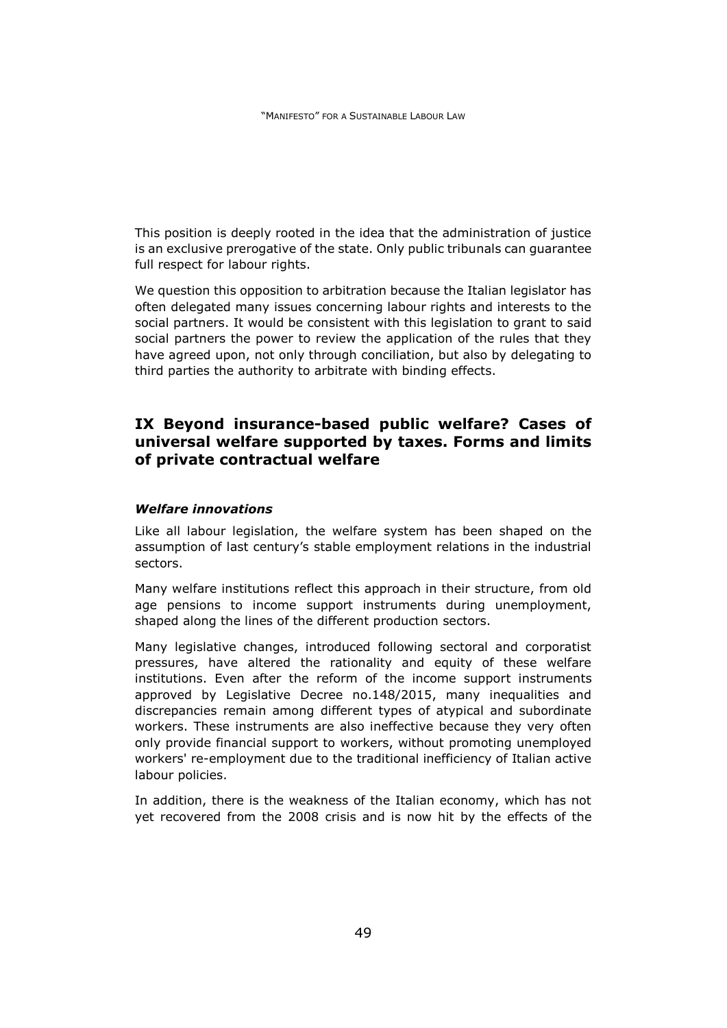This position is deeply rooted in the idea that the administration of justice is an exclusive prerogative of the state. Only public tribunals can guarantee full respect for labour rights.

We question this opposition to arbitration because the Italian legislator has often delegated many issues concerning labour rights and interests to the social partners. It would be consistent with this legislation to grant to said social partners the power to review the application of the rules that they have agreed upon, not only through conciliation, but also by delegating to third parties the authority to arbitrate with binding effects.

## IX Beyond insurance-based public welfare? Cases of universal welfare supported by taxes. Forms and limits of private contractual welfare

### *Welfare innovations*

Like all labour legislation, the welfare system has been shaped on the assumption of last century's stable employment relations in the industrial sectors.

Many welfare institutions reflect this approach in their structure, from old age pensions to income support instruments during unemployment, shaped along the lines of the different production sectors.

Many legislative changes, introduced following sectoral and corporatist pressures, have altered the rationality and equity of these welfare institutions. Even after the reform of the income support instruments approved by Legislative Decree no.148/2015, many inequalities and discrepancies remain among different types of atypical and subordinate workers. These instruments are also ineffective because they very often only provide financial support to workers, without promoting unemployed workers' re-employment due to the traditional inefficiency of Italian active labour policies.

In addition, there is the weakness of the Italian economy, which has not yet recovered from the 2008 crisis and is now hit by the effects of the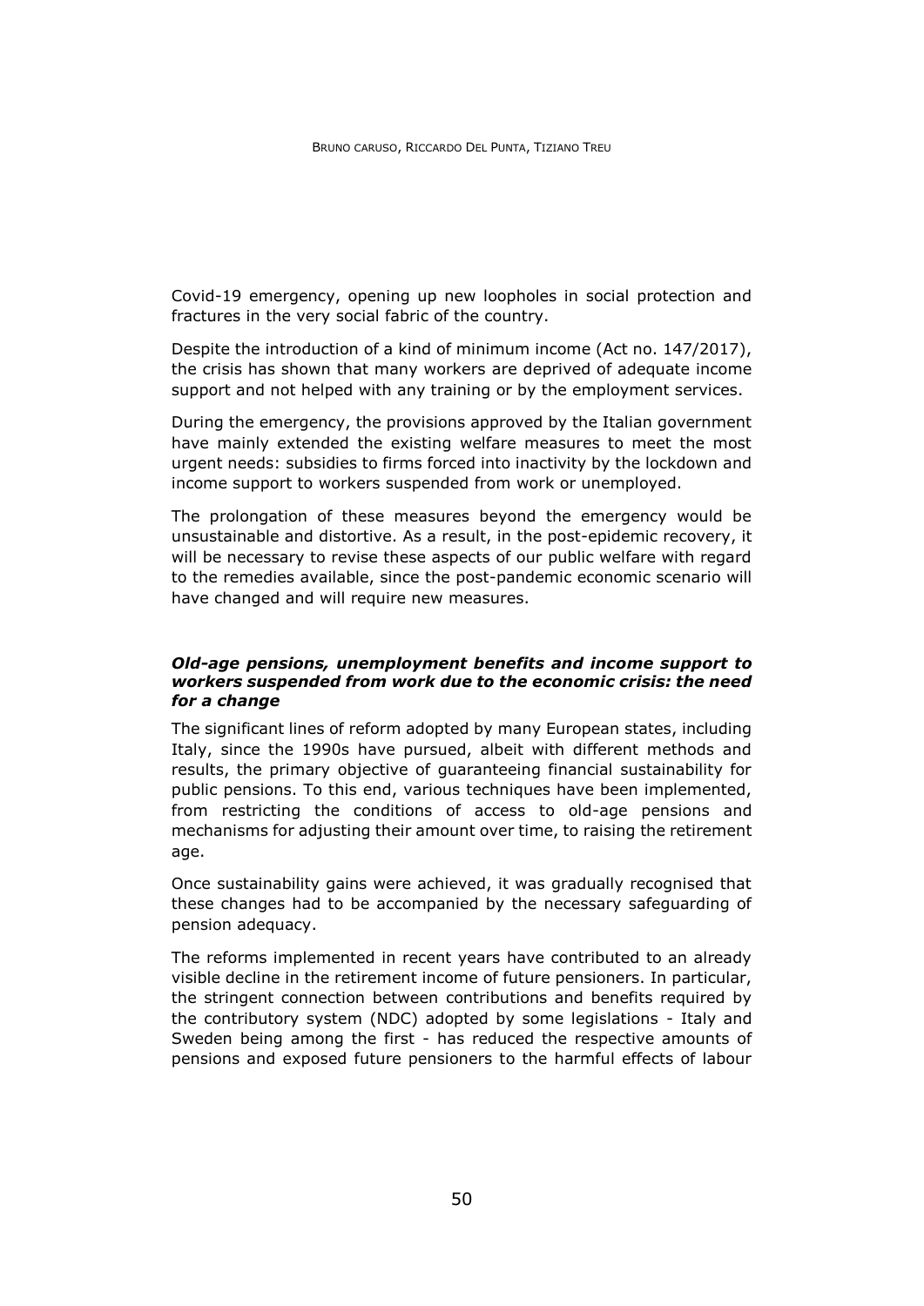Covid-19 emergency, opening up new loopholes in social protection and fractures in the very social fabric of the country.

Despite the introduction of a kind of minimum income (Act no. 147/2017), the crisis has shown that many workers are deprived of adequate income support and not helped with any training or by the employment services.

During the emergency, the provisions approved by the Italian government have mainly extended the existing welfare measures to meet the most urgent needs: subsidies to firms forced into inactivity by the lockdown and income support to workers suspended from work or unemployed.

The prolongation of these measures beyond the emergency would be unsustainable and distortive. As a result, in the post-epidemic recovery, it will be necessary to revise these aspects of our public welfare with regard to the remedies available, since the post-pandemic economic scenario will have changed and will require new measures.

### *Old-age pensions, unemployment benefits and income support to workers suspended from work due to the economic crisis: the need for a change*

The significant lines of reform adopted by many European states, including Italy, since the 1990s have pursued, albeit with different methods and results, the primary objective of guaranteeing financial sustainability for public pensions. To this end, various techniques have been implemented, from restricting the conditions of access to old-age pensions and mechanisms for adjusting their amount over time, to raising the retirement age.

Once sustainability gains were achieved, it was gradually recognised that these changes had to be accompanied by the necessary safeguarding of pension adequacy.

The reforms implemented in recent years have contributed to an already visible decline in the retirement income of future pensioners. In particular, the stringent connection between contributions and benefits required by the contributory system (NDC) adopted by some legislations - Italy and Sweden being among the first - has reduced the respective amounts of pensions and exposed future pensioners to the harmful effects of labour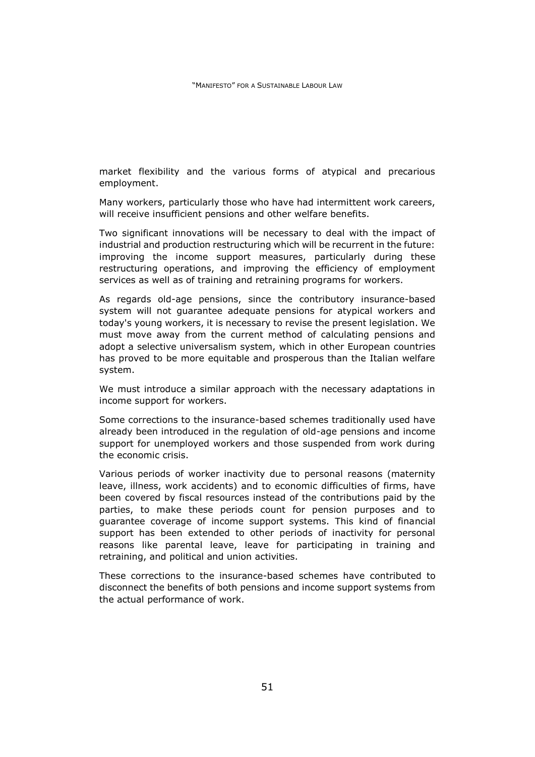market flexibility and the various forms of atypical and precarious employment.

Many workers, particularly those who have had intermittent work careers, will receive insufficient pensions and other welfare benefits.

Two significant innovations will be necessary to deal with the impact of industrial and production restructuring which will be recurrent in the future: improving the income support measures, particularly during these restructuring operations, and improving the efficiency of employment services as well as of training and retraining programs for workers.

As regards old-age pensions, since the contributory insurance-based system will not guarantee adequate pensions for atypical workers and today's young workers, it is necessary to revise the present legislation. We must move away from the current method of calculating pensions and adopt a selective universalism system, which in other European countries has proved to be more equitable and prosperous than the Italian welfare system.

We must introduce a similar approach with the necessary adaptations in income support for workers.

Some corrections to the insurance-based schemes traditionally used have already been introduced in the regulation of old-age pensions and income support for unemployed workers and those suspended from work during the economic crisis.

Various periods of worker inactivity due to personal reasons (maternity leave, illness, work accidents) and to economic difficulties of firms, have been covered by fiscal resources instead of the contributions paid by the parties, to make these periods count for pension purposes and to guarantee coverage of income support systems. This kind of financial support has been extended to other periods of inactivity for personal reasons like parental leave, leave for participating in training and retraining, and political and union activities.

These corrections to the insurance-based schemes have contributed to disconnect the benefits of both pensions and income support systems from the actual performance of work.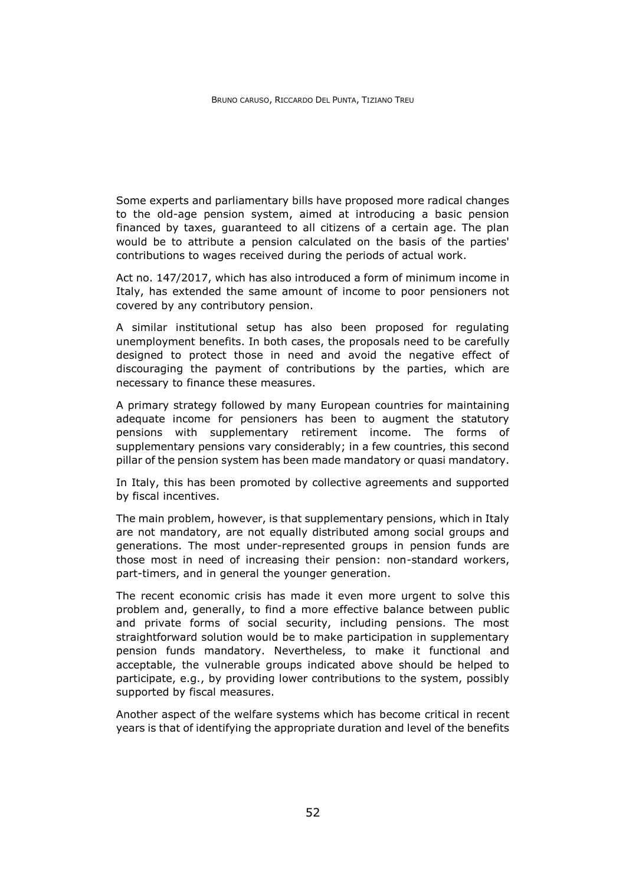Some experts and parliamentary bills have proposed more radical changes to the old-age pension system, aimed at introducing a basic pension financed by taxes, guaranteed to all citizens of a certain age. The plan would be to attribute a pension calculated on the basis of the parties' contributions to wages received during the periods of actual work.

Act no. 147/2017, which has also introduced a form of minimum income in Italy, has extended the same amount of income to poor pensioners not covered by any contributory pension.

A similar institutional setup has also been proposed for regulating unemployment benefits. In both cases, the proposals need to be carefully designed to protect those in need and avoid the negative effect of discouraging the payment of contributions by the parties, which are necessary to finance these measures.

A primary strategy followed by many European countries for maintaining adequate income for pensioners has been to augment the statutory pensions with supplementary retirement income. The forms of supplementary pensions vary considerably; in a few countries, this second pillar of the pension system has been made mandatory or quasi mandatory.

In Italy, this has been promoted by collective agreements and supported by fiscal incentives.

The main problem, however, is that supplementary pensions, which in Italy are not mandatory, are not equally distributed among social groups and generations. The most under-represented groups in pension funds are those most in need of increasing their pension: non-standard workers, part-timers, and in general the younger generation.

The recent economic crisis has made it even more urgent to solve this problem and, generally, to find a more effective balance between public and private forms of social security, including pensions. The most straightforward solution would be to make participation in supplementary pension funds mandatory. Nevertheless, to make it functional and acceptable, the vulnerable groups indicated above should be helped to participate, e.g., by providing lower contributions to the system, possibly supported by fiscal measures.

Another aspect of the welfare systems which has become critical in recent years is that of identifying the appropriate duration and level of the benefits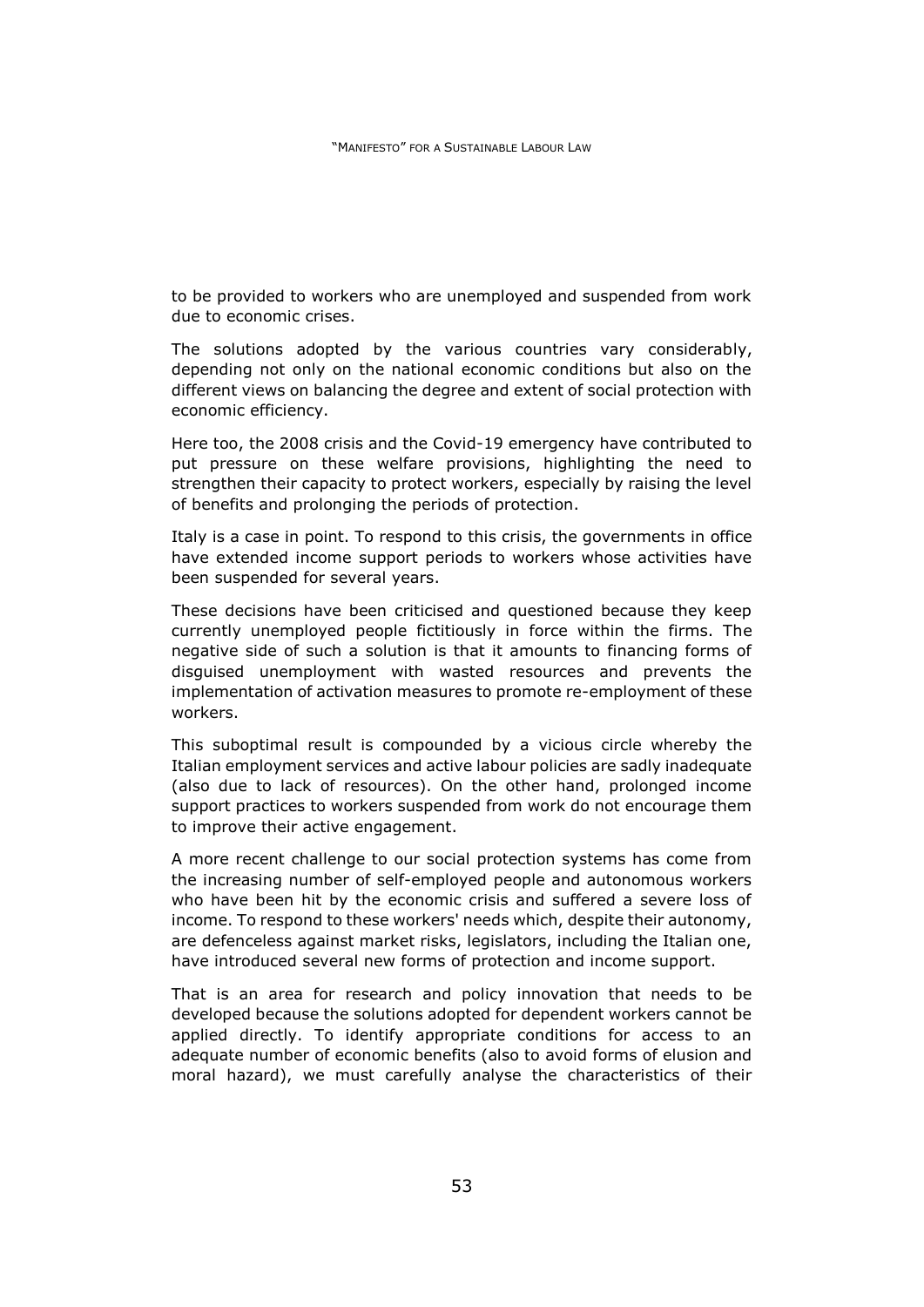to be provided to workers who are unemployed and suspended from work due to economic crises.

The solutions adopted by the various countries vary considerably, depending not only on the national economic conditions but also on the different views on balancing the degree and extent of social protection with economic efficiency.

Here too, the 2008 crisis and the Covid-19 emergency have contributed to put pressure on these welfare provisions, highlighting the need to strengthen their capacity to protect workers, especially by raising the level of benefits and prolonging the periods of protection.

Italy is a case in point. To respond to this crisis, the governments in office have extended income support periods to workers whose activities have been suspended for several years.

These decisions have been criticised and questioned because they keep currently unemployed people fictitiously in force within the firms. The negative side of such a solution is that it amounts to financing forms of disguised unemployment with wasted resources and prevents the implementation of activation measures to promote re-employment of these workers.

This suboptimal result is compounded by a vicious circle whereby the Italian employment services and active labour policies are sadly inadequate (also due to lack of resources). On the other hand, prolonged income support practices to workers suspended from work do not encourage them to improve their active engagement.

A more recent challenge to our social protection systems has come from the increasing number of self-employed people and autonomous workers who have been hit by the economic crisis and suffered a severe loss of income. To respond to these workers' needs which, despite their autonomy, are defenceless against market risks, legislators, including the Italian one, have introduced several new forms of protection and income support.

That is an area for research and policy innovation that needs to be developed because the solutions adopted for dependent workers cannot be applied directly. To identify appropriate conditions for access to an adequate number of economic benefits (also to avoid forms of elusion and moral hazard), we must carefully analyse the characteristics of their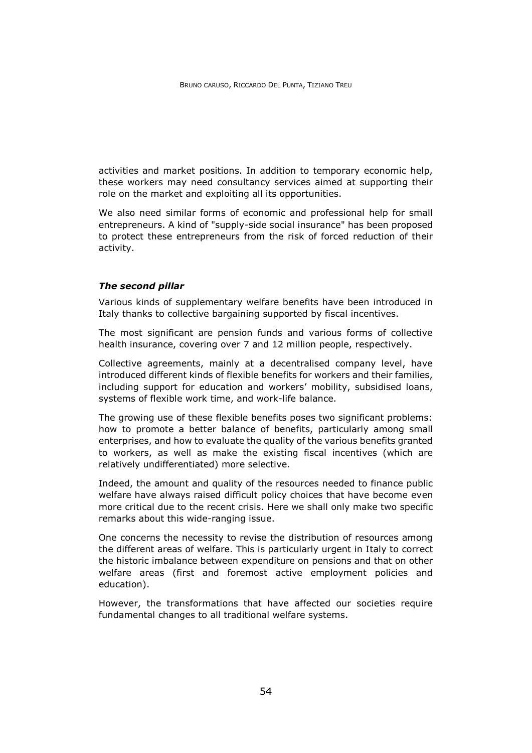activities and market positions. In addition to temporary economic help, these workers may need consultancy services aimed at supporting their role on the market and exploiting all its opportunities.

We also need similar forms of economic and professional help for small entrepreneurs. A kind of "supply-side social insurance" has been proposed to protect these entrepreneurs from the risk of forced reduction of their activity.

### *The second pillar*

Various kinds of supplementary welfare benefits have been introduced in Italy thanks to collective bargaining supported by fiscal incentives.

The most significant are pension funds and various forms of collective health insurance, covering over 7 and 12 million people, respectively.

Collective agreements, mainly at a decentralised company level, have introduced different kinds of flexible benefits for workers and their families, including support for education and workers' mobility, subsidised loans, systems of flexible work time, and work-life balance.

The growing use of these flexible benefits poses two significant problems: how to promote a better balance of benefits, particularly among small enterprises, and how to evaluate the quality of the various benefits granted to workers, as well as make the existing fiscal incentives (which are relatively undifferentiated) more selective.

Indeed, the amount and quality of the resources needed to finance public welfare have always raised difficult policy choices that have become even more critical due to the recent crisis. Here we shall only make two specific remarks about this wide-ranging issue.

One concerns the necessity to revise the distribution of resources among the different areas of welfare. This is particularly urgent in Italy to correct the historic imbalance between expenditure on pensions and that on other welfare areas (first and foremost active employment policies and education).

However, the transformations that have affected our societies require fundamental changes to all traditional welfare systems.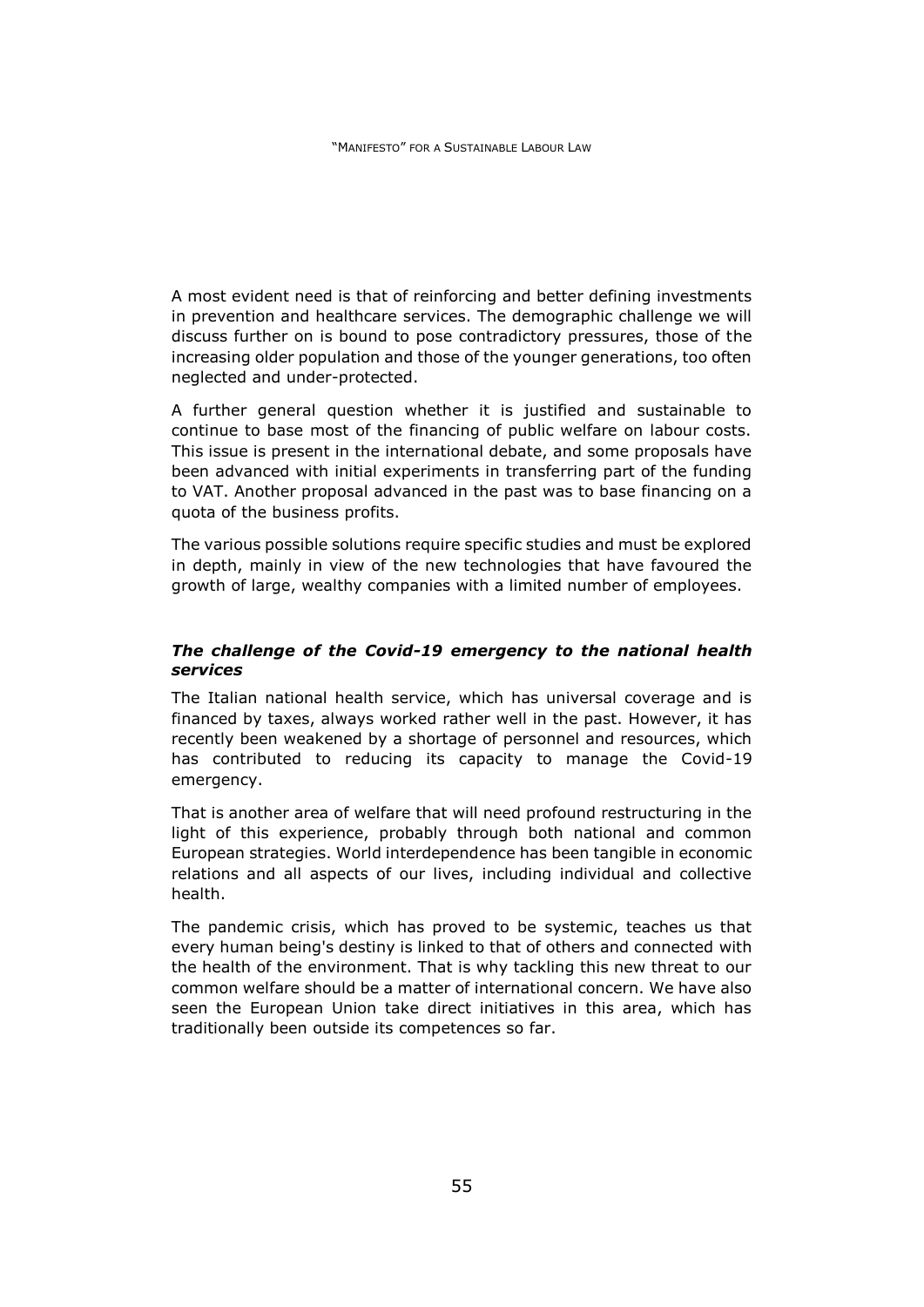A most evident need is that of reinforcing and better defining investments in prevention and healthcare services. The demographic challenge we will discuss further on is bound to pose contradictory pressures, those of the increasing older population and those of the younger generations, too often neglected and under-protected.

A further general question whether it is justified and sustainable to continue to base most of the financing of public welfare on labour costs. This issue is present in the international debate, and some proposals have been advanced with initial experiments in transferring part of the funding to VAT. Another proposal advanced in the past was to base financing on a quota of the business profits.

The various possible solutions require specific studies and must be explored in depth, mainly in view of the new technologies that have favoured the growth of large, wealthy companies with a limited number of employees.

### ***The challenge of the Covid-19 emergency to the national health services***

The Italian national health service, which has universal coverage and is financed by taxes, always worked rather well in the past. However, it has recently been weakened by a shortage of personnel and resources, which has contributed to reducing its capacity to manage the Covid-19 emergency.

That is another area of welfare that will need profound restructuring in the light of this experience, probably through both national and common European strategies. World interdependence has been tangible in economic relations and all aspects of our lives, including individual and collective health.

The pandemic crisis, which has proved to be systemic, teaches us that every human being's destiny is linked to that of others and connected with the health of the environment. That is why tackling this new threat to our common welfare should be a matter of international concern. We have also seen the European Union take direct initiatives in this area, which has traditionally been outside its competences so far.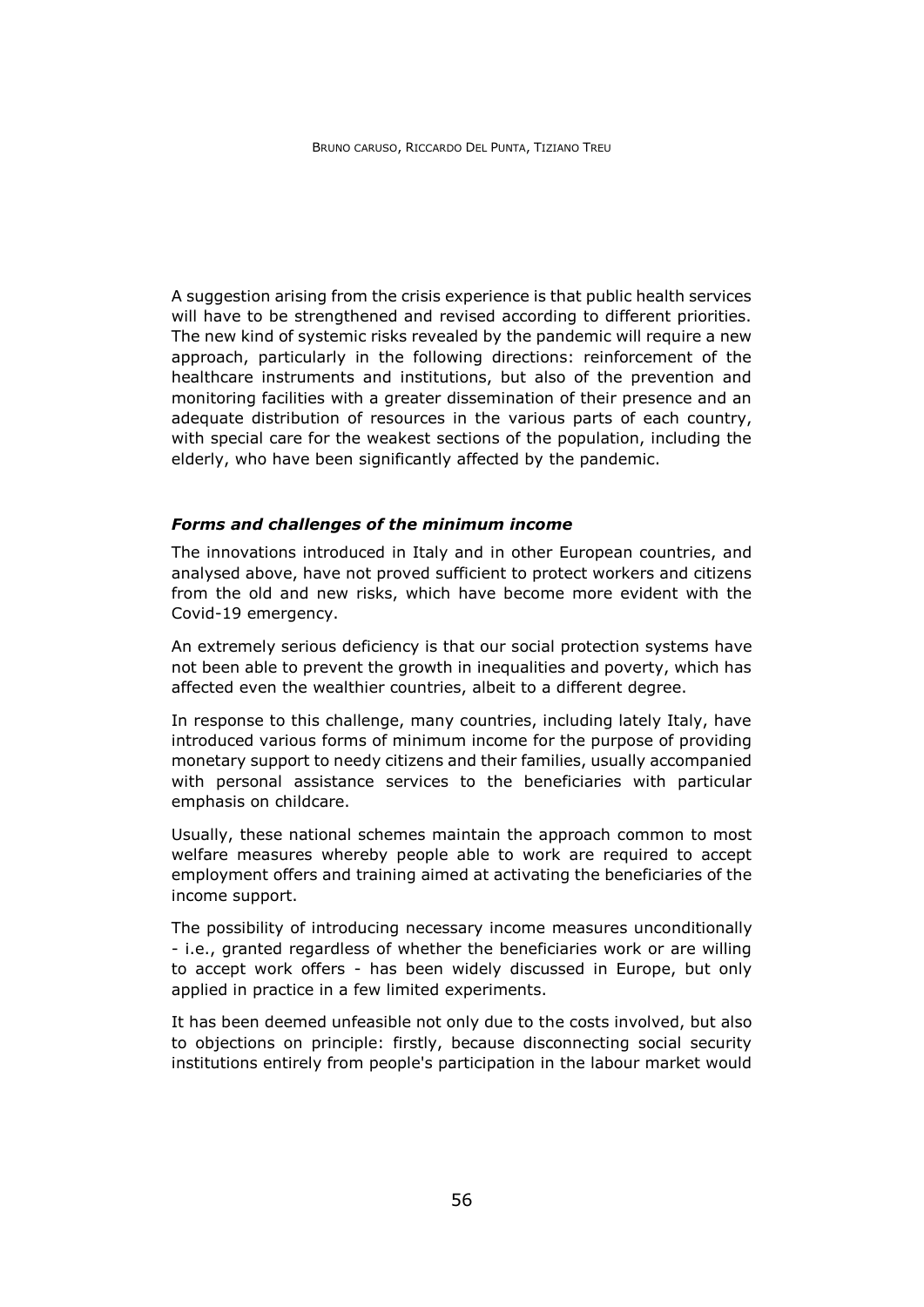A suggestion arising from the crisis experience is that public health services will have to be strengthened and revised according to different priorities. The new kind of systemic risks revealed by the pandemic will require a new approach, particularly in the following directions: reinforcement of the healthcare instruments and institutions, but also of the prevention and monitoring facilities with a greater dissemination of their presence and an adequate distribution of resources in the various parts of each country, with special care for the weakest sections of the population, including the elderly, who have been significantly affected by the pandemic.

### ***Forms and challenges of the minimum income***

The innovations introduced in Italy and in other European countries, and analysed above, have not proved sufficient to protect workers and citizens from the old and new risks, which have become more evident with the Covid-19 emergency.

An extremely serious deficiency is that our social protection systems have not been able to prevent the growth in inequalities and poverty, which has affected even the wealthier countries, albeit to a different degree.

In response to this challenge, many countries, including lately Italy, have introduced various forms of minimum income for the purpose of providing monetary support to needy citizens and their families, usually accompanied with personal assistance services to the beneficiaries with particular emphasis on childcare.

Usually, these national schemes maintain the approach common to most welfare measures whereby people able to work are required to accept employment offers and training aimed at activating the beneficiaries of the income support.

The possibility of introducing necessary income measures unconditionally - i.e., granted regardless of whether the beneficiaries work or are willing to accept work offers - has been widely discussed in Europe, but only applied in practice in a few limited experiments.

It has been deemed unfeasible not only due to the costs involved, but also to objections on principle: firstly, because disconnecting social security institutions entirely from people's participation in the labour market would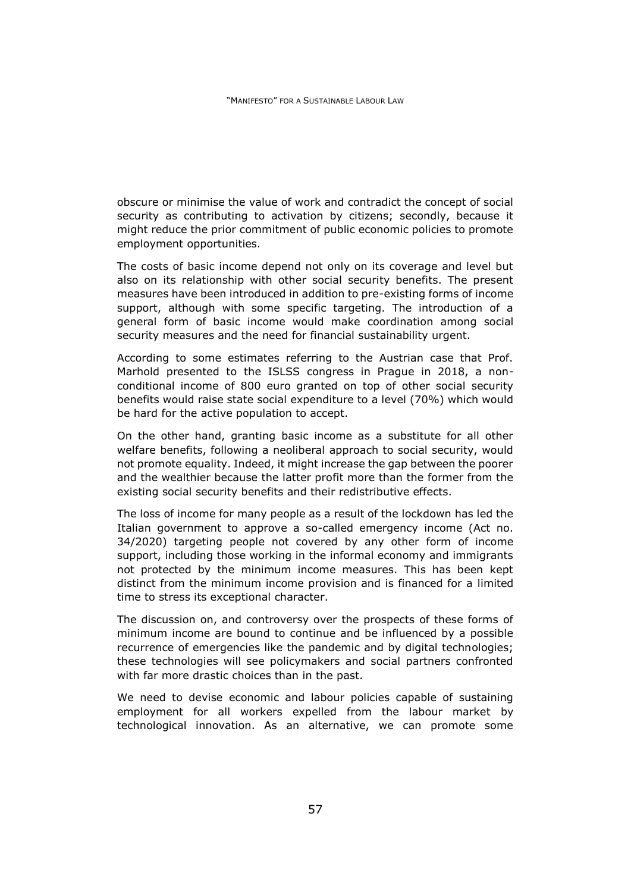obscure or minimise the value of work and contradict the concept of social security as contributing to activation by citizens; secondly, because it might reduce the prior commitment of public economic policies to promote employment opportunities.

The costs of basic income depend not only on its coverage and level but also on its relationship with other social security benefits. The present measures have been introduced in addition to pre-existing forms of income support, although with some specific targeting. The introduction of a general form of basic income would make coordination among social security measures and the need for financial sustainability urgent.

According to some estimates referring to the Austrian case that Prof. Marhold presented to the ISLSS congress in Prague in 2018, a non-conditional income of 800 euro granted on top of other social security benefits would raise state social expenditure to a level (70%) which would be hard for the active population to accept.

On the other hand, granting basic income as a substitute for all other welfare benefits, following a neoliberal approach to social security, would not promote equality. Indeed, it might increase the gap between the poorer and the wealthier because the latter profit more than the former from the existing social security benefits and their redistributive effects.

The loss of income for many people as a result of the lockdown has led the Italian government to approve a so-called emergency income (Act no. 34/2020) targeting people not covered by any other form of income support, including those working in the informal economy and immigrants not protected by the minimum income measures. This has been kept distinct from the minimum income provision and is financed for a limited time to stress its exceptional character.

The discussion on, and controversy over the prospects of these forms of minimum income are bound to continue and be influenced by a possible recurrence of emergencies like the pandemic and by digital technologies; these technologies will see policymakers and social partners confronted with far more drastic choices than in the past.

We need to devise economic and labour policies capable of sustaining employment for all workers expelled from the labour market by technological innovation. As an alternative, we can promote some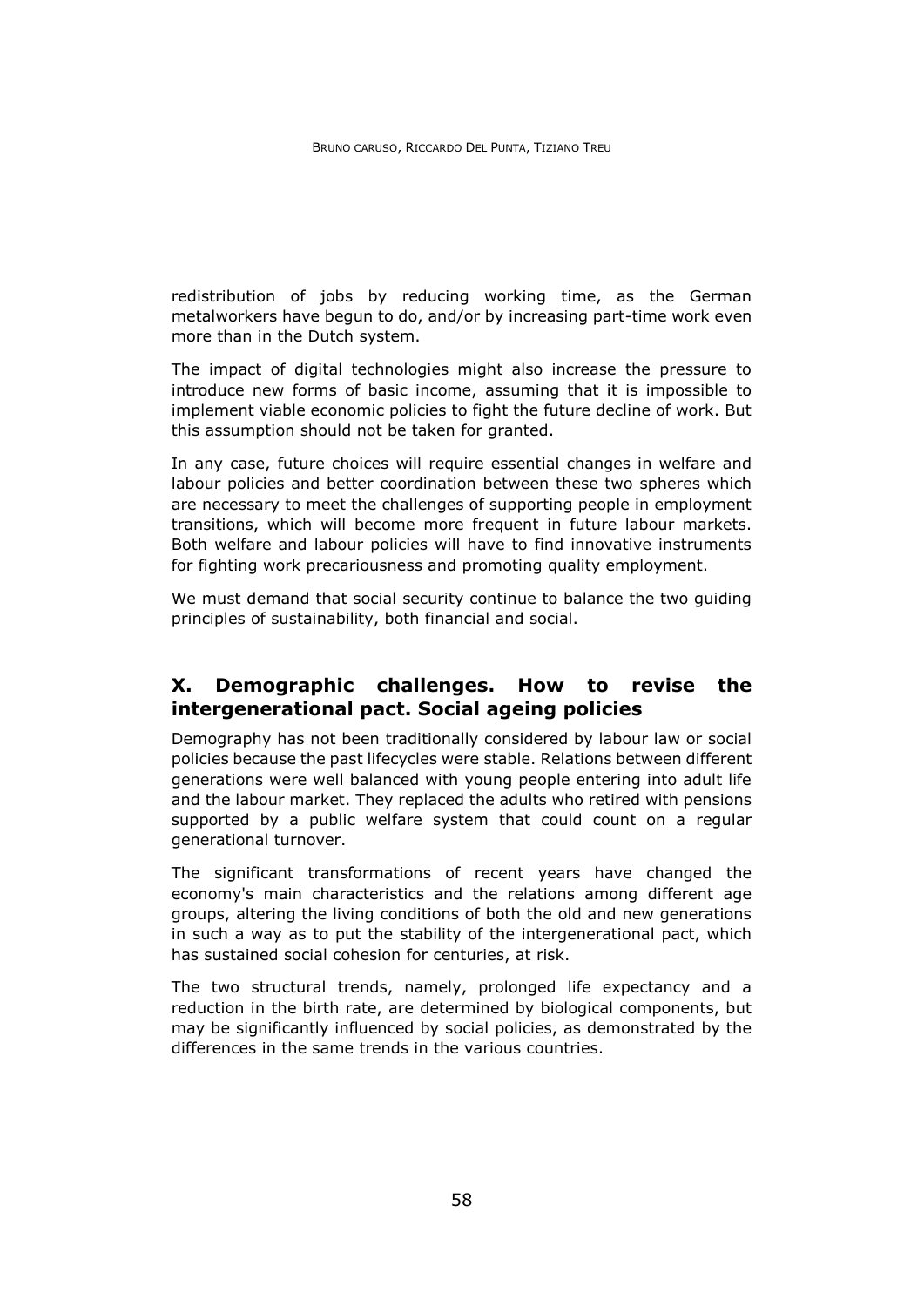redistribution of jobs by reducing working time, as the German metalworkers have begun to do, and/or by increasing part-time work even more than in the Dutch system.

The impact of digital technologies might also increase the pressure to introduce new forms of basic income, assuming that it is impossible to implement viable economic policies to fight the future decline of work. But this assumption should not be taken for granted.

In any case, future choices will require essential changes in welfare and labour policies and better coordination between these two spheres which are necessary to meet the challenges of supporting people in employment transitions, which will become more frequent in future labour markets. Both welfare and labour policies will have to find innovative instruments for fighting work precariousness and promoting quality employment.

We must demand that social security continue to balance the two guiding principles of sustainability, both financial and social.

## X. Demographic challenges. How to revise the intergenerational pact. Social ageing policies

Demography has not been traditionally considered by labour law or social policies because the past lifecycles were stable. Relations between different generations were well balanced with young people entering into adult life and the labour market. They replaced the adults who retired with pensions supported by a public welfare system that could count on a regular generational turnover.

The significant transformations of recent years have changed the economy's main characteristics and the relations among different age groups, altering the living conditions of both the old and new generations in such a way as to put the stability of the intergenerational pact, which has sustained social cohesion for centuries, at risk.

The two structural trends, namely, prolonged life expectancy and a reduction in the birth rate, are determined by biological components, but may be significantly influenced by social policies, as demonstrated by the differences in the same trends in the various countries.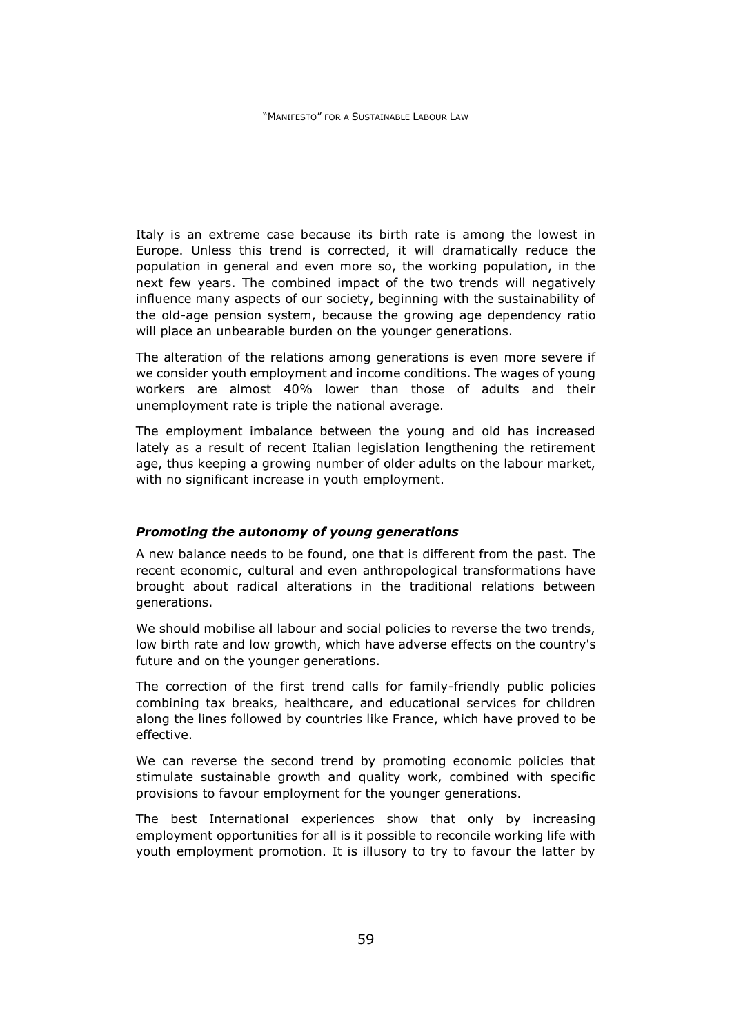Italy is an extreme case because its birth rate is among the lowest in Europe. Unless this trend is corrected, it will dramatically reduce the population in general and even more so, the working population, in the next few years. The combined impact of the two trends will negatively influence many aspects of our society, beginning with the sustainability of the old-age pension system, because the growing age dependency ratio will place an unbearable burden on the younger generations.

The alteration of the relations among generations is even more severe if we consider youth employment and income conditions. The wages of young workers are almost 40% lower than those of adults and their unemployment rate is triple the national average.

The employment imbalance between the young and old has increased lately as a result of recent Italian legislation lengthening the retirement age, thus keeping a growing number of older adults on the labour market, with no significant increase in youth employment.

### *Promoting the autonomy of young generations*

A new balance needs to be found, one that is different from the past. The recent economic, cultural and even anthropological transformations have brought about radical alterations in the traditional relations between generations.

We should mobilise all labour and social policies to reverse the two trends, low birth rate and low growth, which have adverse effects on the country's future and on the younger generations.

The correction of the first trend calls for family-friendly public policies combining tax breaks, healthcare, and educational services for children along the lines followed by countries like France, which have proved to be effective.

We can reverse the second trend by promoting economic policies that stimulate sustainable growth and quality work, combined with specific provisions to favour employment for the younger generations.

The best International experiences show that only by increasing employment opportunities for all is it possible to reconcile working life with youth employment promotion. It is illusory to try to favour the latter by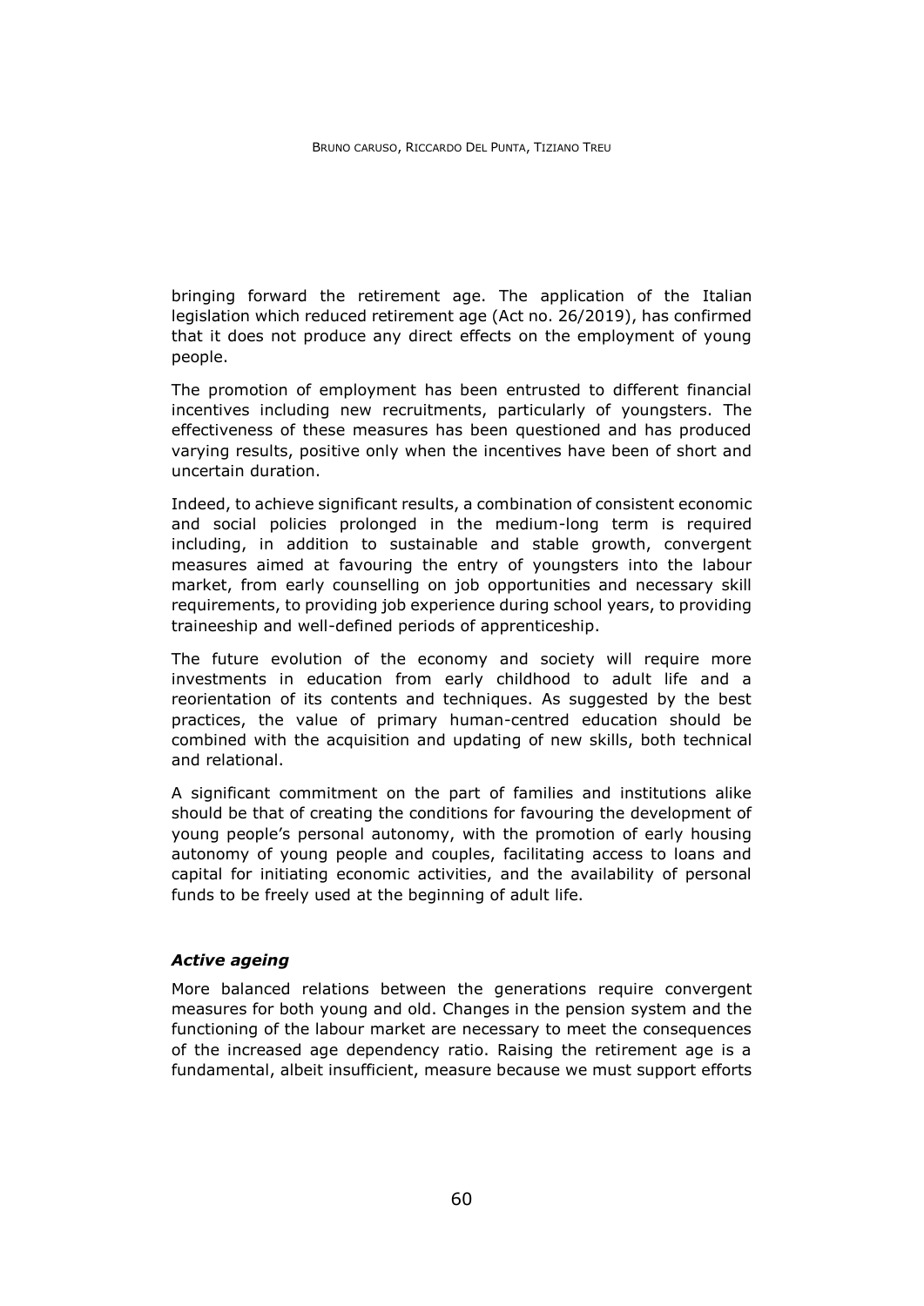bringing forward the retirement age. The application of the Italian legislation which reduced retirement age (Act no. 26/2019), has confirmed that it does not produce any direct effects on the employment of young people.

The promotion of employment has been entrusted to different financial incentives including new recruitments, particularly of youngsters. The effectiveness of these measures has been questioned and has produced varying results, positive only when the incentives have been of short and uncertain duration.

Indeed, to achieve significant results, a combination of consistent economic and social policies prolonged in the medium-long term is required including, in addition to sustainable and stable growth, convergent measures aimed at favouring the entry of youngsters into the labour market, from early counselling on job opportunities and necessary skill requirements, to providing job experience during school years, to providing traineeship and well-defined periods of apprenticeship.

The future evolution of the economy and society will require more investments in education from early childhood to adult life and a reorientation of its contents and techniques. As suggested by the best practices, the value of primary human-centred education should be combined with the acquisition and updating of new skills, both technical and relational.

A significant commitment on the part of families and institutions alike should be that of creating the conditions for favouring the development of young people's personal autonomy, with the promotion of early housing autonomy of young people and couples, facilitating access to loans and capital for initiating economic activities, and the availability of personal funds to be freely used at the beginning of adult life.

### *Active ageing*

More balanced relations between the generations require convergent measures for both young and old. Changes in the pension system and the functioning of the labour market are necessary to meet the consequences of the increased age dependency ratio. Raising the retirement age is a fundamental, albeit insufficient, measure because we must support efforts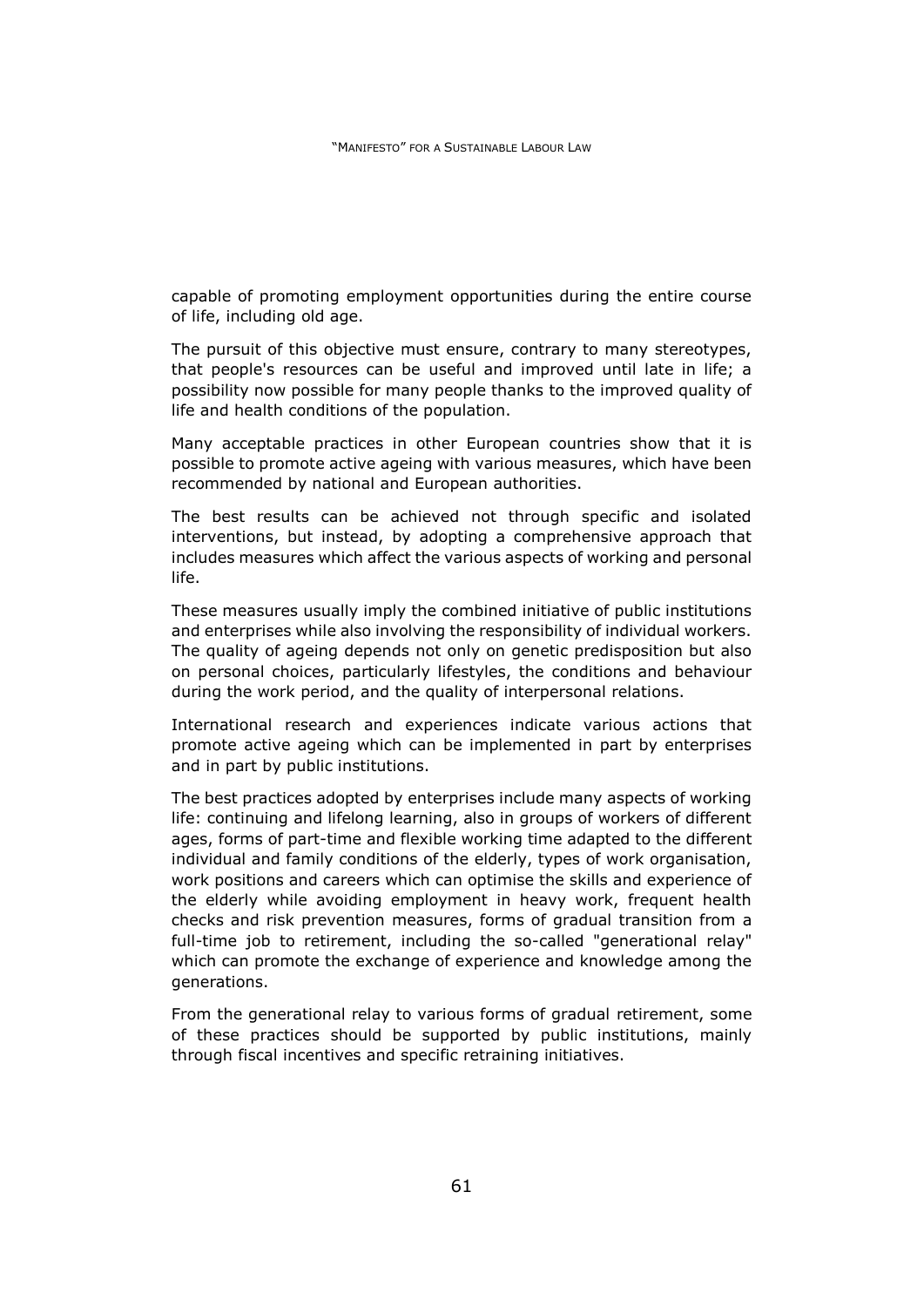capable of promoting employment opportunities during the entire course of life, including old age.

The pursuit of this objective must ensure, contrary to many stereotypes, that people's resources can be useful and improved until late in life; a possibility now possible for many people thanks to the improved quality of life and health conditions of the population.

Many acceptable practices in other European countries show that it is possible to promote active ageing with various measures, which have been recommended by national and European authorities.

The best results can be achieved not through specific and isolated interventions, but instead, by adopting a comprehensive approach that includes measures which affect the various aspects of working and personal life.

These measures usually imply the combined initiative of public institutions and enterprises while also involving the responsibility of individual workers. The quality of ageing depends not only on genetic predisposition but also on personal choices, particularly lifestyles, the conditions and behaviour during the work period, and the quality of interpersonal relations.

International research and experiences indicate various actions that promote active ageing which can be implemented in part by enterprises and in part by public institutions.

The best practices adopted by enterprises include many aspects of working life: continuing and lifelong learning, also in groups of workers of different ages, forms of part-time and flexible working time adapted to the different individual and family conditions of the elderly, types of work organisation, work positions and careers which can optimise the skills and experience of the elderly while avoiding employment in heavy work, frequent health checks and risk prevention measures, forms of gradual transition from a full-time job to retirement, including the so-called "generational relay" which can promote the exchange of experience and knowledge among the generations.

From the generational relay to various forms of gradual retirement, some of these practices should be supported by public institutions, mainly through fiscal incentives and specific retraining initiatives.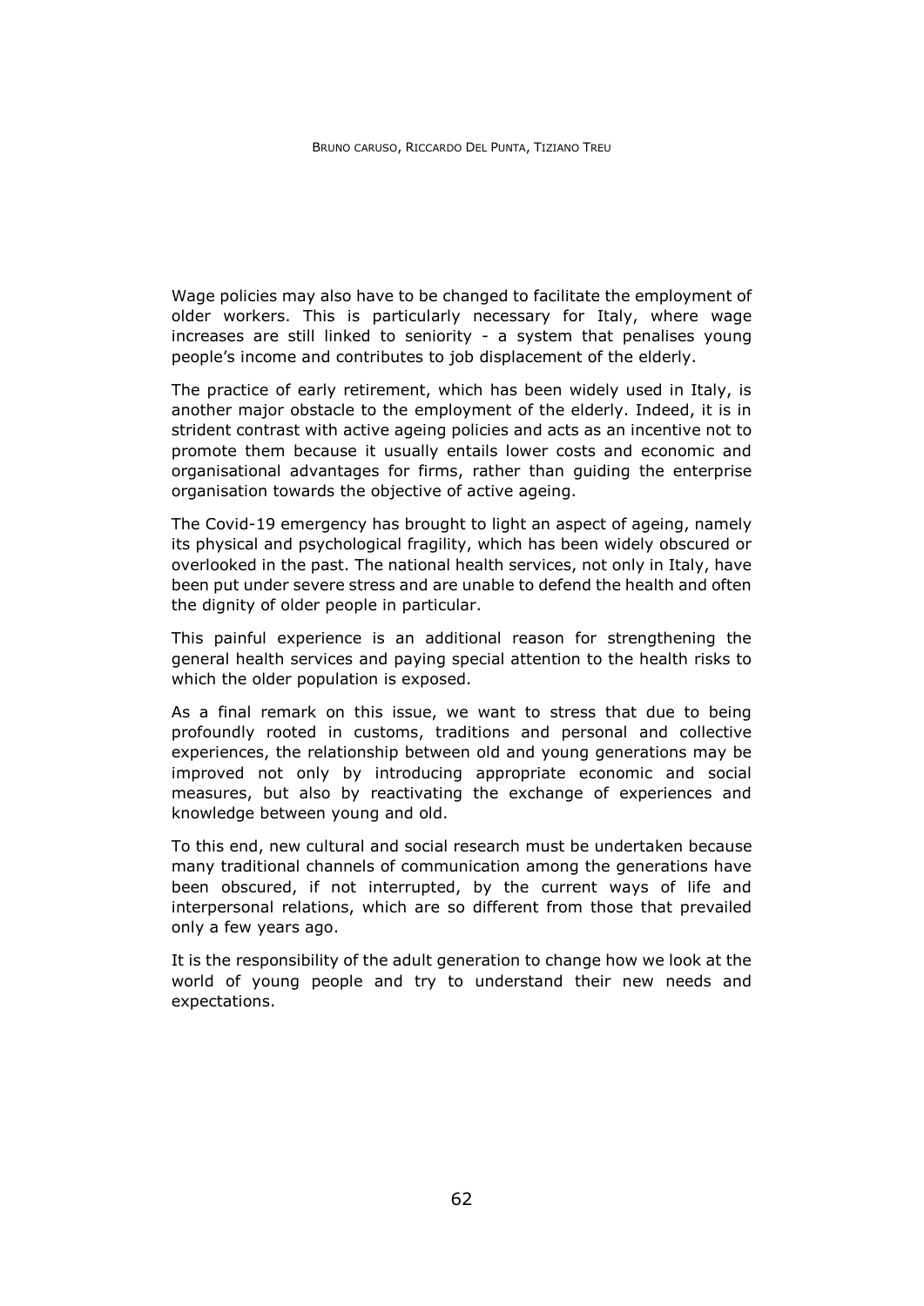Wage policies may also have to be changed to facilitate the employment of older workers. This is particularly necessary for Italy, where wage increases are still linked to seniority - a system that penalises young people's income and contributes to job displacement of the elderly.

The practice of early retirement, which has been widely used in Italy, is another major obstacle to the employment of the elderly. Indeed, it is in strident contrast with active ageing policies and acts as an incentive not to promote them because it usually entails lower costs and economic and organisational advantages for firms, rather than guiding the enterprise organisation towards the objective of active ageing.

The Covid-19 emergency has brought to light an aspect of ageing, namely its physical and psychological fragility, which has been widely obscured or overlooked in the past. The national health services, not only in Italy, have been put under severe stress and are unable to defend the health and often the dignity of older people in particular.

This painful experience is an additional reason for strengthening the general health services and paying special attention to the health risks to which the older population is exposed.

As a final remark on this issue, we want to stress that due to being profoundly rooted in customs, traditions and personal and collective experiences, the relationship between old and young generations may be improved not only by introducing appropriate economic and social measures, but also by reactivating the exchange of experiences and knowledge between young and old.

To this end, new cultural and social research must be undertaken because many traditional channels of communication among the generations have been obscured, if not interrupted, by the current ways of life and interpersonal relations, which are so different from those that prevailed only a few years ago.

It is the responsibility of the adult generation to change how we look at the world of young people and try to understand their new needs and expectations.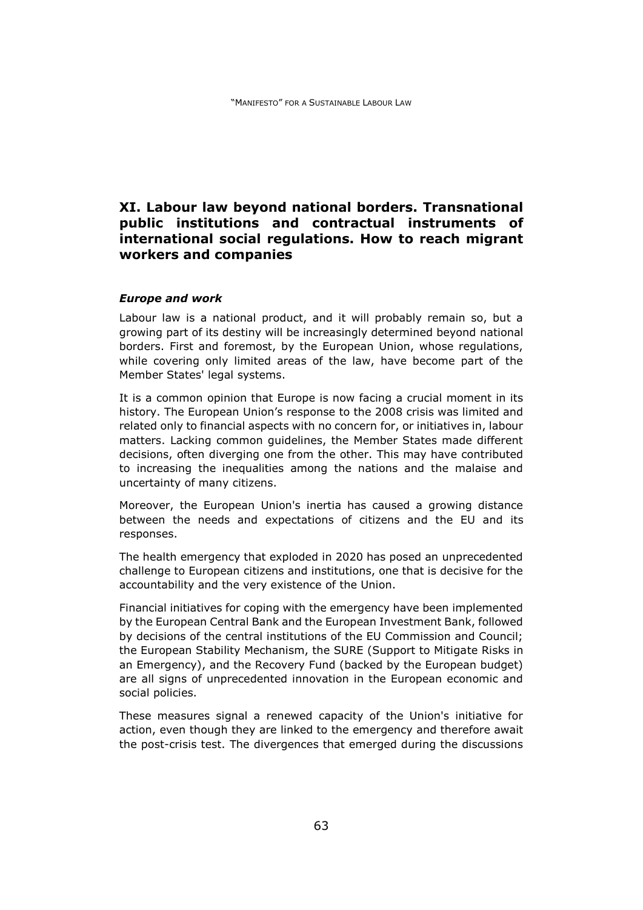## XI. Labour law beyond national borders. Transnational public institutions and contractual instruments of international social regulations. How to reach migrant workers and companies

### *Europe and work*

Labour law is a national product, and it will probably remain so, but a growing part of its destiny will be increasingly determined beyond national borders. First and foremost, by the European Union, whose regulations, while covering only limited areas of the law, have become part of the Member States' legal systems.

It is a common opinion that Europe is now facing a crucial moment in its history. The European Union's response to the 2008 crisis was limited and related only to financial aspects with no concern for, or initiatives in, labour matters. Lacking common guidelines, the Member States made different decisions, often diverging one from the other. This may have contributed to increasing the inequalities among the nations and the malaise and uncertainty of many citizens.

Moreover, the European Union's inertia has caused a growing distance between the needs and expectations of citizens and the EU and its responses.

The health emergency that exploded in 2020 has posed an unprecedented challenge to European citizens and institutions, one that is decisive for the accountability and the very existence of the Union.

Financial initiatives for coping with the emergency have been implemented by the European Central Bank and the European Investment Bank, followed by decisions of the central institutions of the EU Commission and Council; the European Stability Mechanism, the SURE (Support to Mitigate Risks in an Emergency), and the Recovery Fund (backed by the European budget) are all signs of unprecedented innovation in the European economic and social policies.

These measures signal a renewed capacity of the Union's initiative for action, even though they are linked to the emergency and therefore await the post-crisis test. The divergences that emerged during the discussions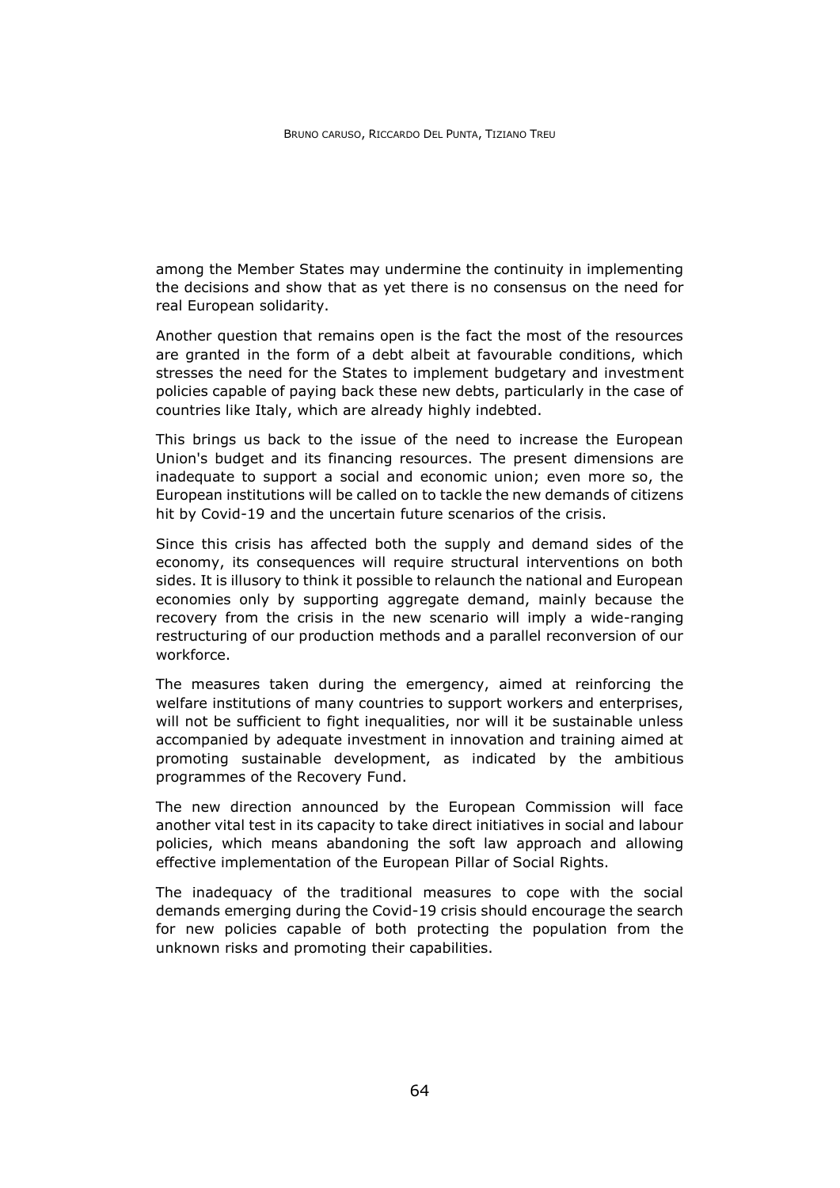among the Member States may undermine the continuity in implementing the decisions and show that as yet there is no consensus on the need for real European solidarity.

Another question that remains open is the fact the most of the resources are granted in the form of a debt albeit at favourable conditions, which stresses the need for the States to implement budgetary and investment policies capable of paying back these new debts, particularly in the case of countries like Italy, which are already highly indebted.

This brings us back to the issue of the need to increase the European Union's budget and its financing resources. The present dimensions are inadequate to support a social and economic union; even more so, the European institutions will be called on to tackle the new demands of citizens hit by Covid-19 and the uncertain future scenarios of the crisis.

Since this crisis has affected both the supply and demand sides of the economy, its consequences will require structural interventions on both sides. It is illusory to think it possible to relaunch the national and European economies only by supporting aggregate demand, mainly because the recovery from the crisis in the new scenario will imply a wide-ranging restructuring of our production methods and a parallel reconversion of our workforce.

The measures taken during the emergency, aimed at reinforcing the welfare institutions of many countries to support workers and enterprises, will not be sufficient to fight inequalities, nor will it be sustainable unless accompanied by adequate investment in innovation and training aimed at promoting sustainable development, as indicated by the ambitious programmes of the Recovery Fund.

The new direction announced by the European Commission will face another vital test in its capacity to take direct initiatives in social and labour policies, which means abandoning the soft law approach and allowing effective implementation of the European Pillar of Social Rights.

The inadequacy of the traditional measures to cope with the social demands emerging during the Covid-19 crisis should encourage the search for new policies capable of both protecting the population from the unknown risks and promoting their capabilities.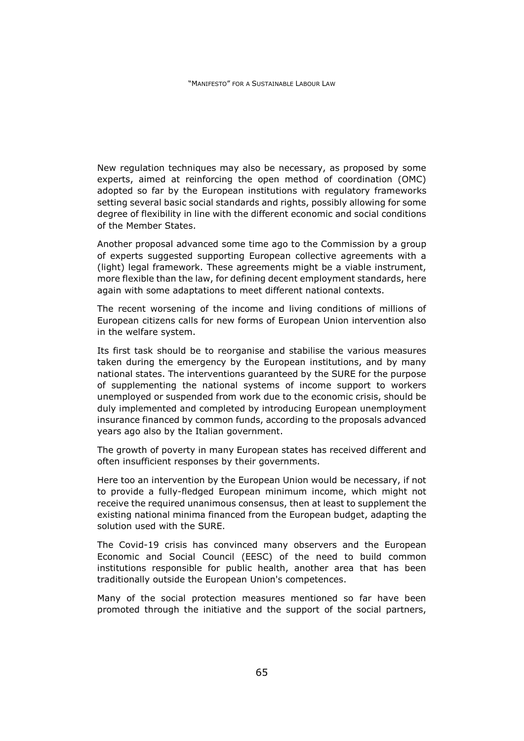New regulation techniques may also be necessary, as proposed by some experts, aimed at reinforcing the open method of coordination (OMC) adopted so far by the European institutions with regulatory frameworks setting several basic social standards and rights, possibly allowing for some degree of flexibility in line with the different economic and social conditions of the Member States.

Another proposal advanced some time ago to the Commission by a group of experts suggested supporting European collective agreements with a (light) legal framework. These agreements might be a viable instrument, more flexible than the law, for defining decent employment standards, here again with some adaptations to meet different national contexts.

The recent worsening of the income and living conditions of millions of European citizens calls for new forms of European Union intervention also in the welfare system.

Its first task should be to reorganise and stabilise the various measures taken during the emergency by the European institutions, and by many national states. The interventions guaranteed by the SURE for the purpose of supplementing the national systems of income support to workers unemployed or suspended from work due to the economic crisis, should be duly implemented and completed by introducing European unemployment insurance financed by common funds, according to the proposals advanced years ago also by the Italian government.

The growth of poverty in many European states has received different and often insufficient responses by their governments.

Here too an intervention by the European Union would be necessary, if not to provide a fully-fledged European minimum income, which might not receive the required unanimous consensus, then at least to supplement the existing national minima financed from the European budget, adapting the solution used with the SURE.

The Covid-19 crisis has convinced many observers and the European Economic and Social Council (EESC) of the need to build common institutions responsible for public health, another area that has been traditionally outside the European Union's competences.

Many of the social protection measures mentioned so far have been promoted through the initiative and the support of the social partners,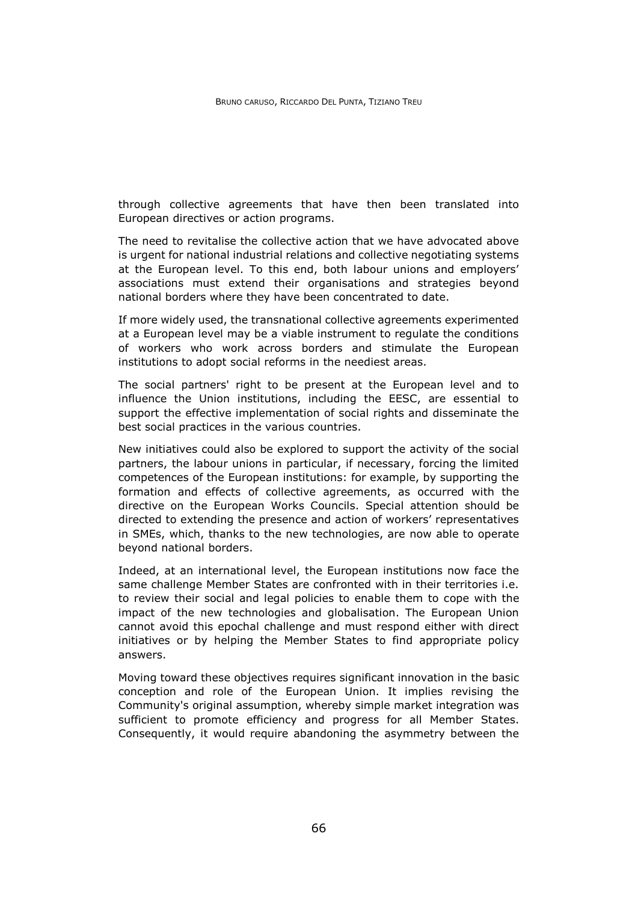through collective agreements that have then been translated into European directives or action programs.

The need to revitalise the collective action that we have advocated above is urgent for national industrial relations and collective negotiating systems at the European level. To this end, both labour unions and employers' associations must extend their organisations and strategies beyond national borders where they have been concentrated to date.

If more widely used, the transnational collective agreements experimented at a European level may be a viable instrument to regulate the conditions of workers who work across borders and stimulate the European institutions to adopt social reforms in the neediest areas.

The social partners' right to be present at the European level and to influence the Union institutions, including the EESC, are essential to support the effective implementation of social rights and disseminate the best social practices in the various countries.

New initiatives could also be explored to support the activity of the social partners, the labour unions in particular, if necessary, forcing the limited competences of the European institutions: for example, by supporting the formation and effects of collective agreements, as occurred with the directive on the European Works Councils. Special attention should be directed to extending the presence and action of workers' representatives in SMEs, which, thanks to the new technologies, are now able to operate beyond national borders.

Indeed, at an international level, the European institutions now face the same challenge Member States are confronted with in their territories i.e. to review their social and legal policies to enable them to cope with the impact of the new technologies and globalisation. The European Union cannot avoid this epochal challenge and must respond either with direct initiatives or by helping the Member States to find appropriate policy answers.

Moving toward these objectives requires significant innovation in the basic conception and role of the European Union. It implies revising the Community's original assumption, whereby simple market integration was sufficient to promote efficiency and progress for all Member States. Consequently, it would require abandoning the asymmetry between the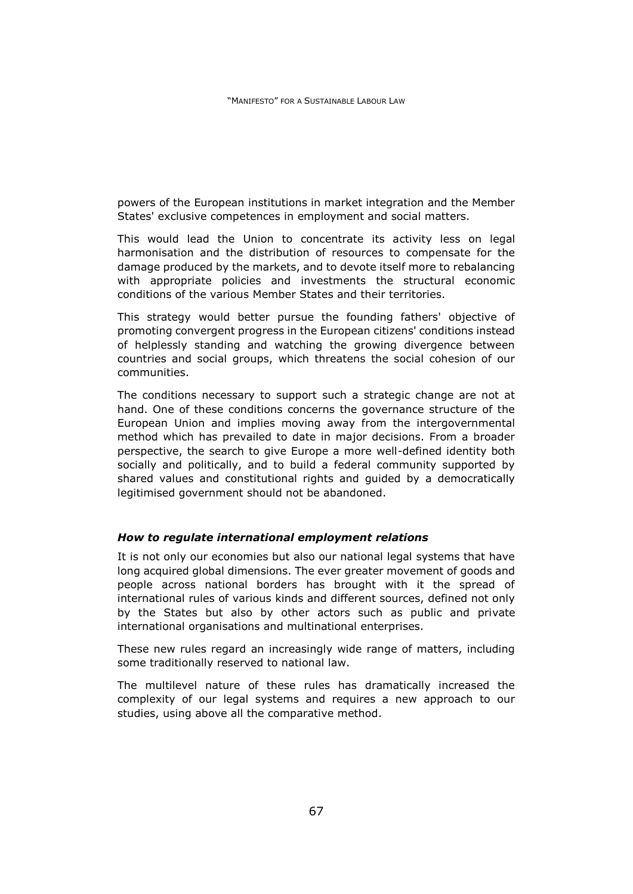powers of the European institutions in market integration and the Member States' exclusive competences in employment and social matters.

This would lead the Union to concentrate its activity less on legal harmonisation and the distribution of resources to compensate for the damage produced by the markets, and to devote itself more to rebalancing with appropriate policies and investments the structural economic conditions of the various Member States and their territories.

This strategy would better pursue the founding fathers' objective of promoting convergent progress in the European citizens' conditions instead of helplessly standing and watching the growing divergence between countries and social groups, which threatens the social cohesion of our communities.

The conditions necessary to support such a strategic change are not at hand. One of these conditions concerns the governance structure of the European Union and implies moving away from the intergovernmental method which has prevailed to date in major decisions. From a broader perspective, the search to give Europe a more well-defined identity both socially and politically, and to build a federal community supported by shared values and constitutional rights and guided by a democratically legitimised government should not be abandoned.

### ***How to regulate international employment relations***

It is not only our economies but also our national legal systems that have long acquired global dimensions. The ever greater movement of goods and people across national borders has brought with it the spread of international rules of various kinds and different sources, defined not only by the States but also by other actors such as public and private international organisations and multinational enterprises.

These new rules regard an increasingly wide range of matters, including some traditionally reserved to national law.

The multilevel nature of these rules has dramatically increased the complexity of our legal systems and requires a new approach to our studies, using above all the comparative method.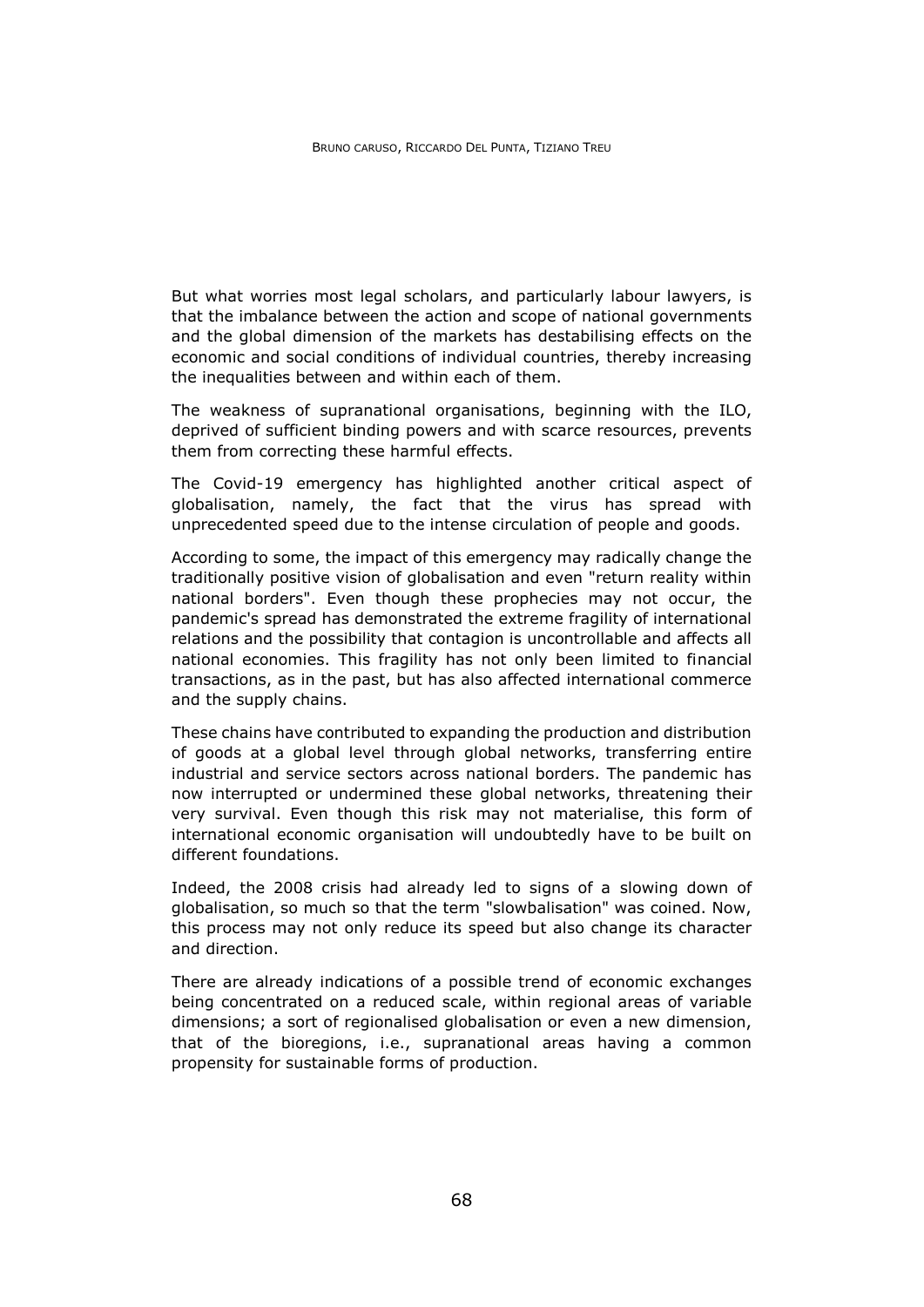But what worries most legal scholars, and particularly labour lawyers, is that the imbalance between the action and scope of national governments and the global dimension of the markets has destabilising effects on the economic and social conditions of individual countries, thereby increasing the inequalities between and within each of them.

The weakness of supranational organisations, beginning with the ILO, deprived of sufficient binding powers and with scarce resources, prevents them from correcting these harmful effects.

The Covid-19 emergency has highlighted another critical aspect of globalisation, namely, the fact that the virus has spread with unprecedented speed due to the intense circulation of people and goods.

According to some, the impact of this emergency may radically change the traditionally positive vision of globalisation and even "return reality within national borders". Even though these prophecies may not occur, the pandemic's spread has demonstrated the extreme fragility of international relations and the possibility that contagion is uncontrollable and affects all national economies. This fragility has not only been limited to financial transactions, as in the past, but has also affected international commerce and the supply chains.

These chains have contributed to expanding the production and distribution of goods at a global level through global networks, transferring entire industrial and service sectors across national borders. The pandemic has now interrupted or undermined these global networks, threatening their very survival. Even though this risk may not materialise, this form of international economic organisation will undoubtedly have to be built on different foundations.

Indeed, the 2008 crisis had already led to signs of a slowing down of globalisation, so much so that the term "slowbalisation" was coined. Now, this process may not only reduce its speed but also change its character and direction.

There are already indications of a possible trend of economic exchanges being concentrated on a reduced scale, within regional areas of variable dimensions; a sort of regionalised globalisation or even a new dimension, that of the bioregions, i.e., supranational areas having a common propensity for sustainable forms of production.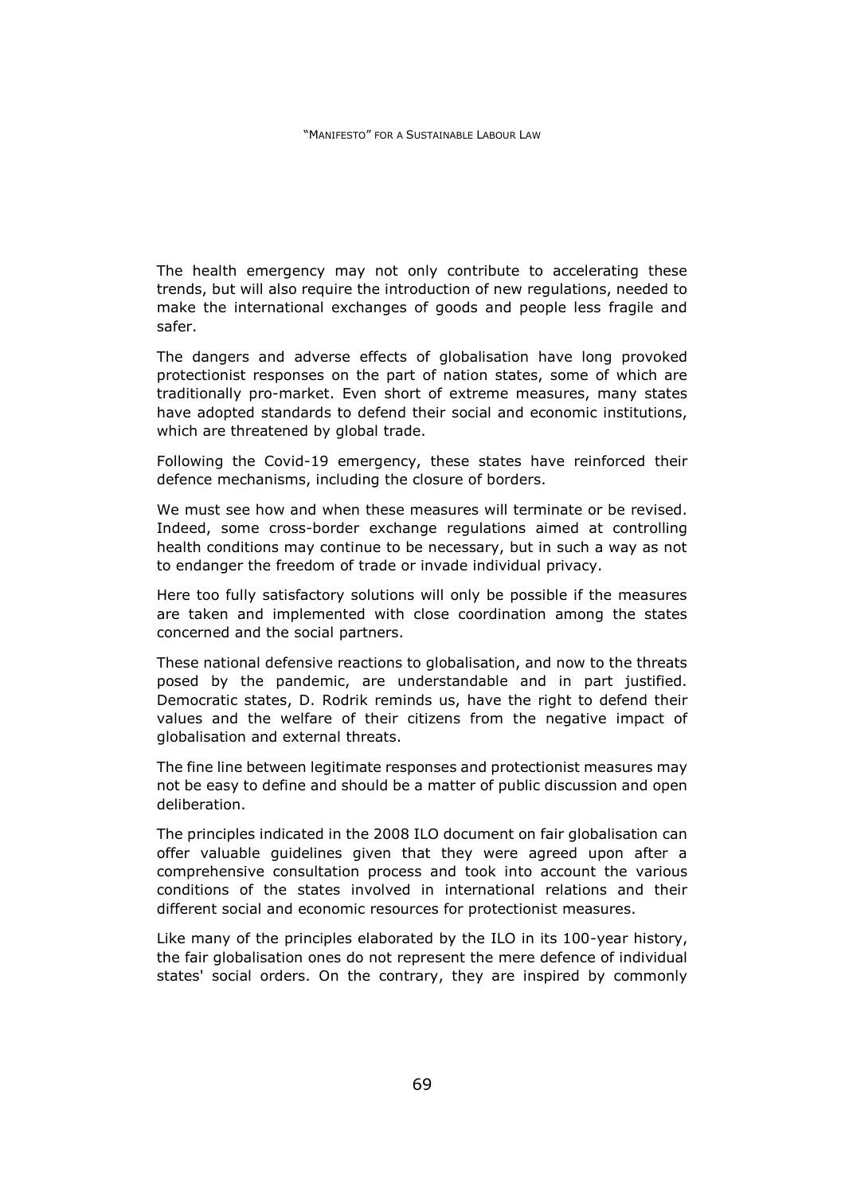The health emergency may not only contribute to accelerating these trends, but will also require the introduction of new regulations, needed to make the international exchanges of goods and people less fragile and safer.

The dangers and adverse effects of globalisation have long provoked protectionist responses on the part of nation states, some of which are traditionally pro-market. Even short of extreme measures, many states have adopted standards to defend their social and economic institutions, which are threatened by global trade.

Following the Covid-19 emergency, these states have reinforced their defence mechanisms, including the closure of borders.

We must see how and when these measures will terminate or be revised. Indeed, some cross-border exchange regulations aimed at controlling health conditions may continue to be necessary, but in such a way as not to endanger the freedom of trade or invade individual privacy.

Here too fully satisfactory solutions will only be possible if the measures are taken and implemented with close coordination among the states concerned and the social partners.

These national defensive reactions to globalisation, and now to the threats posed by the pandemic, are understandable and in part justified. Democratic states, D. Rodrik reminds us, have the right to defend their values and the welfare of their citizens from the negative impact of globalisation and external threats.

The fine line between legitimate responses and protectionist measures may not be easy to define and should be a matter of public discussion and open deliberation.

The principles indicated in the 2008 ILO document on fair globalisation can offer valuable guidelines given that they were agreed upon after a comprehensive consultation process and took into account the various conditions of the states involved in international relations and their different social and economic resources for protectionist measures.

Like many of the principles elaborated by the ILO in its 100-year history, the fair globalisation ones do not represent the mere defence of individual states' social orders. On the contrary, they are inspired by commonly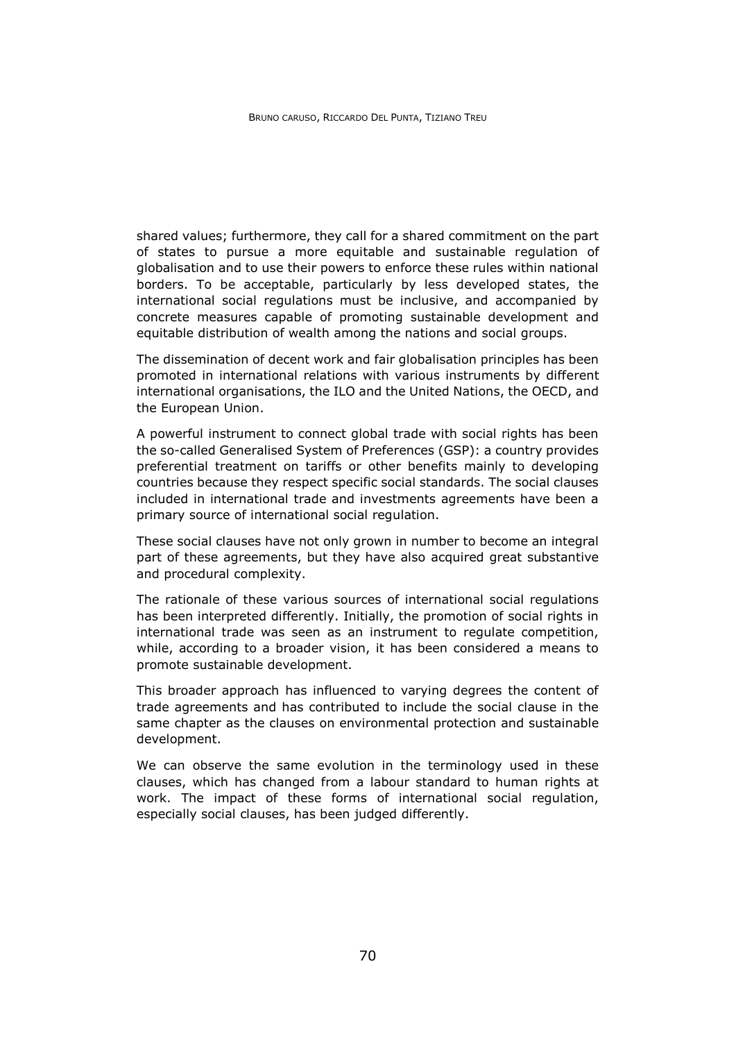shared values; furthermore, they call for a shared commitment on the part of states to pursue a more equitable and sustainable regulation of globalisation and to use their powers to enforce these rules within national borders. To be acceptable, particularly by less developed states, the international social regulations must be inclusive, and accompanied by concrete measures capable of promoting sustainable development and equitable distribution of wealth among the nations and social groups.

The dissemination of decent work and fair globalisation principles has been promoted in international relations with various instruments by different international organisations, the ILO and the United Nations, the OECD, and the European Union.

A powerful instrument to connect global trade with social rights has been the so-called Generalised System of Preferences (GSP): a country provides preferential treatment on tariffs or other benefits mainly to developing countries because they respect specific social standards. The social clauses included in international trade and investments agreements have been a primary source of international social regulation.

These social clauses have not only grown in number to become an integral part of these agreements, but they have also acquired great substantive and procedural complexity.

The rationale of these various sources of international social regulations has been interpreted differently. Initially, the promotion of social rights in international trade was seen as an instrument to regulate competition, while, according to a broader vision, it has been considered a means to promote sustainable development.

This broader approach has influenced to varying degrees the content of trade agreements and has contributed to include the social clause in the same chapter as the clauses on environmental protection and sustainable development.

We can observe the same evolution in the terminology used in these clauses, which has changed from a labour standard to human rights at work. The impact of these forms of international social regulation, especially social clauses, has been judged differently.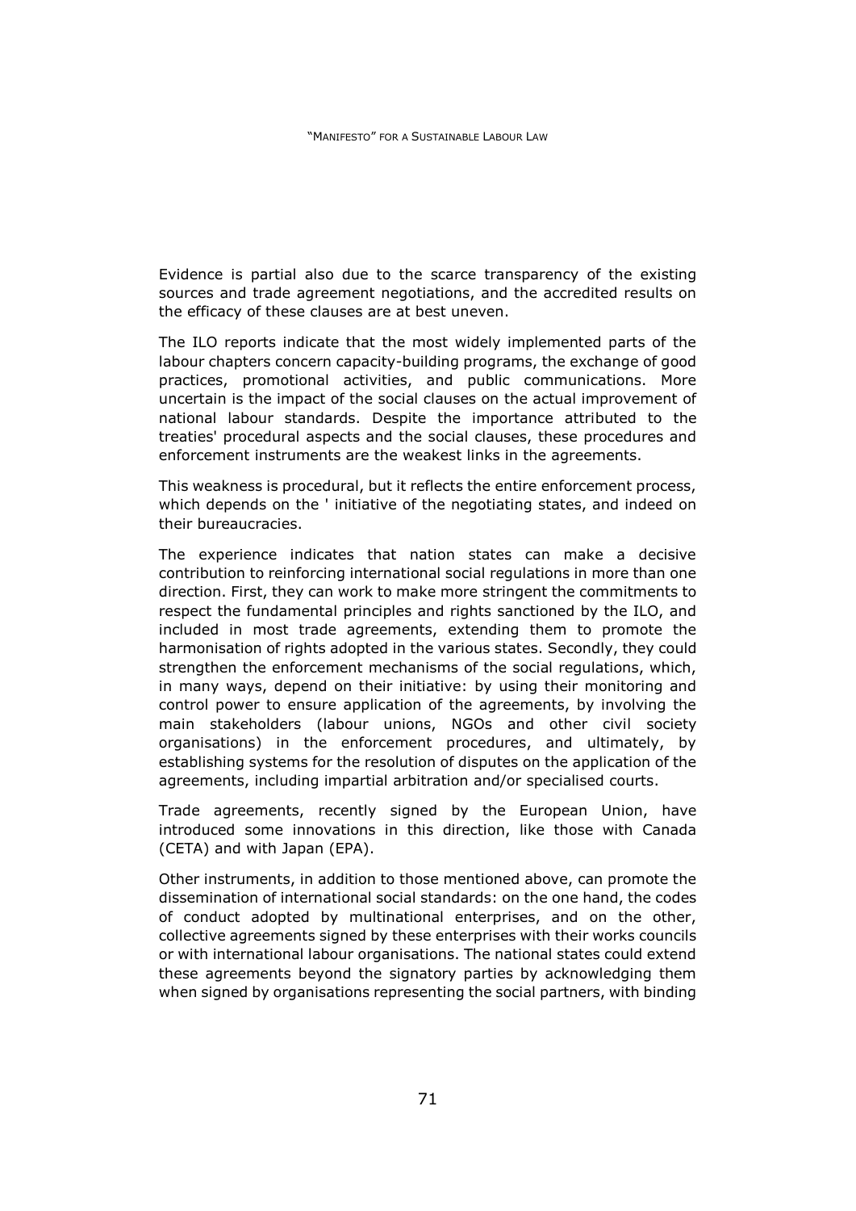Evidence is partial also due to the scarce transparency of the existing sources and trade agreement negotiations, and the accredited results on the efficacy of these clauses are at best uneven.

The ILO reports indicate that the most widely implemented parts of the labour chapters concern capacity-building programs, the exchange of good practices, promotional activities, and public communications. More uncertain is the impact of the social clauses on the actual improvement of national labour standards. Despite the importance attributed to the treaties' procedural aspects and the social clauses, these procedures and enforcement instruments are the weakest links in the agreements.

This weakness is procedural, but it reflects the entire enforcement process, which depends on the ' initiative of the negotiating states, and indeed on their bureaucracies.

The experience indicates that nation states can make a decisive contribution to reinforcing international social regulations in more than one direction. First, they can work to make more stringent the commitments to respect the fundamental principles and rights sanctioned by the ILO, and included in most trade agreements, extending them to promote the harmonisation of rights adopted in the various states. Secondly, they could strengthen the enforcement mechanisms of the social regulations, which, in many ways, depend on their initiative: by using their monitoring and control power to ensure application of the agreements, by involving the main stakeholders (labour unions, NGOs and other civil society organisations) in the enforcement procedures, and ultimately, by establishing systems for the resolution of disputes on the application of the agreements, including impartial arbitration and/or specialised courts.

Trade agreements, recently signed by the European Union, have introduced some innovations in this direction, like those with Canada (CETA) and with Japan (EPA).

Other instruments, in addition to those mentioned above, can promote the dissemination of international social standards: on the one hand, the codes of conduct adopted by multinational enterprises, and on the other, collective agreements signed by these enterprises with their works councils or with international labour organisations. The national states could extend these agreements beyond the signatory parties by acknowledging them when signed by organisations representing the social partners, with binding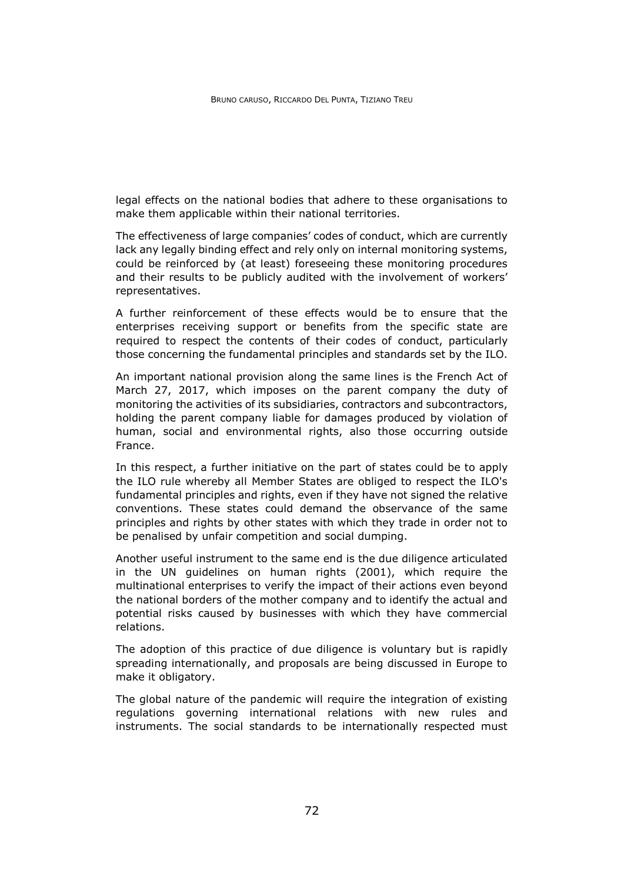legal effects on the national bodies that adhere to these organisations to make them applicable within their national territories.

The effectiveness of large companies' codes of conduct, which are currently lack any legally binding effect and rely only on internal monitoring systems, could be reinforced by (at least) foreseeing these monitoring procedures and their results to be publicly audited with the involvement of workers' representatives.

A further reinforcement of these effects would be to ensure that the enterprises receiving support or benefits from the specific state are required to respect the contents of their codes of conduct, particularly those concerning the fundamental principles and standards set by the ILO.

An important national provision along the same lines is the French Act of March 27, 2017, which imposes on the parent company the duty of monitoring the activities of its subsidiaries, contractors and subcontractors, holding the parent company liable for damages produced by violation of human, social and environmental rights, also those occurring outside France.

In this respect, a further initiative on the part of states could be to apply the ILO rule whereby all Member States are obliged to respect the ILO's fundamental principles and rights, even if they have not signed the relative conventions. These states could demand the observance of the same principles and rights by other states with which they trade in order not to be penalised by unfair competition and social dumping.

Another useful instrument to the same end is the due diligence articulated in the UN guidelines on human rights (2001), which require the multinational enterprises to verify the impact of their actions even beyond the national borders of the mother company and to identify the actual and potential risks caused by businesses with which they have commercial relations.

The adoption of this practice of due diligence is voluntary but is rapidly spreading internationally, and proposals are being discussed in Europe to make it obligatory.

The global nature of the pandemic will require the integration of existing regulations governing international relations with new rules and instruments. The social standards to be internationally respected must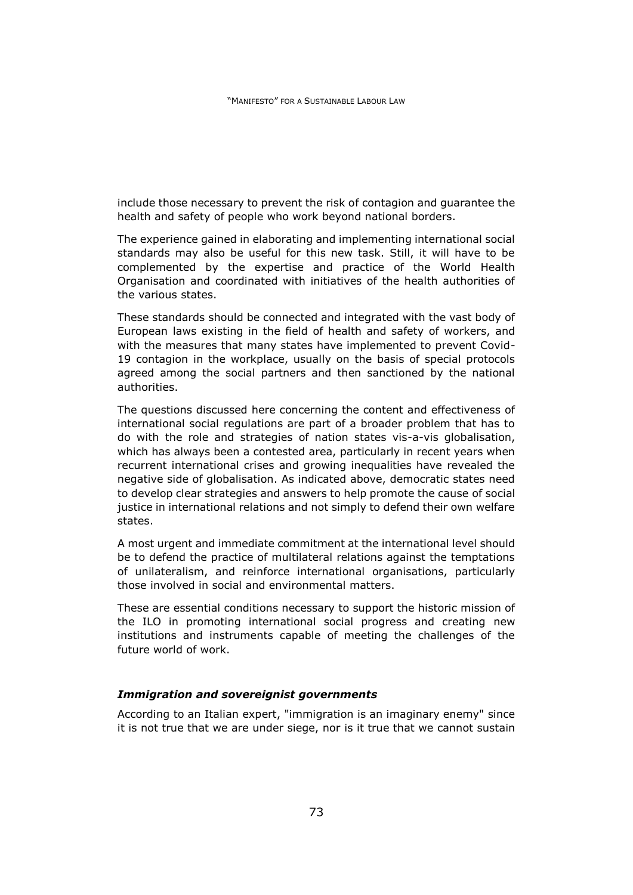include those necessary to prevent the risk of contagion and guarantee the health and safety of people who work beyond national borders.

The experience gained in elaborating and implementing international social standards may also be useful for this new task. Still, it will have to be complemented by the expertise and practice of the World Health Organisation and coordinated with initiatives of the health authorities of the various states.

These standards should be connected and integrated with the vast body of European laws existing in the field of health and safety of workers, and with the measures that many states have implemented to prevent Covid-19 contagion in the workplace, usually on the basis of special protocols agreed among the social partners and then sanctioned by the national authorities.

The questions discussed here concerning the content and effectiveness of international social regulations are part of a broader problem that has to do with the role and strategies of nation states vis-a-vis globalisation, which has always been a contested area, particularly in recent years when recurrent international crises and growing inequalities have revealed the negative side of globalisation. As indicated above, democratic states need to develop clear strategies and answers to help promote the cause of social justice in international relations and not simply to defend their own welfare states.

A most urgent and immediate commitment at the international level should be to defend the practice of multilateral relations against the temptations of unilateralism, and reinforce international organisations, particularly those involved in social and environmental matters.

These are essential conditions necessary to support the historic mission of the ILO in promoting international social progress and creating new institutions and instruments capable of meeting the challenges of the future world of work.

### *Immigration and sovereignist governments*

According to an Italian expert, "immigration is an imaginary enemy" since it is not true that we are under siege, nor is it true that we cannot sustain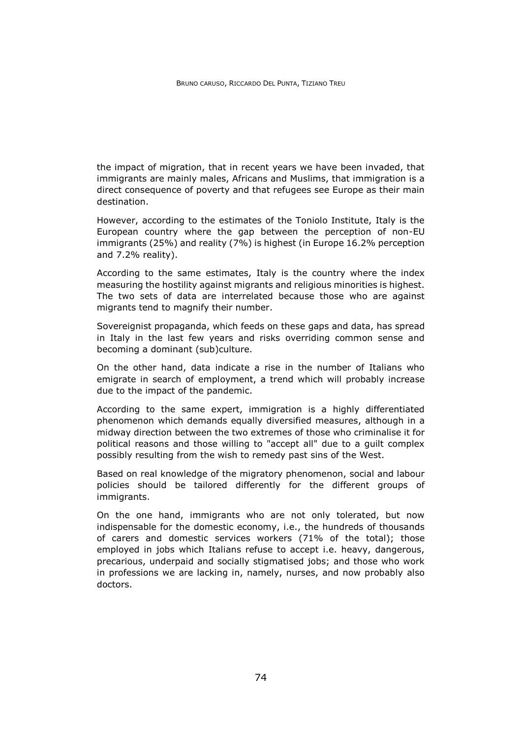the impact of migration, that in recent years we have been invaded, that immigrants are mainly males, Africans and Muslims, that immigration is a direct consequence of poverty and that refugees see Europe as their main destination.

However, according to the estimates of the Toniolo Institute, Italy is the European country where the gap between the perception of non-EU immigrants (25%) and reality (7%) is highest (in Europe 16.2% perception and 7.2% reality).

According to the same estimates, Italy is the country where the index measuring the hostility against migrants and religious minorities is highest. The two sets of data are interrelated because those who are against migrants tend to magnify their number.

Sovereignist propaganda, which feeds on these gaps and data, has spread in Italy in the last few years and risks overriding common sense and becoming a dominant (sub)culture.

On the other hand, data indicate a rise in the number of Italians who emigrate in search of employment, a trend which will probably increase due to the impact of the pandemic.

According to the same expert, immigration is a highly differentiated phenomenon which demands equally diversified measures, although in a midway direction between the two extremes of those who criminalise it for political reasons and those willing to "accept all" due to a guilt complex possibly resulting from the wish to remedy past sins of the West.

Based on real knowledge of the migratory phenomenon, social and labour policies should be tailored differently for the different groups of immigrants.

On the one hand, immigrants who are not only tolerated, but now indispensable for the domestic economy, i.e., the hundreds of thousands of carers and domestic services workers (71% of the total); those employed in jobs which Italians refuse to accept i.e. heavy, dangerous, precarious, underpaid and socially stigmatised jobs; and those who work in professions we are lacking in, namely, nurses, and now probably also doctors.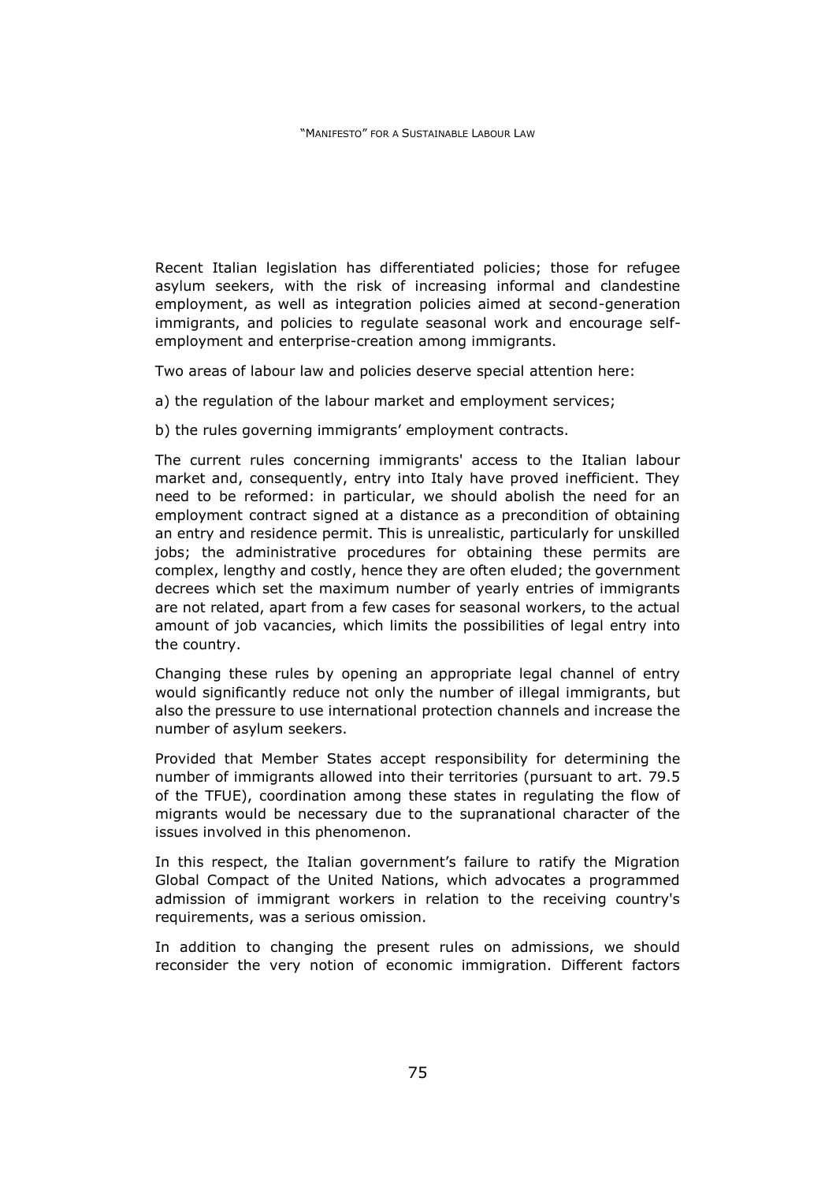Recent Italian legislation has differentiated policies; those for refugee asylum seekers, with the risk of increasing informal and clandestine employment, as well as integration policies aimed at second-generation immigrants, and policies to regulate seasonal work and encourage self-employment and enterprise-creation among immigrants.

Two areas of labour law and policies deserve special attention here:

a) the regulation of the labour market and employment services;

b) the rules governing immigrants' employment contracts.

The current rules concerning immigrants' access to the Italian labour market and, consequently, entry into Italy have proved inefficient. They need to be reformed: in particular, we should abolish the need for an employment contract signed at a distance as a precondition of obtaining an entry and residence permit. This is unrealistic, particularly for unskilled jobs; the administrative procedures for obtaining these permits are complex, lengthy and costly, hence they are often eluded; the government decrees which set the maximum number of yearly entries of immigrants are not related, apart from a few cases for seasonal workers, to the actual amount of job vacancies, which limits the possibilities of legal entry into the country.

Changing these rules by opening an appropriate legal channel of entry would significantly reduce not only the number of illegal immigrants, but also the pressure to use international protection channels and increase the number of asylum seekers.

Provided that Member States accept responsibility for determining the number of immigrants allowed into their territories (pursuant to art. 79.5 of the TFUE), coordination among these states in regulating the flow of migrants would be necessary due to the supranational character of the issues involved in this phenomenon.

In this respect, the Italian government's failure to ratify the Migration Global Compact of the United Nations, which advocates a programmed admission of immigrant workers in relation to the receiving country's requirements, was a serious omission.

In addition to changing the present rules on admissions, we should reconsider the very notion of economic immigration. Different factors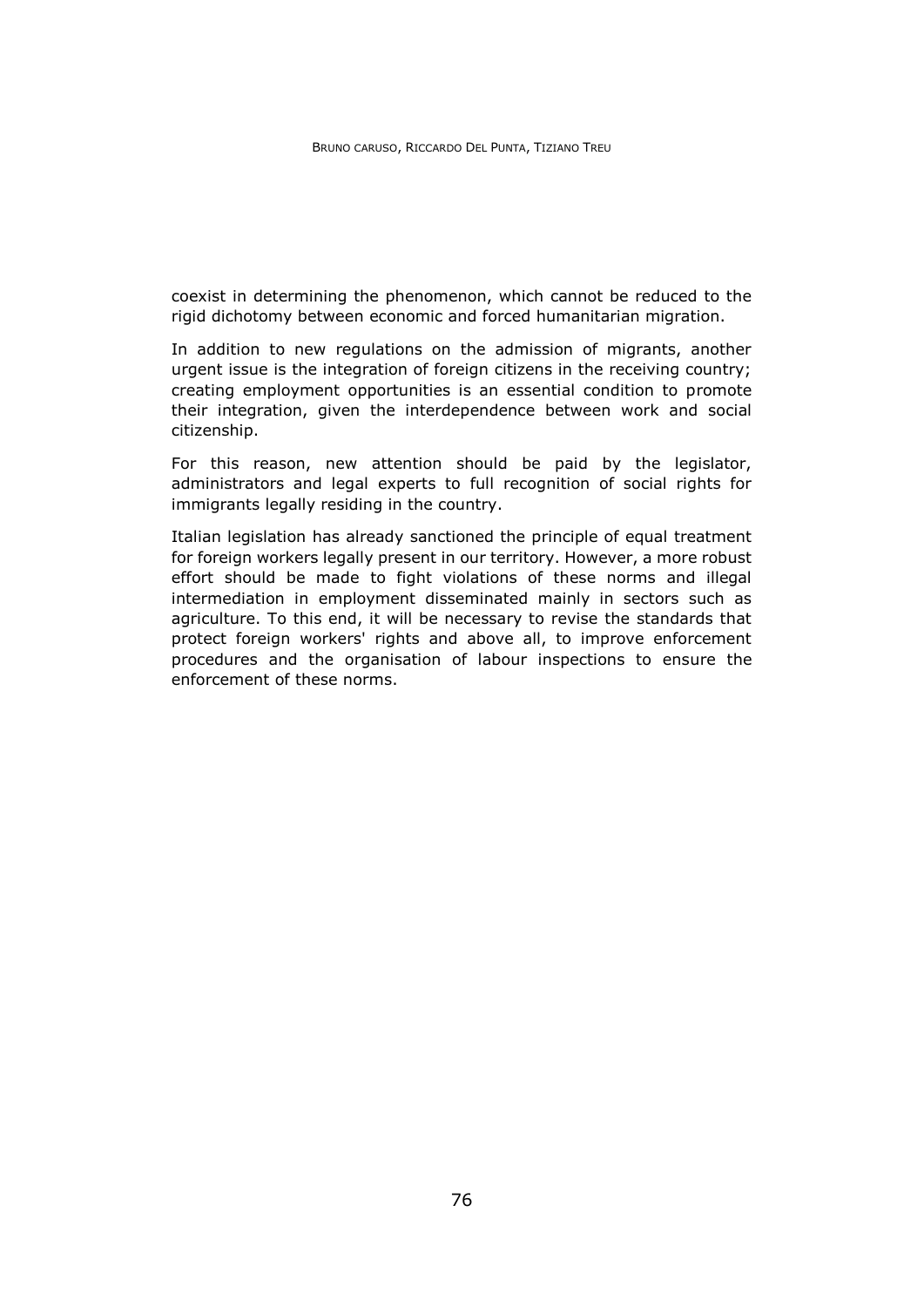coexist in determining the phenomenon, which cannot be reduced to the rigid dichotomy between economic and forced humanitarian migration.

In addition to new regulations on the admission of migrants, another urgent issue is the integration of foreign citizens in the receiving country; creating employment opportunities is an essential condition to promote their integration, given the interdependence between work and social citizenship.

For this reason, new attention should be paid by the legislator, administrators and legal experts to full recognition of social rights for immigrants legally residing in the country.

Italian legislation has already sanctioned the principle of equal treatment for foreign workers legally present in our territory. However, a more robust effort should be made to fight violations of these norms and illegal intermediation in employment disseminated mainly in sectors such as agriculture. To this end, it will be necessary to revise the standards that protect foreign workers' rights and above all, to improve enforcement procedures and the organisation of labour inspections to ensure the enforcement of these norms.